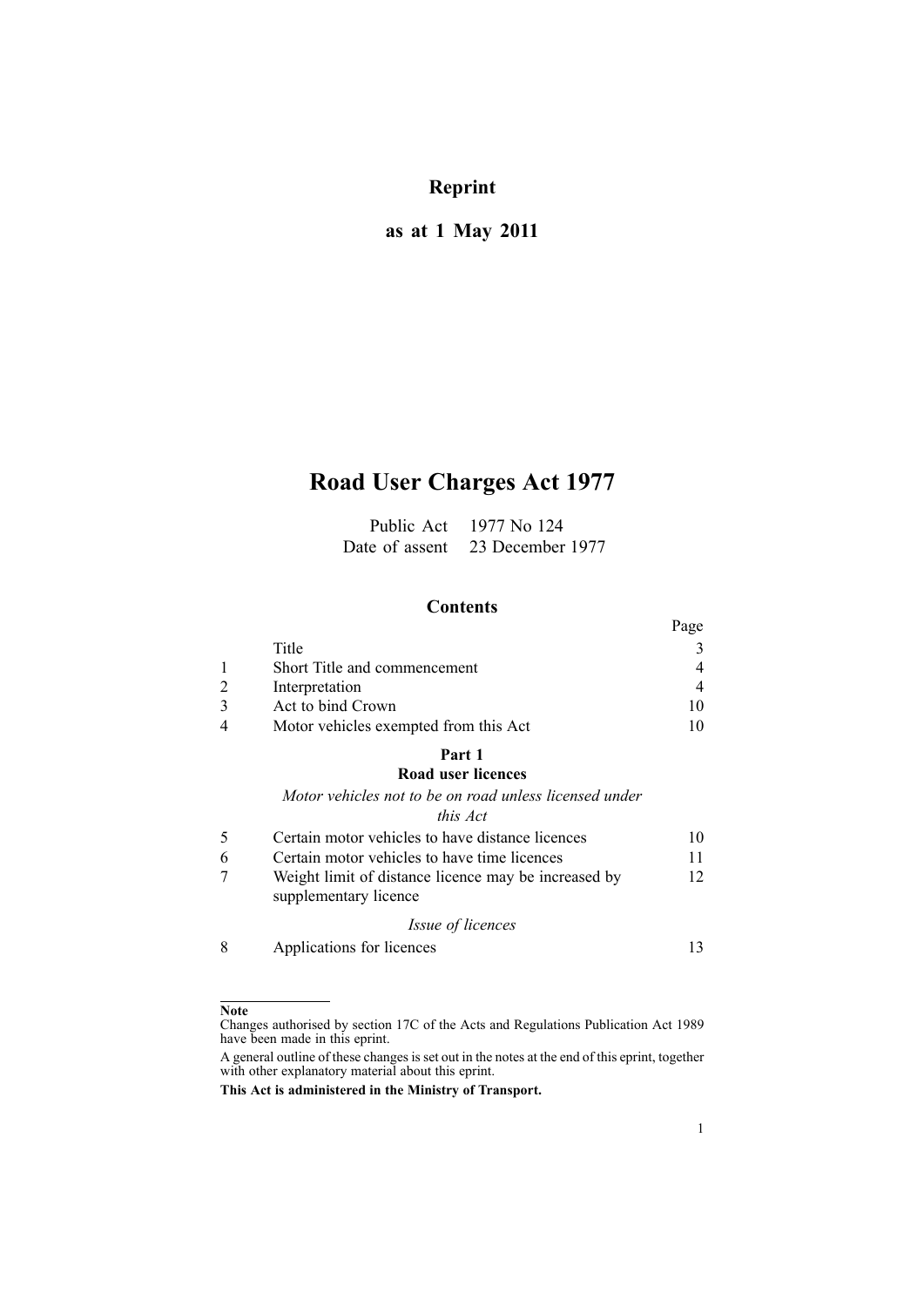**Reprint**

**as at 1 May 2011**

# Road User Charges Act 1977

Public Act 1977 No 124
Date of assent 23 December 1977

## Contents

| | | Page |
|---|---|---|
| | Title | 3 |
| 1 | Short Title and commencement | 4 |
| 2 | Interpretation | 4 |
| 3 | Act to bind Crown | 10 |
| 4 | Motor vehicles exempted from this Act | 10 |
| | **Part 1** **Road user licences** | |
| | *Motor vehicles not to be on road unless licensed under this Act* | |
| 5 | Certain motor vehicles to have distance licences | 10 |
| 6 | Certain motor vehicles to have time licences | 11 |
| 7 | Weight limit of distance licence may be increased by supplementary licence | 12 |
| | *Issue of licences* | |
| 8 | Applications for licences | 13 |

**Note**

Changes authorised by section 17C of the Acts and Regulations Publication Act 1989 have been made in this eprint.

A general outline of these changes is set out in the notes at the end of this eprint, together with other explanatory material about this eprint.

**This Act is administered in the Ministry of Transport.**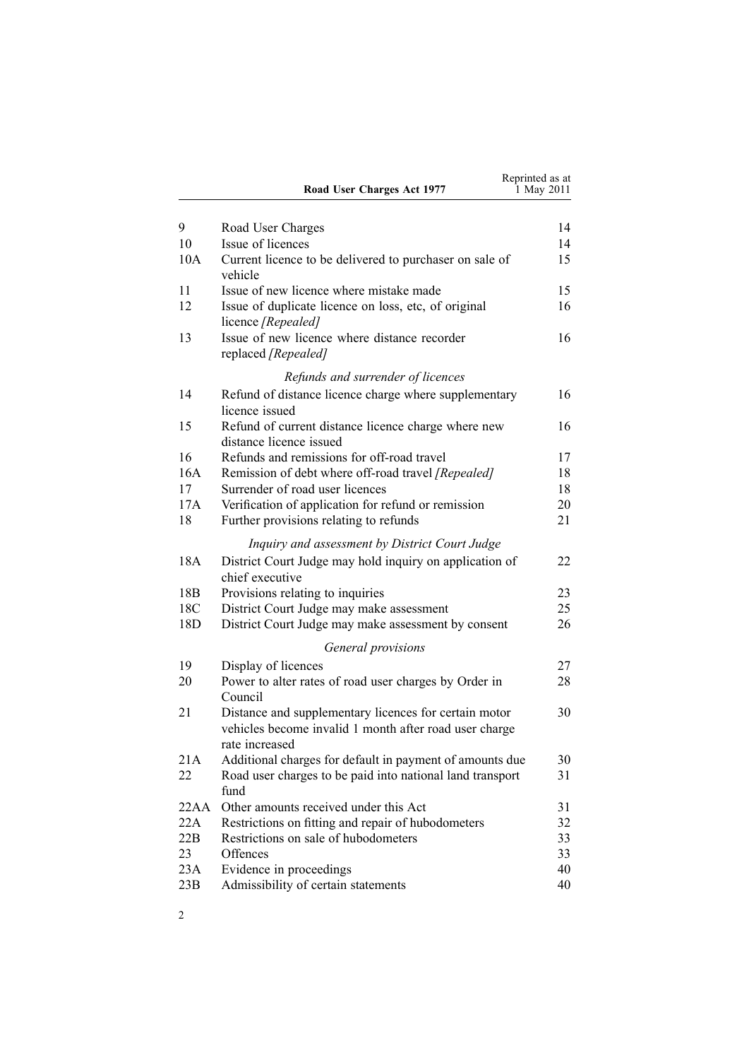| | | |
|---|---|---|
| 9 | Road User Charges | 14 |
| 10 | Issue of licences | 14 |
| 10A | Current licence to be delivered to purchaser on sale of vehicle | 15 |
| 11 | Issue of new licence where mistake made | 15 |
| 12 | Issue of duplicate licence on loss, etc, of original licence *[Repealed]* | 16 |
| 13 | Issue of new licence where distance recorder replaced *[Repealed]* | 16 |
| | *Refunds and surrender of licences* | |
| 14 | Refund of distance licence charge where supplementary licence issued | 16 |
| 15 | Refund of current distance licence charge where new distance licence issued | 16 |
| 16 | Refunds and remissions for off-road travel | 17 |
| 16A | Remission of debt where off-road travel *[Repealed]* | 18 |
| 17 | Surrender of road user licences | 18 |
| 17A | Verification of application for refund or remission | 20 |
| 18 | Further provisions relating to refunds | 21 |
| | *Inquiry and assessment by District Court Judge* | |
| 18A | District Court Judge may hold inquiry on application of chief executive | 22 |
| 18B | Provisions relating to inquiries | 23 |
| 18C | District Court Judge may make assessment | 25 |
| 18D | District Court Judge may make assessment by consent | 26 |
| | *General provisions* | |
| 19 | Display of licences | 27 |
| 20 | Power to alter rates of road user charges by Order in Council | 28 |
| 21 | Distance and supplementary licences for certain motor vehicles become invalid 1 month after road user charge rate increased | 30 |
| 21A | Additional charges for default in payment of amounts due | 30 |
| 22 | Road user charges to be paid into national land transport fund | 31 |
| 22AA | Other amounts received under this Act | 31 |
| 22A | Restrictions on fitting and repair of hubodometers | 32 |
| 22B | Restrictions on sale of hubodometers | 33 |
| 23 | Offences | 33 |
| 23A | Evidence in proceedings | 40 |
| 23B | Admissibility of certain statements | 40 |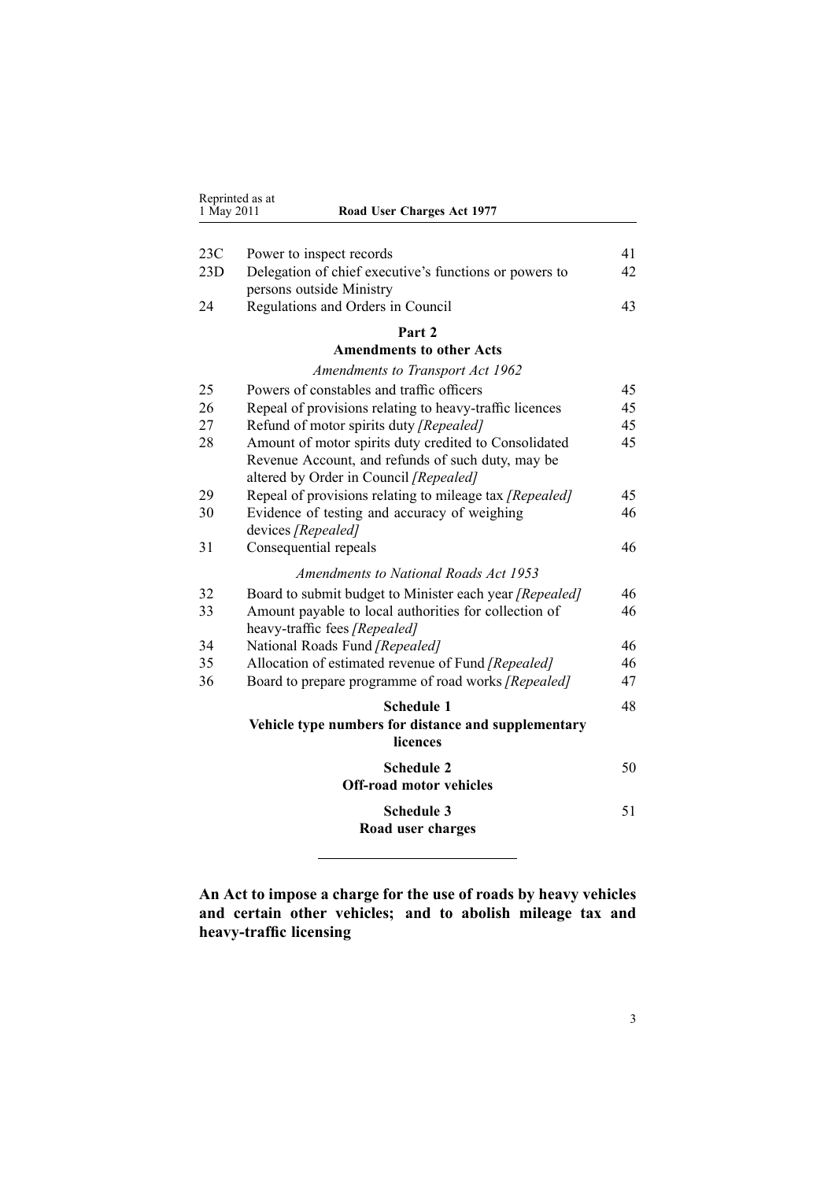| | | |
|---|---|---|
| 23C | Power to inspect records | 41 |
| 23D | Delegation of chief executive's functions or powers to persons outside Ministry | 42 |
| 24 | Regulations and Orders in Council | 43 |

**Part 2**
**Amendments to other Acts**

*Amendments to Transport Act 1962*

| | | |
|---|---|---|
| 25 | Powers of constables and traffic officers | 45 |
| 26 | Repeal of provisions relating to heavy-traffic licences | 45 |
| 27 | Refund of motor spirits duty *[Repealed]* | 45 |
| 28 | Amount of motor spirits duty credited to Consolidated Revenue Account, and refunds of such duty, may be altered by Order in Council *[Repealed]* | 45 |
| 29 | Repeal of provisions relating to mileage tax *[Repealed]* | 45 |
| 30 | Evidence of testing and accuracy of weighing devices *[Repealed]* | 46 |
| 31 | Consequential repeals | 46 |

*Amendments to National Roads Act 1953*

| | | |
|---|---|---|
| 32 | Board to submit budget to Minister each year *[Repealed]* | 46 |
| 33 | Amount payable to local authorities for collection of heavy-traffic fees *[Repealed]* | 46 |
| 34 | National Roads Fund *[Repealed]* | 46 |
| 35 | Allocation of estimated revenue of Fund *[Repealed]* | 46 |
| 36 | Board to prepare programme of road works *[Repealed]* | 47 |

**Schedule 1** 48
**Vehicle type numbers for distance and supplementary licences**

**Schedule 2** 50
**Off-road motor vehicles**

**Schedule 3** 51
**Road user charges**

---

**An Act to impose a charge for the use of roads by heavy vehicles and certain other vehicles; and to abolish mileage tax and heavy-traffic licensing**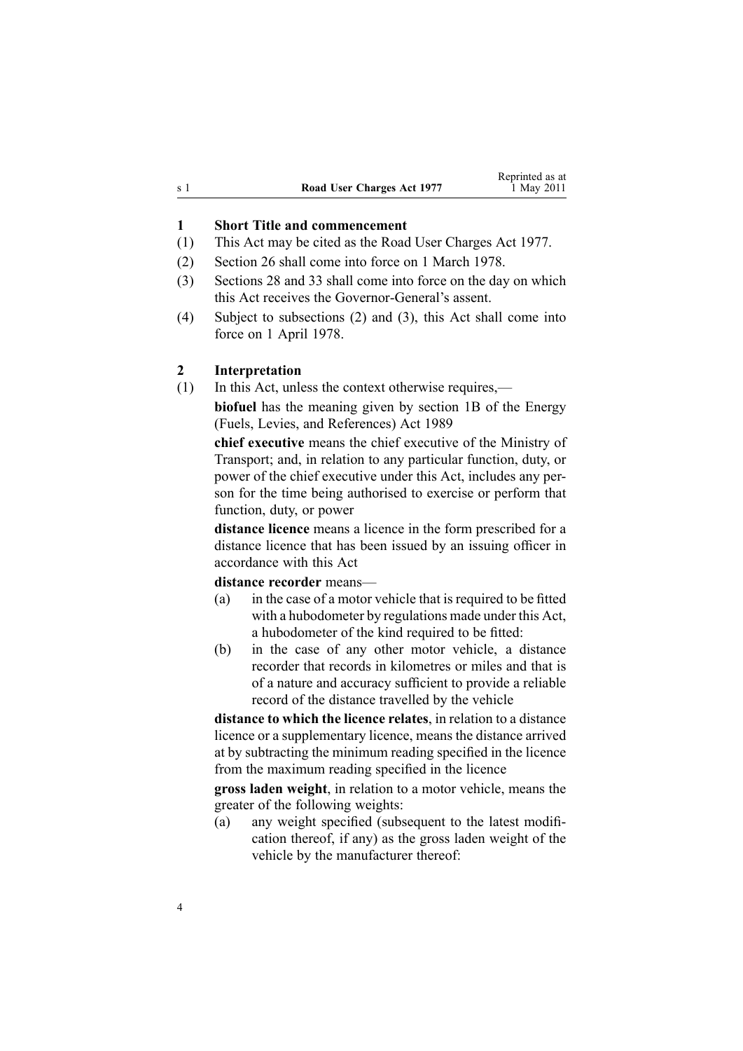## 1 Short Title and commencement

(1) This Act may be cited as the Road User Charges Act 1977.

(2) Section 26 shall come into force on 1 March 1978.

(3) Sections 28 and 33 shall come into force on the day on which this Act receives the Governor-General's assent.

(4) Subject to subsections (2) and (3), this Act shall come into force on 1 April 1978.

## 2 Interpretation

(1) In this Act, unless the context otherwise requires,—

**biofuel** has the meaning given by section 1B of the Energy (Fuels, Levies, and References) Act 1989

**chief executive** means the chief executive of the Ministry of Transport; and, in relation to any particular function, duty, or power of the chief executive under this Act, includes any person for the time being authorised to exercise or perform that function, duty, or power

**distance licence** means a licence in the form prescribed for a distance licence that has been issued by an issuing officer in accordance with this Act

**distance recorder** means—

(a) in the case of a motor vehicle that is required to be fitted with a hubodometer by regulations made under this Act, a hubodometer of the kind required to be fitted:

(b) in the case of any other motor vehicle, a distance recorder that records in kilometres or miles and that is of a nature and accuracy sufficient to provide a reliable record of the distance travelled by the vehicle

**distance to which the licence relates**, in relation to a distance licence or a supplementary licence, means the distance arrived at by subtracting the minimum reading specified in the licence from the maximum reading specified in the licence

**gross laden weight**, in relation to a motor vehicle, means the greater of the following weights:

(a) any weight specified (subsequent to the latest modification thereof, if any) as the gross laden weight of the vehicle by the manufacturer thereof: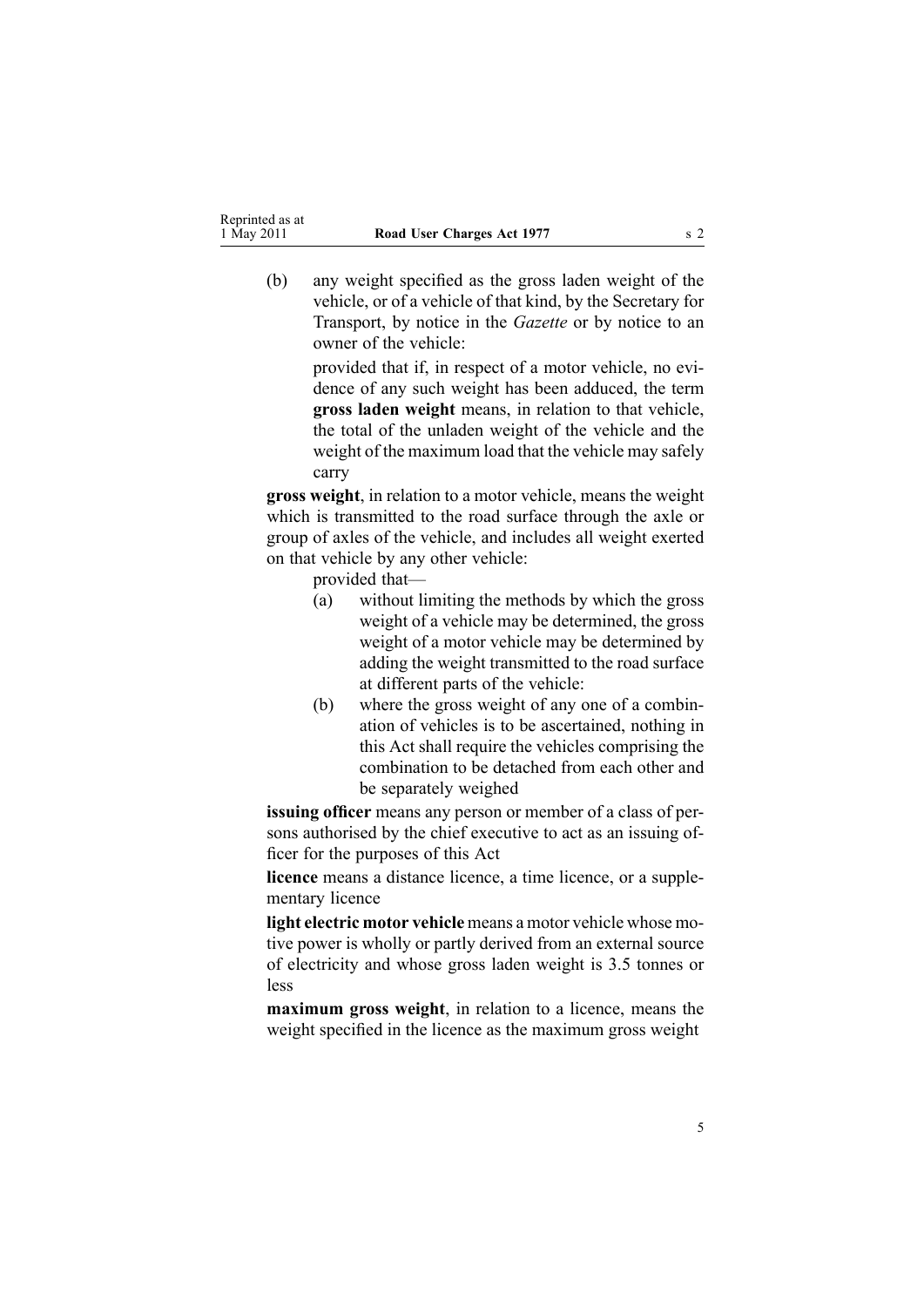(b) any weight specified as the gross laden weight of the vehicle, or of a vehicle of that kind, by the Secretary for Transport, by notice in the *Gazette* or by notice to an owner of the vehicle:

provided that if, in respect of a motor vehicle, no evidence of any such weight has been adduced, the term **gross laden weight** means, in relation to that vehicle, the total of the unladen weight of the vehicle and the weight of the maximum load that the vehicle may safely carry

**gross weight**, in relation to a motor vehicle, means the weight which is transmitted to the road surface through the axle or group of axles of the vehicle, and includes all weight exerted on that vehicle by any other vehicle:

provided that—

(a) without limiting the methods by which the gross weight of a vehicle may be determined, the gross weight of a motor vehicle may be determined by adding the weight transmitted to the road surface at different parts of the vehicle:

(b) where the gross weight of any one of a combination of vehicles is to be ascertained, nothing in this Act shall require the vehicles comprising the combination to be detached from each other and be separately weighed

**issuing officer** means any person or member of a class of persons authorised by the chief executive to act as an issuing officer for the purposes of this Act

**licence** means a distance licence, a time licence, or a supplementary licence

**light electric motor vehicle** means a motor vehicle whose motive power is wholly or partly derived from an external source of electricity and whose gross laden weight is 3.5 tonnes or less

**maximum gross weight**, in relation to a licence, means the weight specified in the licence as the maximum gross weight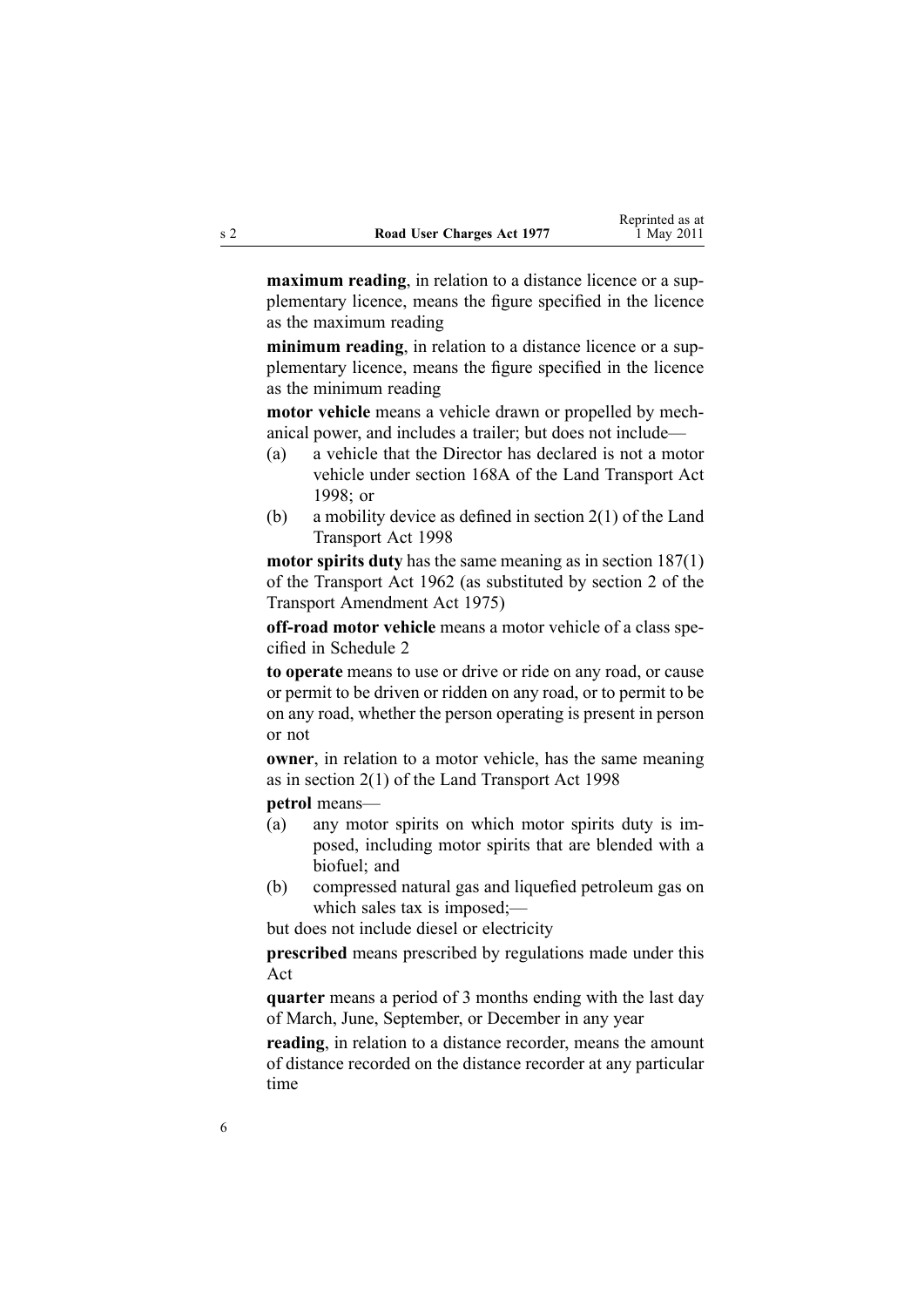**maximum reading**, in relation to a distance licence or a supplementary licence, means the figure specified in the licence as the maximum reading

**minimum reading**, in relation to a distance licence or a supplementary licence, means the figure specified in the licence as the minimum reading

**motor vehicle** means a vehicle drawn or propelled by mechanical power, and includes a trailer; but does not include—

- (a) a vehicle that the Director has declared is not a motor vehicle under section 168A of the Land Transport Act 1998; or
- (b) a mobility device as defined in section 2(1) of the Land Transport Act 1998

**motor spirits duty** has the same meaning as in section 187(1) of the Transport Act 1962 (as substituted by section 2 of the Transport Amendment Act 1975)

**off-road motor vehicle** means a motor vehicle of a class specified in Schedule 2

**to operate** means to use or drive or ride on any road, or cause or permit to be driven or ridden on any road, or to permit to be on any road, whether the person operating is present in person or not

**owner**, in relation to a motor vehicle, has the same meaning as in section 2(1) of the Land Transport Act 1998

**petrol** means—

- (a) any motor spirits on which motor spirits duty is imposed, including motor spirits that are blended with a biofuel; and
- (b) compressed natural gas and liquefied petroleum gas on which sales tax is imposed;—

but does not include diesel or electricity

**prescribed** means prescribed by regulations made under this Act

**quarter** means a period of 3 months ending with the last day of March, June, September, or December in any year

**reading**, in relation to a distance recorder, means the amount of distance recorded on the distance recorder at any particular time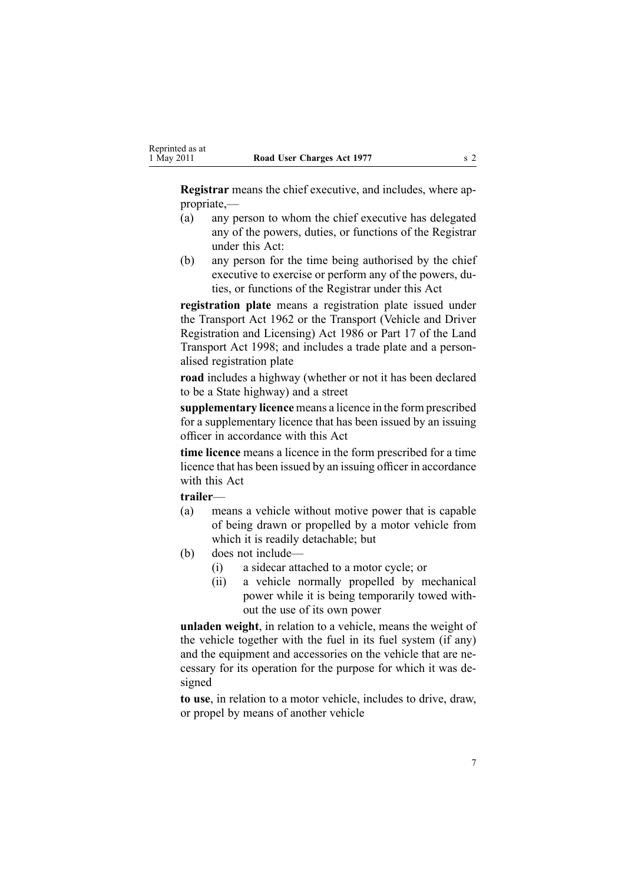**Registrar** means the chief executive, and includes, where appropriate,—

(a) any person to whom the chief executive has delegated any of the powers, duties, or functions of the Registrar under this Act:

(b) any person for the time being authorised by the chief executive to exercise or perform any of the powers, duties, or functions of the Registrar under this Act

**registration plate** means a registration plate issued under the Transport Act 1962 or the Transport (Vehicle and Driver Registration and Licensing) Act 1986 or Part 17 of the Land Transport Act 1998; and includes a trade plate and a personalised registration plate

**road** includes a highway (whether or not it has been declared to be a State highway) and a street

**supplementary licence** means a licence in the form prescribed for a supplementary licence that has been issued by an issuing officer in accordance with this Act

**time licence** means a licence in the form prescribed for a time licence that has been issued by an issuing officer in accordance with this Act

**trailer**—

(a) means a vehicle without motive power that is capable of being drawn or propelled by a motor vehicle from which it is readily detachable; but

(b) does not include—

  (i) a sidecar attached to a motor cycle; or

  (ii) a vehicle normally propelled by mechanical power while it is being temporarily towed without the use of its own power

**unladen weight**, in relation to a vehicle, means the weight of the vehicle together with the fuel in its fuel system (if any) and the equipment and accessories on the vehicle that are necessary for its operation for the purpose for which it was designed

**to use**, in relation to a motor vehicle, includes to drive, draw, or propel by means of another vehicle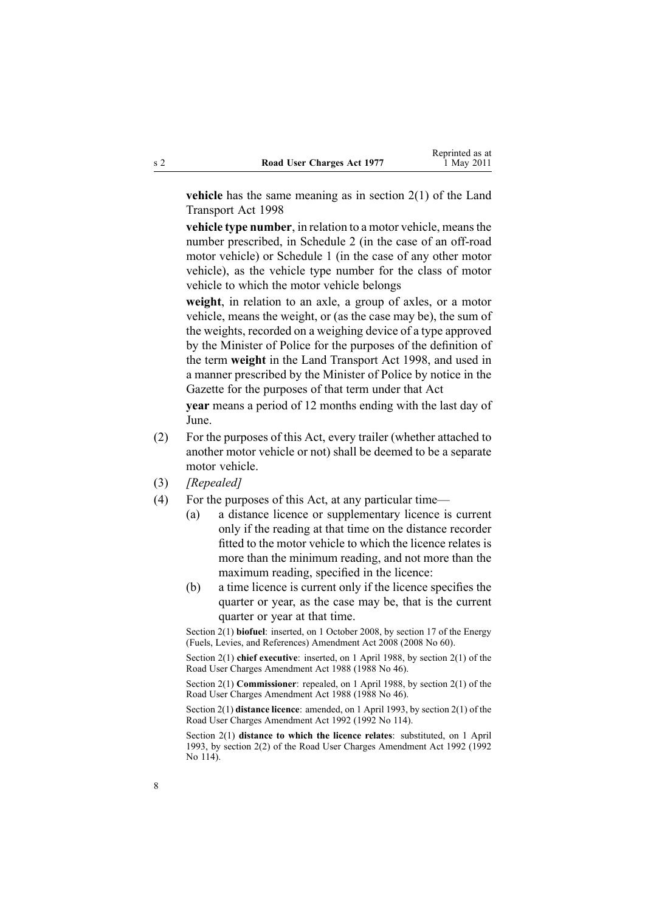**vehicle** has the same meaning as in section 2(1) of the Land Transport Act 1998

**vehicle type number**, in relation to a motor vehicle, means the number prescribed, in Schedule 2 (in the case of an off-road motor vehicle) or Schedule 1 (in the case of any other motor vehicle), as the vehicle type number for the class of motor vehicle to which the motor vehicle belongs

**weight**, in relation to an axle, a group of axles, or a motor vehicle, means the weight, or (as the case may be), the sum of the weights, recorded on a weighing device of a type approved by the Minister of Police for the purposes of the definition of the term **weight** in the Land Transport Act 1998, and used in a manner prescribed by the Minister of Police by notice in the Gazette for the purposes of that term under that Act

**year** means a period of 12 months ending with the last day of June.

(2) For the purposes of this Act, every trailer (whether attached to another motor vehicle or not) shall be deemed to be a separate motor vehicle.

(3) *[Repealed]*

(4) For the purposes of this Act, at any particular time—

- (a) a distance licence or supplementary licence is current only if the reading at that time on the distance recorder fitted to the motor vehicle to which the licence relates is more than the minimum reading, and not more than the maximum reading, specified in the licence:
- (b) a time licence is current only if the licence specifies the quarter or year, as the case may be, that is the current quarter or year at that time.

Section 2(1) **biofuel**: inserted, on 1 October 2008, by section 17 of the Energy (Fuels, Levies, and References) Amendment Act 2008 (2008 No 60).

Section 2(1) **chief executive**: inserted, on 1 April 1988, by section 2(1) of the Road User Charges Amendment Act 1988 (1988 No 46).

Section 2(1) **Commissioner**: repealed, on 1 April 1988, by section 2(1) of the Road User Charges Amendment Act 1988 (1988 No 46).

Section 2(1) **distance licence**: amended, on 1 April 1993, by section 2(1) of the Road User Charges Amendment Act 1992 (1992 No 114).

Section 2(1) **distance to which the licence relates**: substituted, on 1 April 1993, by section 2(2) of the Road User Charges Amendment Act 1992 (1992 No 114).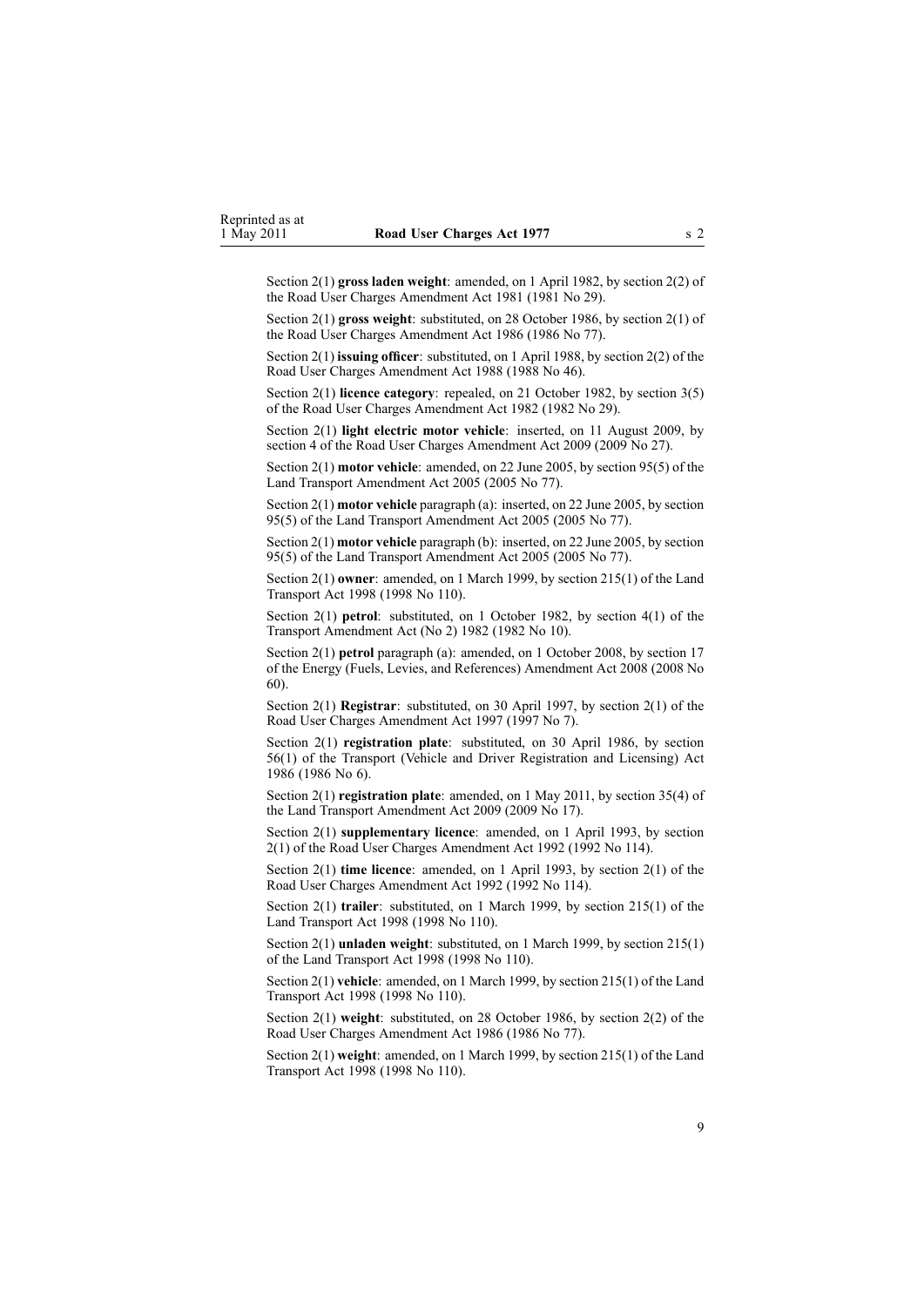Section 2(1) **gross laden weight**: amended, on 1 April 1982, by section 2(2) of the Road User Charges Amendment Act 1981 (1981 No 29).

Section 2(1) **gross weight**: substituted, on 28 October 1986, by section 2(1) of the Road User Charges Amendment Act 1986 (1986 No 77).

Section 2(1) **issuing officer**: substituted, on 1 April 1988, by section 2(2) of the Road User Charges Amendment Act 1988 (1988 No 46).

Section 2(1) **licence category**: repealed, on 21 October 1982, by section 3(5) of the Road User Charges Amendment Act 1982 (1982 No 29).

Section 2(1) **light electric motor vehicle**: inserted, on 11 August 2009, by section 4 of the Road User Charges Amendment Act 2009 (2009 No 27).

Section 2(1) **motor vehicle**: amended, on 22 June 2005, by section 95(5) of the Land Transport Amendment Act 2005 (2005 No 77).

Section 2(1) **motor vehicle** paragraph (a): inserted, on 22 June 2005, by section 95(5) of the Land Transport Amendment Act 2005 (2005 No 77).

Section 2(1) **motor vehicle** paragraph (b): inserted, on 22 June 2005, by section 95(5) of the Land Transport Amendment Act 2005 (2005 No 77).

Section 2(1) **owner**: amended, on 1 March 1999, by section 215(1) of the Land Transport Act 1998 (1998 No 110).

Section 2(1) **petrol**: substituted, on 1 October 1982, by section 4(1) of the Transport Amendment Act (No 2) 1982 (1982 No 10).

Section 2(1) **petrol** paragraph (a): amended, on 1 October 2008, by section 17 of the Energy (Fuels, Levies, and References) Amendment Act 2008 (2008 No 60).

Section 2(1) **Registrar**: substituted, on 30 April 1997, by section 2(1) of the Road User Charges Amendment Act 1997 (1997 No 7).

Section 2(1) **registration plate**: substituted, on 30 April 1986, by section 56(1) of the Transport (Vehicle and Driver Registration and Licensing) Act 1986 (1986 No 6).

Section 2(1) **registration plate**: amended, on 1 May 2011, by section 35(4) of the Land Transport Amendment Act 2009 (2009 No 17).

Section 2(1) **supplementary licence**: amended, on 1 April 1993, by section 2(1) of the Road User Charges Amendment Act 1992 (1992 No 114).

Section 2(1) **time licence**: amended, on 1 April 1993, by section 2(1) of the Road User Charges Amendment Act 1992 (1992 No 114).

Section 2(1) **trailer**: substituted, on 1 March 1999, by section 215(1) of the Land Transport Act 1998 (1998 No 110).

Section 2(1) **unladen weight**: substituted, on 1 March 1999, by section 215(1) of the Land Transport Act 1998 (1998 No 110).

Section 2(1) **vehicle**: amended, on 1 March 1999, by section 215(1) of the Land Transport Act 1998 (1998 No 110).

Section 2(1) **weight**: substituted, on 28 October 1986, by section 2(2) of the Road User Charges Amendment Act 1986 (1986 No 77).

Section 2(1) **weight**: amended, on 1 March 1999, by section 215(1) of the Land Transport Act 1998 (1998 No 110).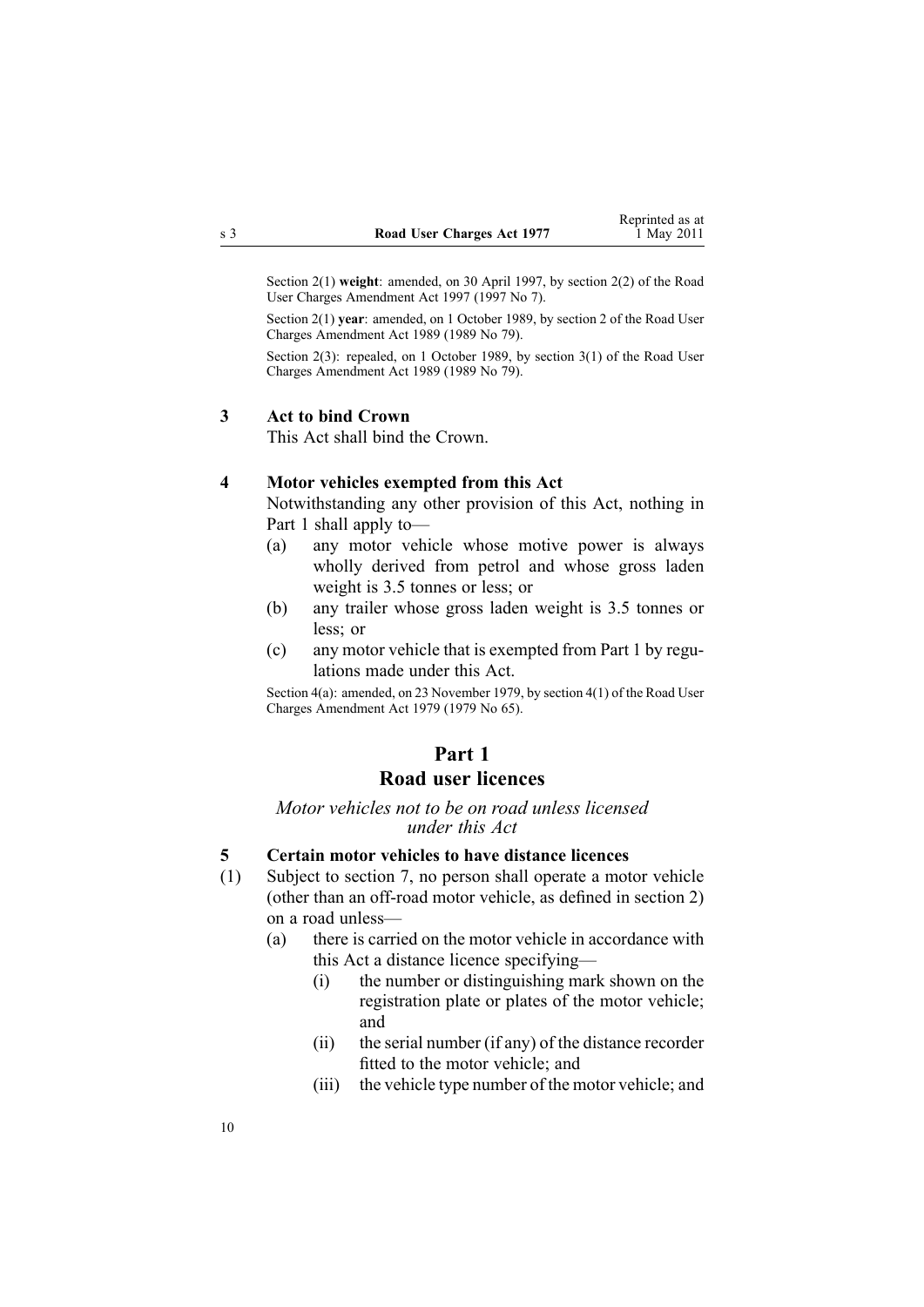Section 2(1) **weight**: amended, on 30 April 1997, by section 2(2) of the Road User Charges Amendment Act 1997 (1997 No 7).

Section 2(1) **year**: amended, on 1 October 1989, by section 2 of the Road User Charges Amendment Act 1989 (1989 No 79).

Section 2(3): repealed, on 1 October 1989, by section 3(1) of the Road User Charges Amendment Act 1989 (1989 No 79).

### 3 Act to bind Crown

This Act shall bind the Crown.

### 4 Motor vehicles exempted from this Act

Notwithstanding any other provision of this Act, nothing in Part 1 shall apply to—

- (a) any motor vehicle whose motive power is always wholly derived from petrol and whose gross laden weight is 3.5 tonnes or less; or
- (b) any trailer whose gross laden weight is 3.5 tonnes or less; or
- (c) any motor vehicle that is exempted from Part 1 by regulations made under this Act.

Section 4(a): amended, on 23 November 1979, by section 4(1) of the Road User Charges Amendment Act 1979 (1979 No 65).

## Part 1
## Road user licences

*Motor vehicles not to be on road unless licensed under this Act*

### 5 Certain motor vehicles to have distance licences

(1) Subject to section 7, no person shall operate a motor vehicle (other than an off-road motor vehicle, as defined in section 2) on a road unless—

- (a) there is carried on the motor vehicle in accordance with this Act a distance licence specifying—
  - (i) the number or distinguishing mark shown on the registration plate or plates of the motor vehicle; and
  - (ii) the serial number (if any) of the distance recorder fitted to the motor vehicle; and
  - (iii) the vehicle type number of the motor vehicle; and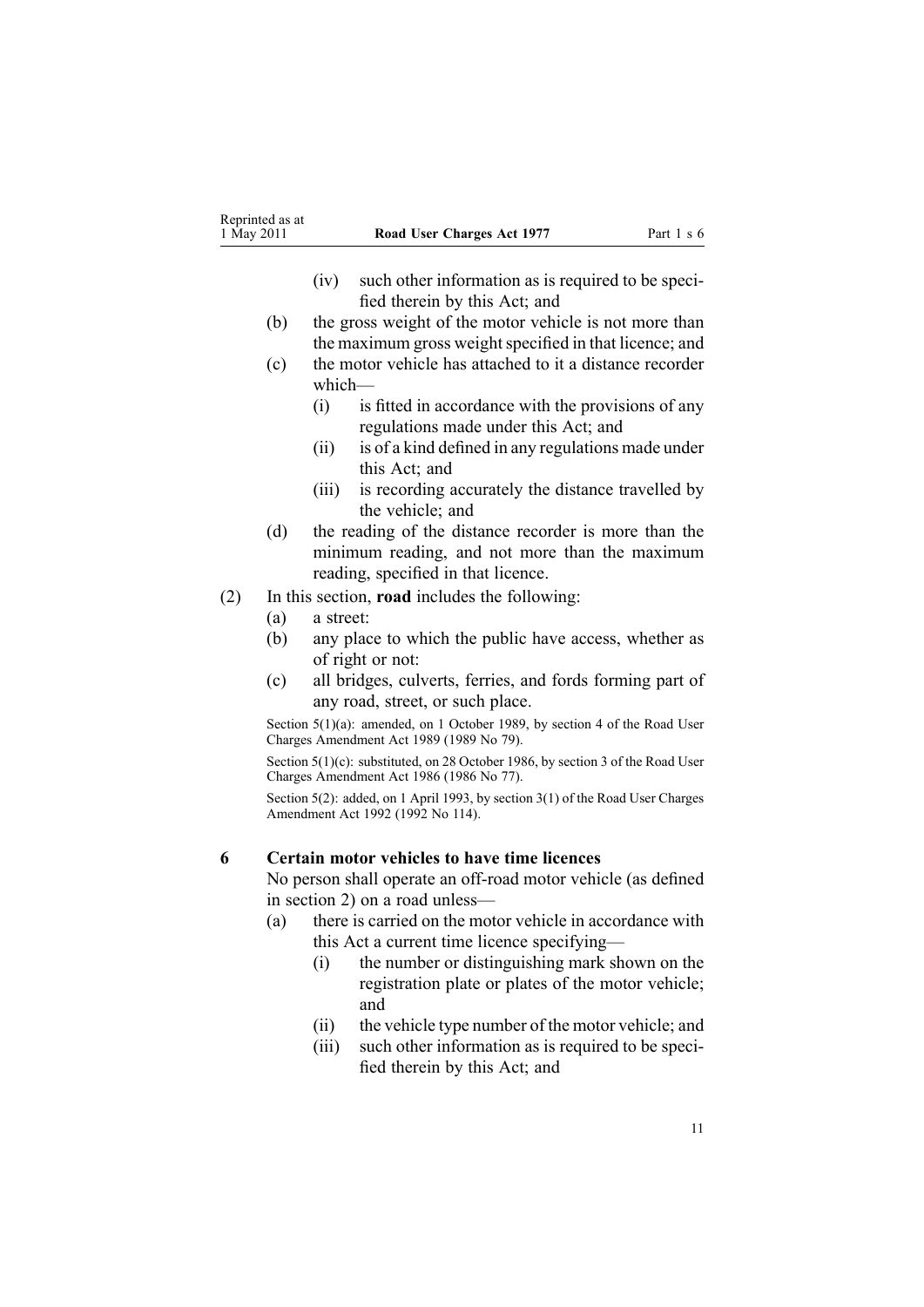(iv) such other information as is required to be specified therein by this Act; and

(b) the gross weight of the motor vehicle is not more than the maximum gross weight specified in that licence; and

(c) the motor vehicle has attached to it a distance recorder which—

(i) is fitted in accordance with the provisions of any regulations made under this Act; and

(ii) is of a kind defined in any regulations made under this Act; and

(iii) is recording accurately the distance travelled by the vehicle; and

(d) the reading of the distance recorder is more than the minimum reading, and not more than the maximum reading, specified in that licence.

(2) In this section, **road** includes the following:

(a) a street:

(b) any place to which the public have access, whether as of right or not:

(c) all bridges, culverts, ferries, and fords forming part of any road, street, or such place.

Section 5(1)(a): amended, on 1 October 1989, by section 4 of the Road User Charges Amendment Act 1989 (1989 No 79).

Section 5(1)(c): substituted, on 28 October 1986, by section 3 of the Road User Charges Amendment Act 1986 (1986 No 77).

Section 5(2): added, on 1 April 1993, by section 3(1) of the Road User Charges Amendment Act 1992 (1992 No 114).

### 6 Certain motor vehicles to have time licences

No person shall operate an off-road motor vehicle (as defined in section 2) on a road unless—

(a) there is carried on the motor vehicle in accordance with this Act a current time licence specifying—

(i) the number or distinguishing mark shown on the registration plate or plates of the motor vehicle; and

(ii) the vehicle type number of the motor vehicle; and

(iii) such other information as is required to be specified therein by this Act; and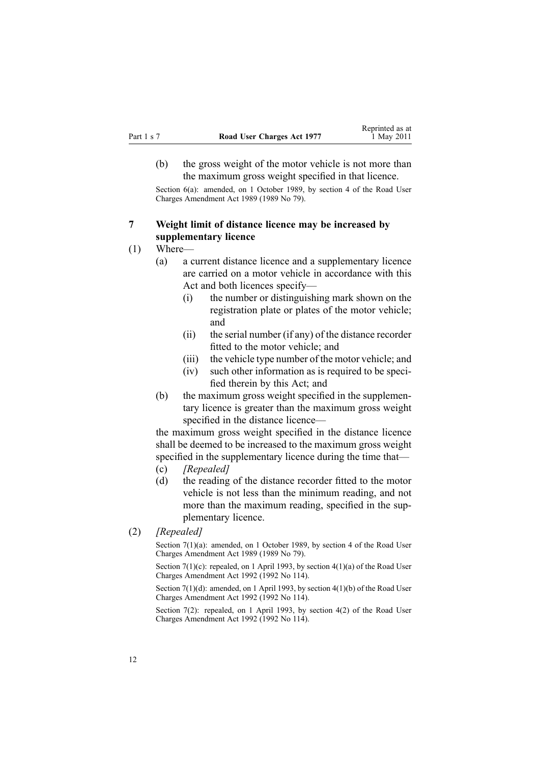(b) the gross weight of the motor vehicle is not more than the maximum gross weight specified in that licence.

Section 6(a): amended, on 1 October 1989, by section 4 of the Road User Charges Amendment Act 1989 (1989 No 79).

### 7 Weight limit of distance licence may be increased by supplementary licence

(1) Where—

(a) a current distance licence and a supplementary licence are carried on a motor vehicle in accordance with this Act and both licences specify—

(i) the number or distinguishing mark shown on the registration plate or plates of the motor vehicle; and

(ii) the serial number (if any) of the distance recorder fitted to the motor vehicle; and

(iii) the vehicle type number of the motor vehicle; and

(iv) such other information as is required to be specified therein by this Act; and

(b) the maximum gross weight specified in the supplementary licence is greater than the maximum gross weight specified in the distance licence—

the maximum gross weight specified in the distance licence shall be deemed to be increased to the maximum gross weight specified in the supplementary licence during the time that—

(c) *[Repealed]*

(d) the reading of the distance recorder fitted to the motor vehicle is not less than the minimum reading, and not more than the maximum reading, specified in the supplementary licence.

(2) *[Repealed]*

Section 7(1)(a): amended, on 1 October 1989, by section 4 of the Road User Charges Amendment Act 1989 (1989 No 79).

Section 7(1)(c): repealed, on 1 April 1993, by section 4(1)(a) of the Road User Charges Amendment Act 1992 (1992 No 114).

Section 7(1)(d): amended, on 1 April 1993, by section 4(1)(b) of the Road User Charges Amendment Act 1992 (1992 No 114).

Section 7(2): repealed, on 1 April 1993, by section 4(2) of the Road User Charges Amendment Act 1992 (1992 No 114).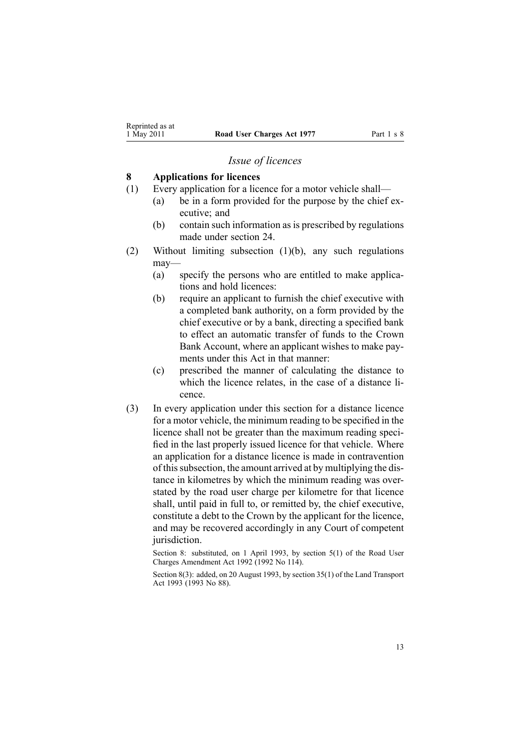### *Issue of licences*

## 8 Applications for licences

(1) Every application for a licence for a motor vehicle shall—

- (a) be in a form provided for the purpose by the chief executive; and
- (b) contain such information as is prescribed by regulations made under section 24.

(2) Without limiting subsection (1)(b), any such regulations may—

- (a) specify the persons who are entitled to make applications and hold licences:
- (b) require an applicant to furnish the chief executive with a completed bank authority, on a form provided by the chief executive or by a bank, directing a specified bank to effect an automatic transfer of funds to the Crown Bank Account, where an applicant wishes to make payments under this Act in that manner:
- (c) prescribed the manner of calculating the distance to which the licence relates, in the case of a distance licence.

(3) In every application under this section for a distance licence for a motor vehicle, the minimum reading to be specified in the licence shall not be greater than the maximum reading specified in the last properly issued licence for that vehicle. Where an application for a distance licence is made in contravention of this subsection, the amount arrived at by multiplying the distance in kilometres by which the minimum reading was overstated by the road user charge per kilometre for that licence shall, until paid in full to, or remitted by, the chief executive, constitute a debt to the Crown by the applicant for the licence, and may be recovered accordingly in any Court of competent jurisdiction.

Section 8: substituted, on 1 April 1993, by section 5(1) of the Road User Charges Amendment Act 1992 (1992 No 114).

Section 8(3): added, on 20 August 1993, by section 35(1) of the Land Transport Act 1993 (1993 No 88).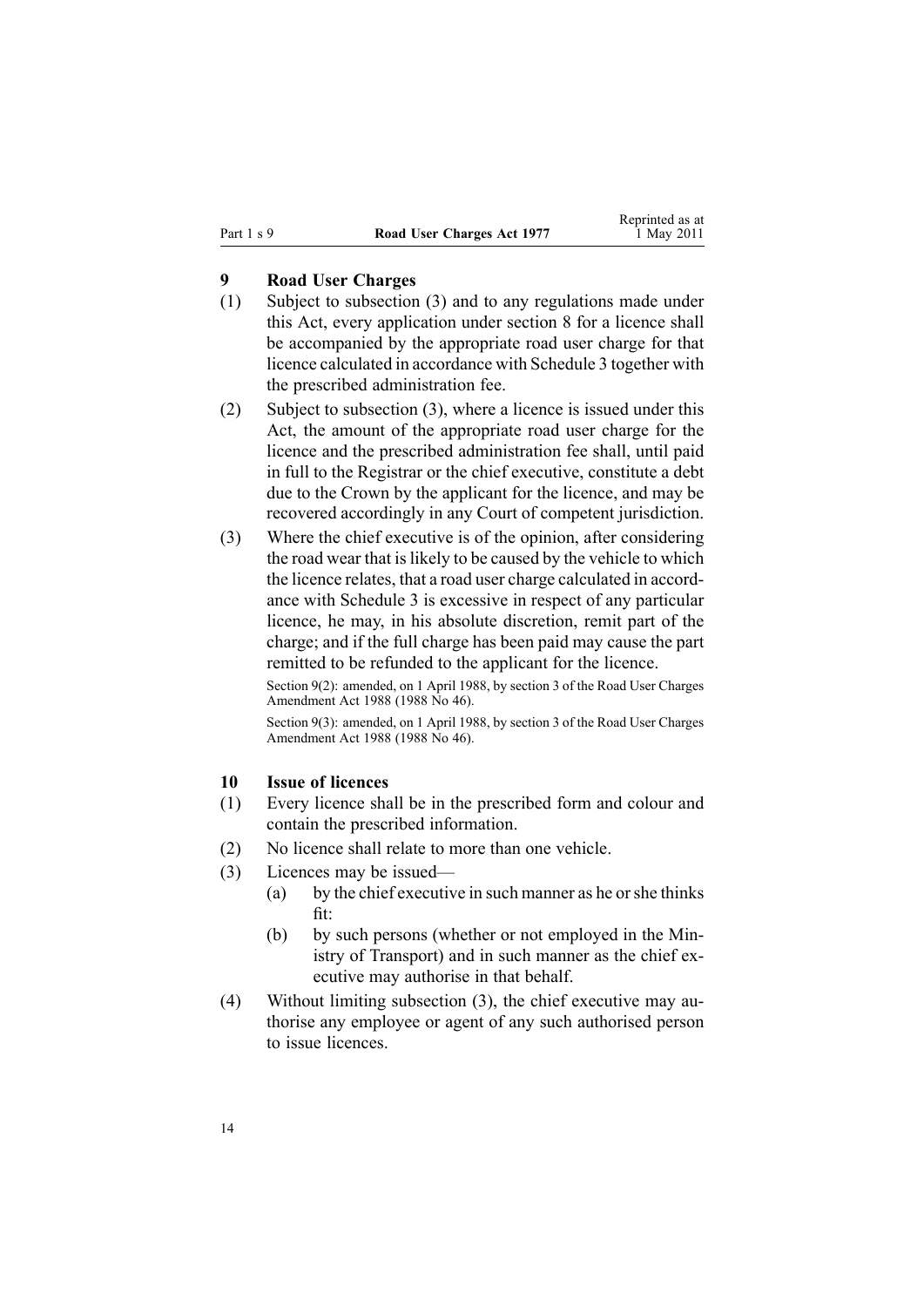## 9 Road User Charges

(1) Subject to subsection (3) and to any regulations made under this Act, every application under section 8 for a licence shall be accompanied by the appropriate road user charge for that licence calculated in accordance with Schedule 3 together with the prescribed administration fee.

(2) Subject to subsection (3), where a licence is issued under this Act, the amount of the appropriate road user charge for the licence and the prescribed administration fee shall, until paid in full to the Registrar or the chief executive, constitute a debt due to the Crown by the applicant for the licence, and may be recovered accordingly in any Court of competent jurisdiction.

(3) Where the chief executive is of the opinion, after considering the road wear that is likely to be caused by the vehicle to which the licence relates, that a road user charge calculated in accordance with Schedule 3 is excessive in respect of any particular licence, he may, in his absolute discretion, remit part of the charge; and if the full charge has been paid may cause the part remitted to be refunded to the applicant for the licence.

Section 9(2): amended, on 1 April 1988, by section 3 of the Road User Charges Amendment Act 1988 (1988 No 46).

Section 9(3): amended, on 1 April 1988, by section 3 of the Road User Charges Amendment Act 1988 (1988 No 46).

## 10 Issue of licences

(1) Every licence shall be in the prescribed form and colour and contain the prescribed information.

(2) No licence shall relate to more than one vehicle.

(3) Licences may be issued—

- (a) by the chief executive in such manner as he or she thinks fit:
- (b) by such persons (whether or not employed in the Ministry of Transport) and in such manner as the chief executive may authorise in that behalf.

(4) Without limiting subsection (3), the chief executive may authorise any employee or agent of any such authorised person to issue licences.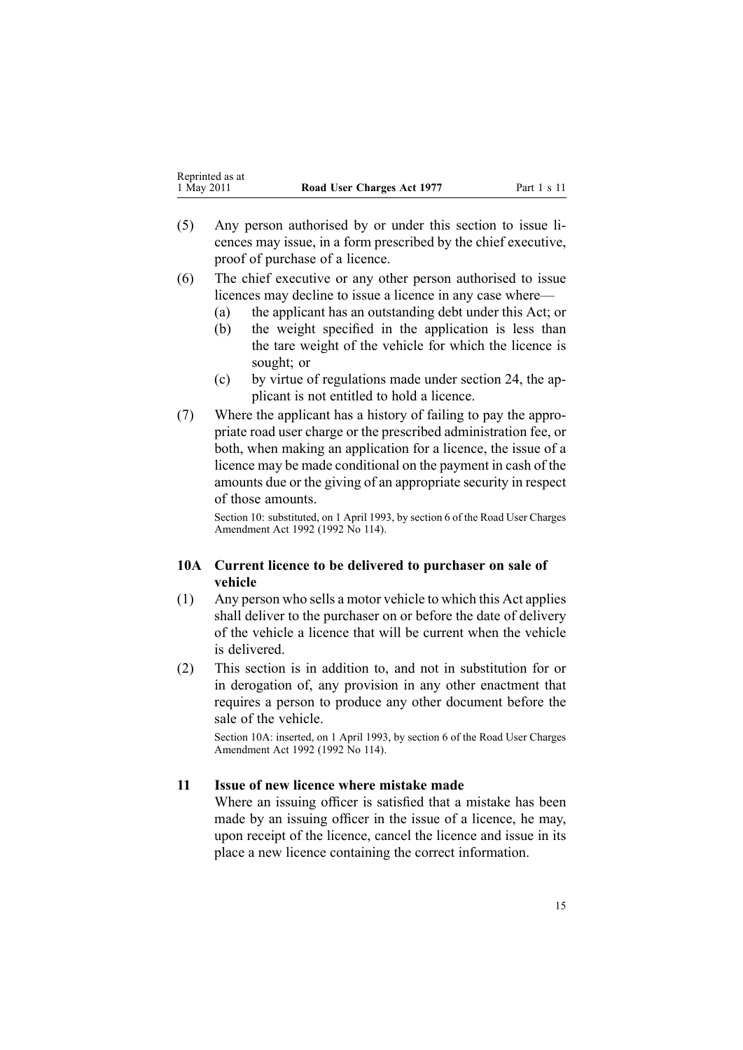(5) Any person authorised by or under this section to issue licences may issue, in a form prescribed by the chief executive, proof of purchase of a licence.

(6) The chief executive or any other person authorised to issue licences may decline to issue a licence in any case where—

(a) the applicant has an outstanding debt under this Act; or

(b) the weight specified in the application is less than the tare weight of the vehicle for which the licence is sought; or

(c) by virtue of regulations made under section 24, the applicant is not entitled to hold a licence.

(7) Where the applicant has a history of failing to pay the appropriate road user charge or the prescribed administration fee, or both, when making an application for a licence, the issue of a licence may be made conditional on the payment in cash of the amounts due or the giving of an appropriate security in respect of those amounts.

Section 10: substituted, on 1 April 1993, by section 6 of the Road User Charges Amendment Act 1992 (1992 No 114).

### 10A Current licence to be delivered to purchaser on sale of vehicle

(1) Any person who sells a motor vehicle to which this Act applies shall deliver to the purchaser on or before the date of delivery of the vehicle a licence that will be current when the vehicle is delivered.

(2) This section is in addition to, and not in substitution for or in derogation of, any provision in any other enactment that requires a person to produce any other document before the sale of the vehicle.

Section 10A: inserted, on 1 April 1993, by section 6 of the Road User Charges Amendment Act 1992 (1992 No 114).

### 11 Issue of new licence where mistake made

Where an issuing officer is satisfied that a mistake has been made by an issuing officer in the issue of a licence, he may, upon receipt of the licence, cancel the licence and issue in its place a new licence containing the correct information.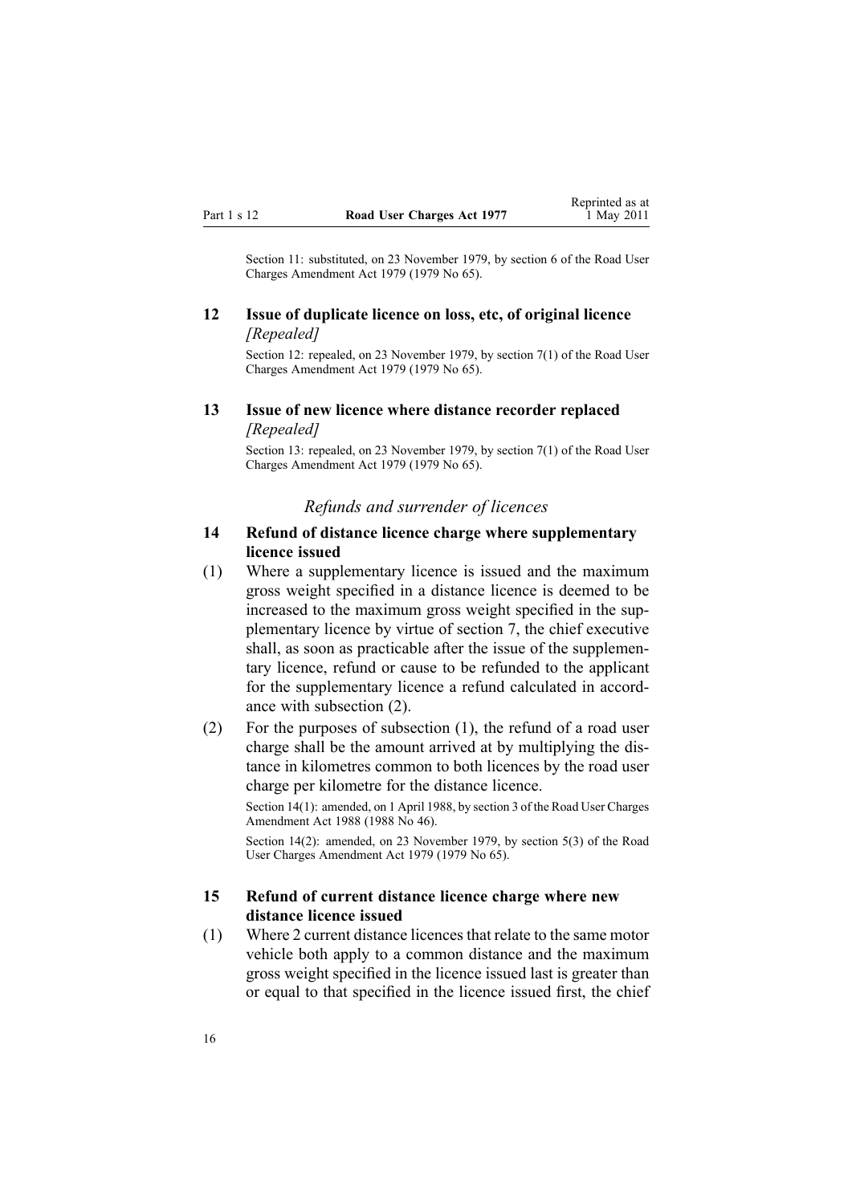Section 11: substituted, on 23 November 1979, by section 6 of the Road User Charges Amendment Act 1979 (1979 No 65).

### 12 Issue of duplicate licence on loss, etc, of original licence

*[Repealed]*

Section 12: repealed, on 23 November 1979, by section 7(1) of the Road User Charges Amendment Act 1979 (1979 No 65).

### 13 Issue of new licence where distance recorder replaced

*[Repealed]*

Section 13: repealed, on 23 November 1979, by section 7(1) of the Road User Charges Amendment Act 1979 (1979 No 65).

## *Refunds and surrender of licences*

### 14 Refund of distance licence charge where supplementary licence issued

(1) Where a supplementary licence is issued and the maximum gross weight specified in a distance licence is deemed to be increased to the maximum gross weight specified in the supplementary licence by virtue of section 7, the chief executive shall, as soon as practicable after the issue of the supplementary licence, refund or cause to be refunded to the applicant for the supplementary licence a refund calculated in accordance with subsection (2).

(2) For the purposes of subsection (1), the refund of a road user charge shall be the amount arrived at by multiplying the distance in kilometres common to both licences by the road user charge per kilometre for the distance licence.

Section 14(1): amended, on 1 April 1988, by section 3 of the Road User Charges Amendment Act 1988 (1988 No 46).

Section 14(2): amended, on 23 November 1979, by section 5(3) of the Road User Charges Amendment Act 1979 (1979 No 65).

### 15 Refund of current distance licence charge where new distance licence issued

(1) Where 2 current distance licences that relate to the same motor vehicle both apply to a common distance and the maximum gross weight specified in the licence issued last is greater than or equal to that specified in the licence issued first, the chief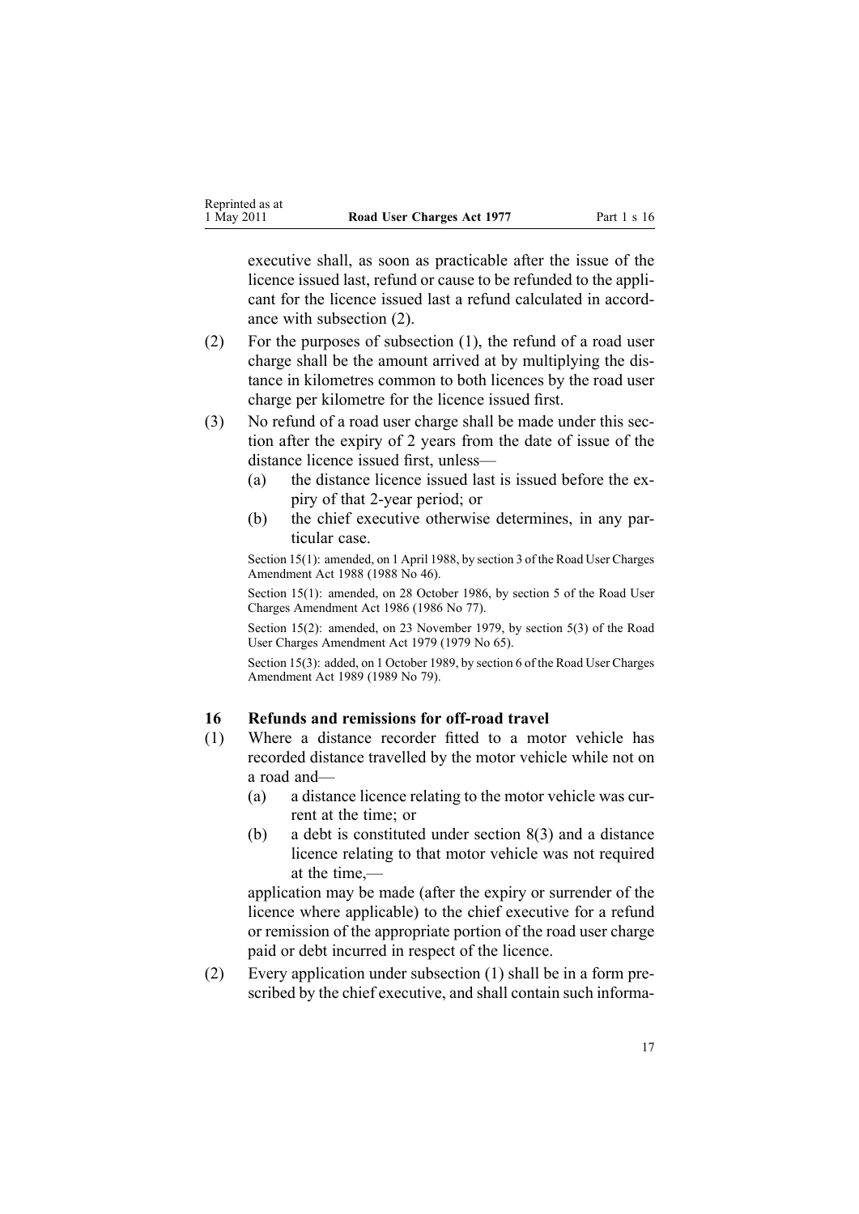executive shall, as soon as practicable after the issue of the licence issued last, refund or cause to be refunded to the applicant for the licence issued last a refund calculated in accordance with subsection (2).

(2) For the purposes of subsection (1), the refund of a road user charge shall be the amount arrived at by multiplying the distance in kilometres common to both licences by the road user charge per kilometre for the licence issued first.

(3) No refund of a road user charge shall be made under this section after the expiry of 2 years from the date of issue of the distance licence issued first, unless—

- (a) the distance licence issued last is issued before the expiry of that 2-year period; or
- (b) the chief executive otherwise determines, in any particular case.

Section 15(1): amended, on 1 April 1988, by section 3 of the Road User Charges Amendment Act 1988 (1988 No 46).

Section 15(1): amended, on 28 October 1986, by section 5 of the Road User Charges Amendment Act 1986 (1986 No 77).

Section 15(2): amended, on 23 November 1979, by section 5(3) of the Road User Charges Amendment Act 1979 (1979 No 65).

Section 15(3): added, on 1 October 1989, by section 6 of the Road User Charges Amendment Act 1989 (1989 No 79).

### 16 Refunds and remissions for off-road travel

(1) Where a distance recorder fitted to a motor vehicle has recorded distance travelled by the motor vehicle while not on a road and—

- (a) a distance licence relating to the motor vehicle was current at the time; or
- (b) a debt is constituted under section 8(3) and a distance licence relating to that motor vehicle was not required at the time,—

application may be made (after the expiry or surrender of the licence where applicable) to the chief executive for a refund or remission of the appropriate portion of the road user charge paid or debt incurred in respect of the licence.

(2) Every application under subsection (1) shall be in a form prescribed by the chief executive, and shall contain such informa-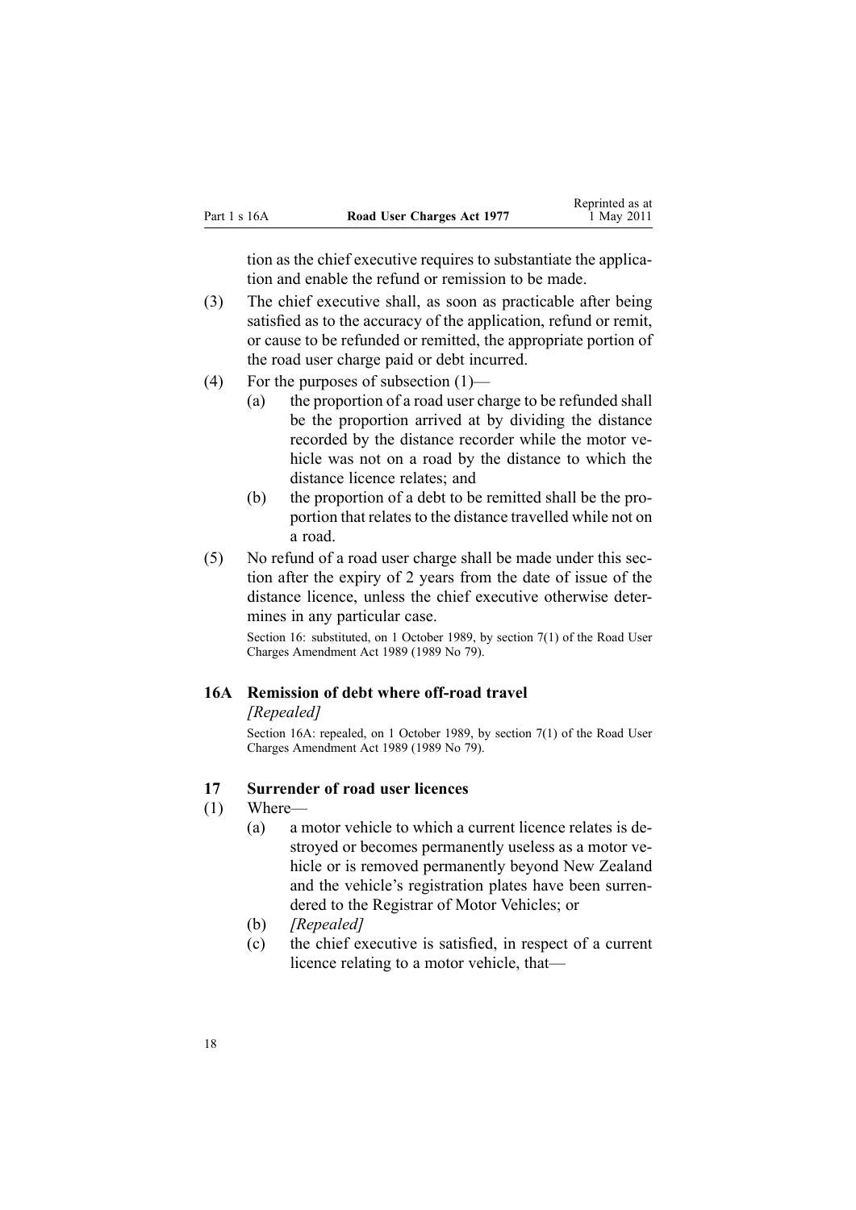tion as the chief executive requires to substantiate the application and enable the refund or remission to be made.

(3) The chief executive shall, as soon as practicable after being satisfied as to the accuracy of the application, refund or remit, or cause to be refunded or remitted, the appropriate portion of the road user charge paid or debt incurred.

(4) For the purposes of subsection (1)—

(a) the proportion of a road user charge to be refunded shall be the proportion arrived at by dividing the distance recorded by the distance recorder while the motor vehicle was not on a road by the distance to which the distance licence relates; and

(b) the proportion of a debt to be remitted shall be the proportion that relates to the distance travelled while not on a road.

(5) No refund of a road user charge shall be made under this section after the expiry of 2 years from the date of issue of the distance licence, unless the chief executive otherwise determines in any particular case.

Section 16: substituted, on 1 October 1989, by section 7(1) of the Road User Charges Amendment Act 1989 (1989 No 79).

### 16A Remission of debt where off-road travel

*[Repealed]*

Section 16A: repealed, on 1 October 1989, by section 7(1) of the Road User Charges Amendment Act 1989 (1989 No 79).

### 17 Surrender of road user licences

(1) Where—

(a) a motor vehicle to which a current licence relates is destroyed or becomes permanently useless as a motor vehicle or is removed permanently beyond New Zealand and the vehicle's registration plates have been surrendered to the Registrar of Motor Vehicles; or

(b) *[Repealed]*

(c) the chief executive is satisfied, in respect of a current licence relating to a motor vehicle, that—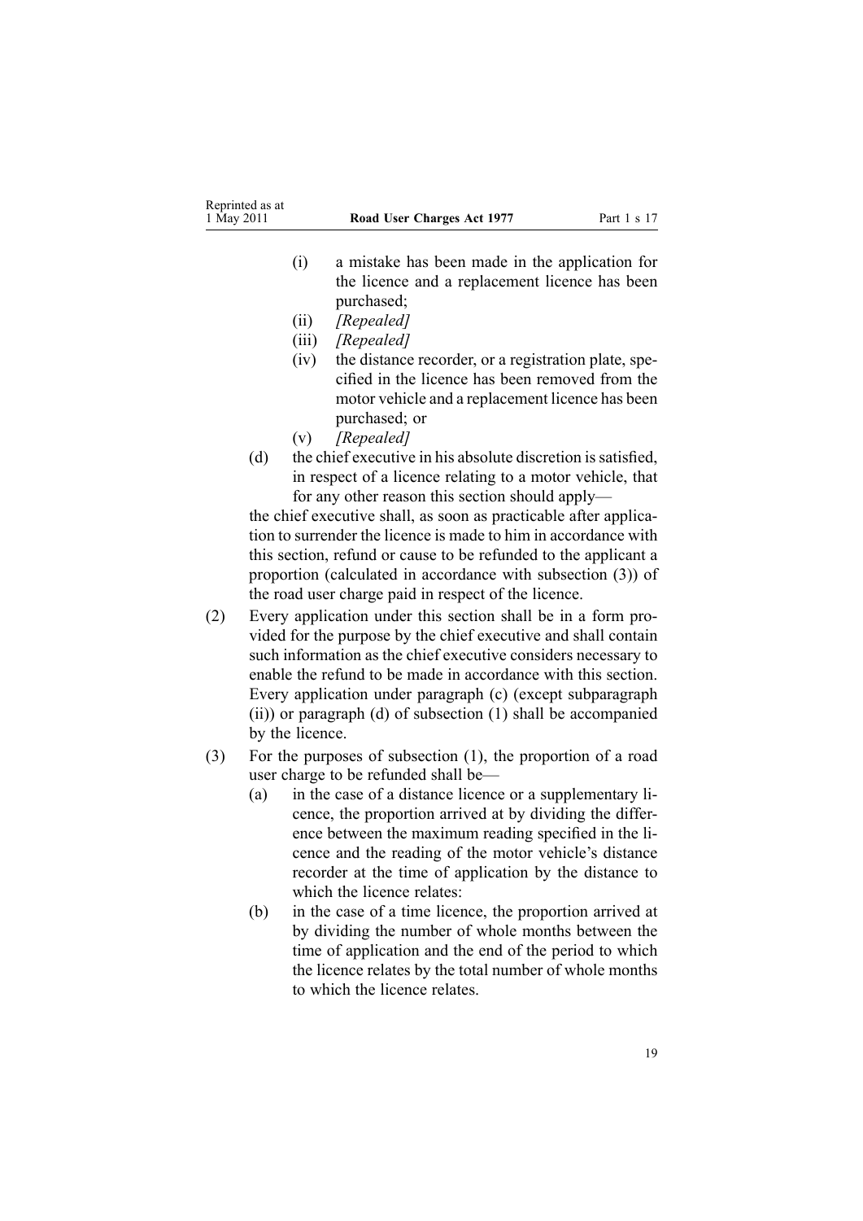(i) a mistake has been made in the application for the licence and a replacement licence has been purchased;

(ii) *[Repealed]*

(iii) *[Repealed]*

(iv) the distance recorder, or a registration plate, specified in the licence has been removed from the motor vehicle and a replacement licence has been purchased; or

(v) *[Repealed]*

(d) the chief executive in his absolute discretion is satisfied, in respect of a licence relating to a motor vehicle, that for any other reason this section should apply—

the chief executive shall, as soon as practicable after application to surrender the licence is made to him in accordance with this section, refund or cause to be refunded to the applicant a proportion (calculated in accordance with subsection (3)) of the road user charge paid in respect of the licence.

(2) Every application under this section shall be in a form provided for the purpose by the chief executive and shall contain such information as the chief executive considers necessary to enable the refund to be made in accordance with this section. Every application under paragraph (c) (except subparagraph (ii)) or paragraph (d) of subsection (1) shall be accompanied by the licence.

(3) For the purposes of subsection (1), the proportion of a road user charge to be refunded shall be—

(a) in the case of a distance licence or a supplementary licence, the proportion arrived at by dividing the difference between the maximum reading specified in the licence and the reading of the motor vehicle's distance recorder at the time of application by the distance to which the licence relates:

(b) in the case of a time licence, the proportion arrived at by dividing the number of whole months between the time of application and the end of the period to which the licence relates by the total number of whole months to which the licence relates.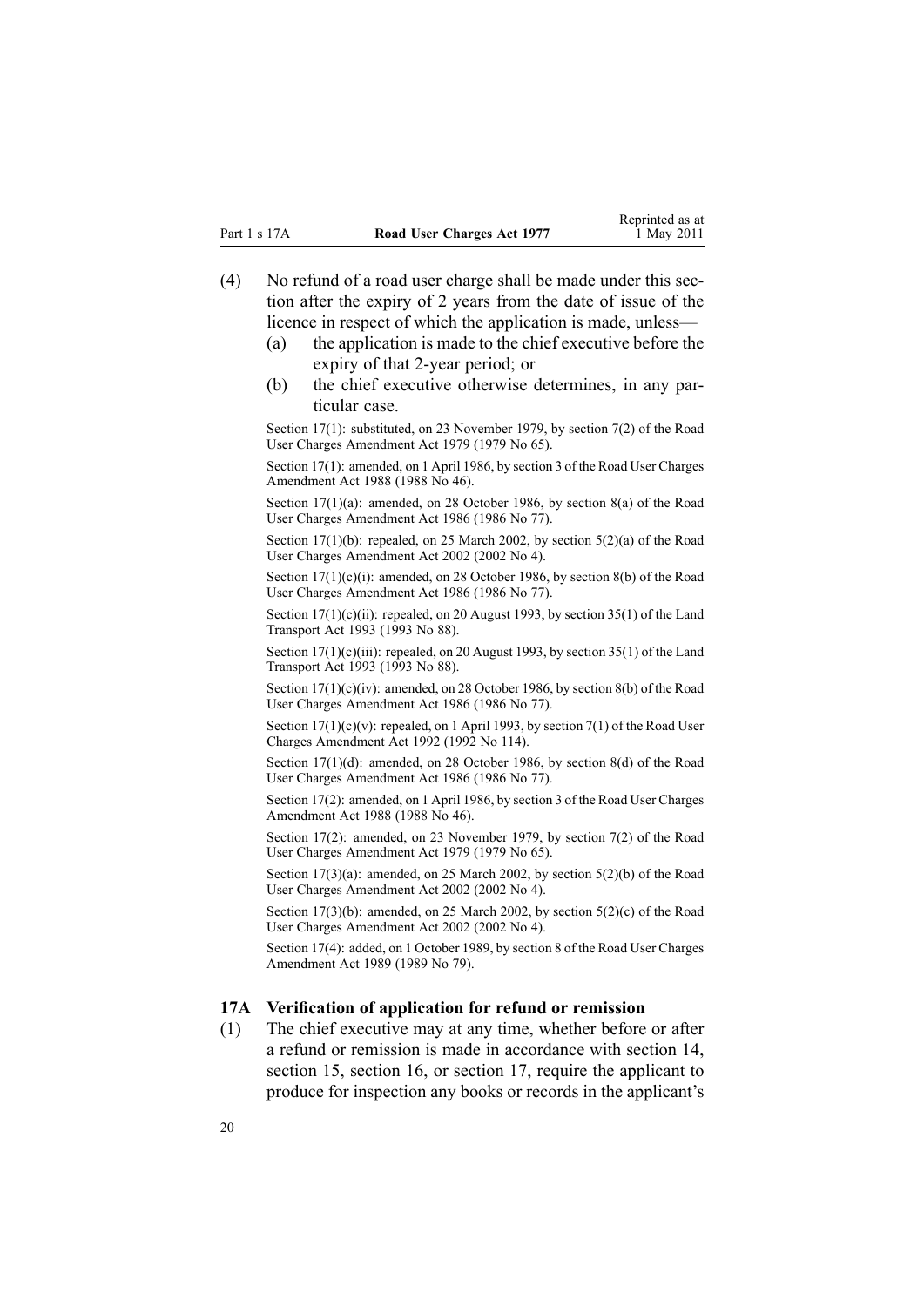(4) No refund of a road user charge shall be made under this section after the expiry of 2 years from the date of issue of the licence in respect of which the application is made, unless—

  (a) the application is made to the chief executive before the expiry of that 2-year period; or

  (b) the chief executive otherwise determines, in any particular case.

Section 17(1): substituted, on 23 November 1979, by section 7(2) of the Road User Charges Amendment Act 1979 (1979 No 65).

Section 17(1): amended, on 1 April 1986, by section 3 of the Road User Charges Amendment Act 1988 (1988 No 46).

Section 17(1)(a): amended, on 28 October 1986, by section 8(a) of the Road User Charges Amendment Act 1986 (1986 No 77).

Section 17(1)(b): repealed, on 25 March 2002, by section 5(2)(a) of the Road User Charges Amendment Act 2002 (2002 No 4).

Section 17(1)(c)(i): amended, on 28 October 1986, by section 8(b) of the Road User Charges Amendment Act 1986 (1986 No 77).

Section 17(1)(c)(ii): repealed, on 20 August 1993, by section 35(1) of the Land Transport Act 1993 (1993 No 88).

Section 17(1)(c)(iii): repealed, on 20 August 1993, by section 35(1) of the Land Transport Act 1993 (1993 No 88).

Section 17(1)(c)(iv): amended, on 28 October 1986, by section 8(b) of the Road User Charges Amendment Act 1986 (1986 No 77).

Section 17(1)(c)(v): repealed, on 1 April 1993, by section 7(1) of the Road User Charges Amendment Act 1992 (1992 No 114).

Section 17(1)(d): amended, on 28 October 1986, by section 8(d) of the Road User Charges Amendment Act 1986 (1986 No 77).

Section 17(2): amended, on 1 April 1986, by section 3 of the Road User Charges Amendment Act 1988 (1988 No 46).

Section 17(2): amended, on 23 November 1979, by section 7(2) of the Road User Charges Amendment Act 1979 (1979 No 65).

Section 17(3)(a): amended, on 25 March 2002, by section 5(2)(b) of the Road User Charges Amendment Act 2002 (2002 No 4).

Section 17(3)(b): amended, on 25 March 2002, by section 5(2)(c) of the Road User Charges Amendment Act 2002 (2002 No 4).

Section 17(4): added, on 1 October 1989, by section 8 of the Road User Charges Amendment Act 1989 (1989 No 79).

### 17A Verification of application for refund or remission

(1) The chief executive may at any time, whether before or after a refund or remission is made in accordance with section 14, section 15, section 16, or section 17, require the applicant to produce for inspection any books or records in the applicant's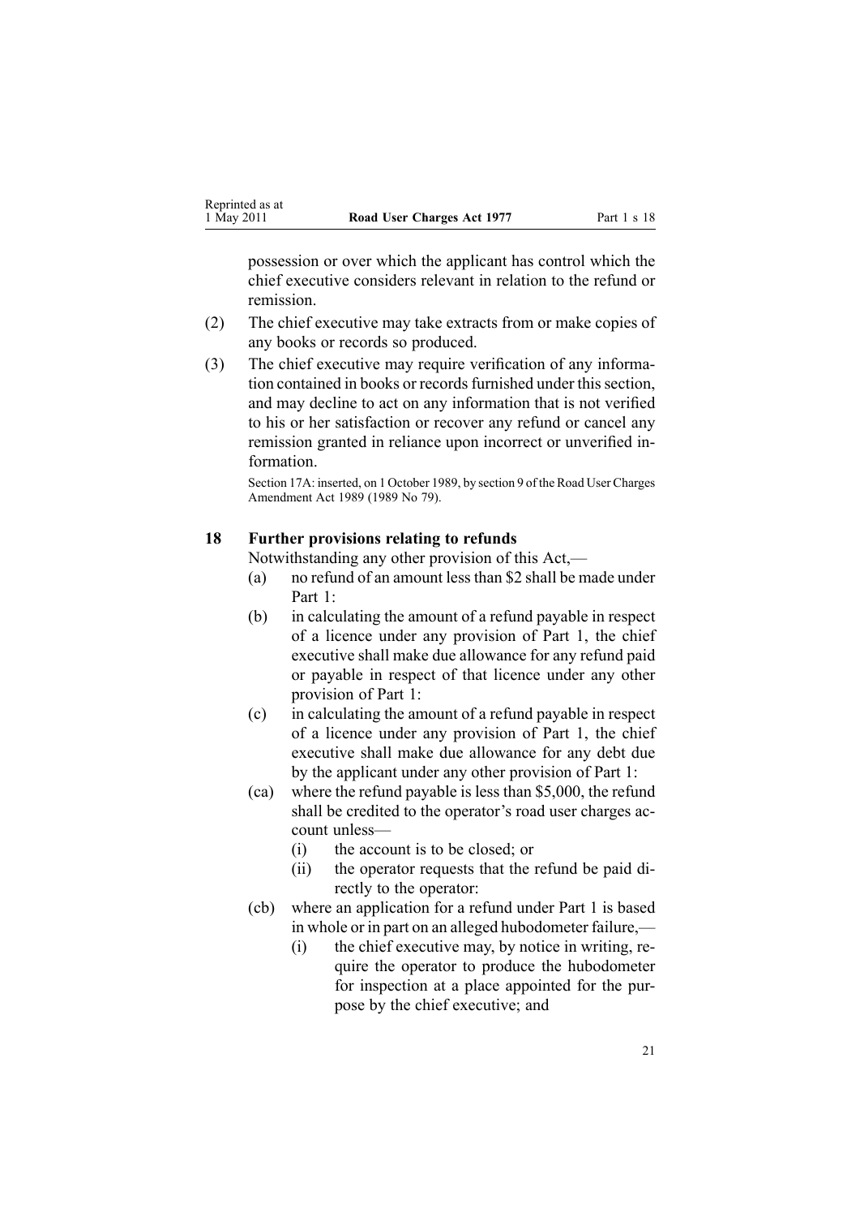possession or over which the applicant has control which the chief executive considers relevant in relation to the refund or remission.

(2) The chief executive may take extracts from or make copies of any books or records so produced.

(3) The chief executive may require verification of any information contained in books or records furnished under this section, and may decline to act on any information that is not verified to his or her satisfaction or recover any refund or cancel any remission granted in reliance upon incorrect or unverified information.

Section 17A: inserted, on 1 October 1989, by section 9 of the Road User Charges Amendment Act 1989 (1989 No 79).

### 18 Further provisions relating to refunds

Notwithstanding any other provision of this Act,—

(a) no refund of an amount less than $2 shall be made under Part 1:

(b) in calculating the amount of a refund payable in respect of a licence under any provision of Part 1, the chief executive shall make due allowance for any refund paid or payable in respect of that licence under any other provision of Part 1:

(c) in calculating the amount of a refund payable in respect of a licence under any provision of Part 1, the chief executive shall make due allowance for any debt due by the applicant under any other provision of Part 1:

(ca) where the refund payable is less than $5,000, the refund shall be credited to the operator's road user charges account unless—

(i) the account is to be closed; or

(ii) the operator requests that the refund be paid directly to the operator:

(cb) where an application for a refund under Part 1 is based in whole or in part on an alleged hubodometer failure,—

(i) the chief executive may, by notice in writing, require the operator to produce the hubodometer for inspection at a place appointed for the purpose by the chief executive; and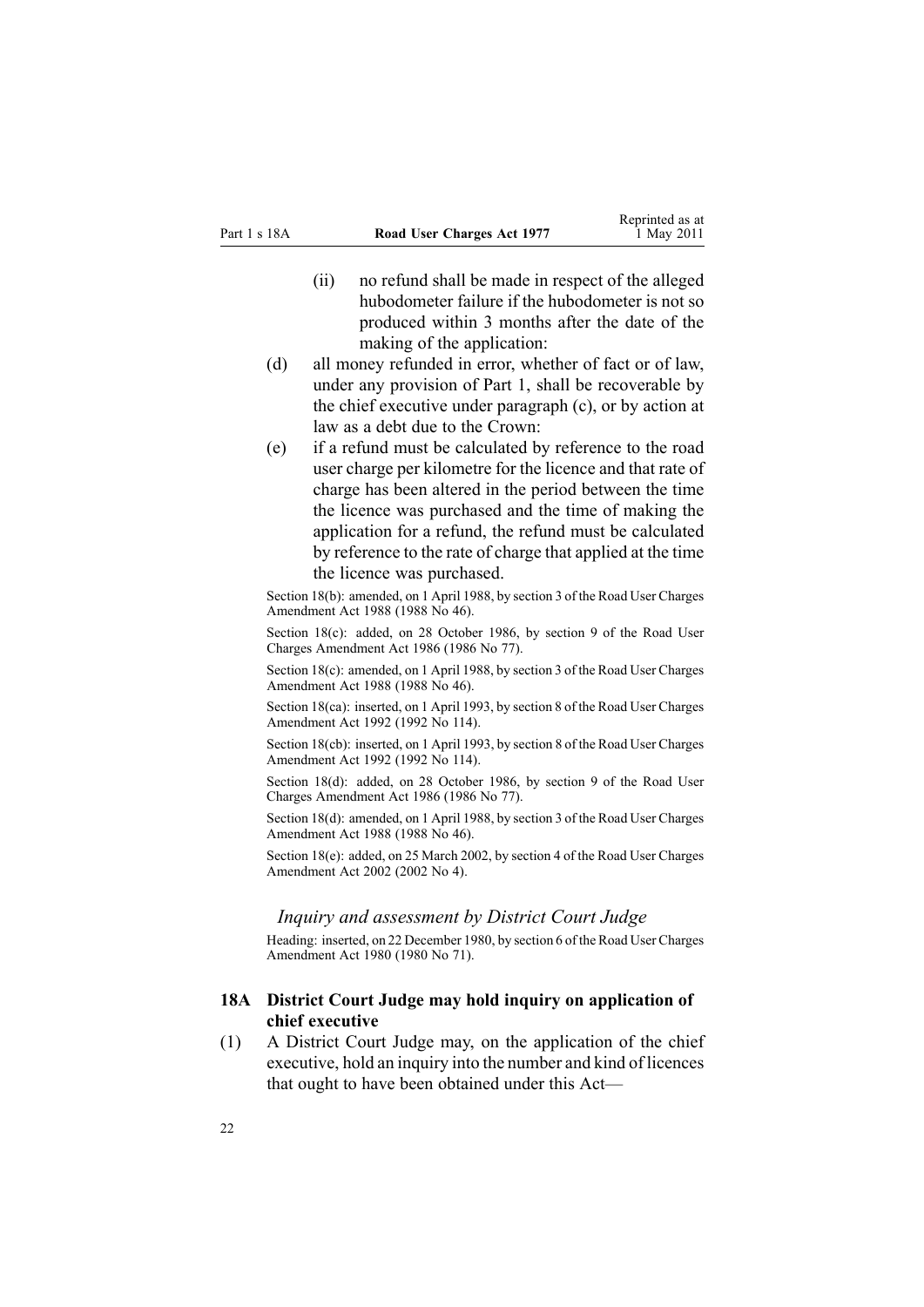(ii) no refund shall be made in respect of the alleged hubodometer failure if the hubodometer is not so produced within 3 months after the date of the making of the application:

(d) all money refunded in error, whether of fact or of law, under any provision of Part 1, shall be recoverable by the chief executive under paragraph (c), or by action at law as a debt due to the Crown:

(e) if a refund must be calculated by reference to the road user charge per kilometre for the licence and that rate of charge has been altered in the period between the time the licence was purchased and the time of making the application for a refund, the refund must be calculated by reference to the rate of charge that applied at the time the licence was purchased.

Section 18(b): amended, on 1 April 1988, by section 3 of the Road User Charges Amendment Act 1988 (1988 No 46).

Section 18(c): added, on 28 October 1986, by section 9 of the Road User Charges Amendment Act 1986 (1986 No 77).

Section 18(c): amended, on 1 April 1988, by section 3 of the Road User Charges Amendment Act 1988 (1988 No 46).

Section 18(ca): inserted, on 1 April 1993, by section 8 of the Road User Charges Amendment Act 1992 (1992 No 114).

Section 18(cb): inserted, on 1 April 1993, by section 8 of the Road User Charges Amendment Act 1992 (1992 No 114).

Section 18(d): added, on 28 October 1986, by section 9 of the Road User Charges Amendment Act 1986 (1986 No 77).

Section 18(d): amended, on 1 April 1988, by section 3 of the Road User Charges Amendment Act 1988 (1988 No 46).

Section 18(e): added, on 25 March 2002, by section 4 of the Road User Charges Amendment Act 2002 (2002 No 4).

### *Inquiry and assessment by District Court Judge*

Heading: inserted, on 22 December 1980, by section 6 of the Road User Charges Amendment Act 1980 (1980 No 71).

### **18A District Court Judge may hold inquiry on application of chief executive**

(1) A District Court Judge may, on the application of the chief executive, hold an inquiry into the number and kind of licences that ought to have been obtained under this Act—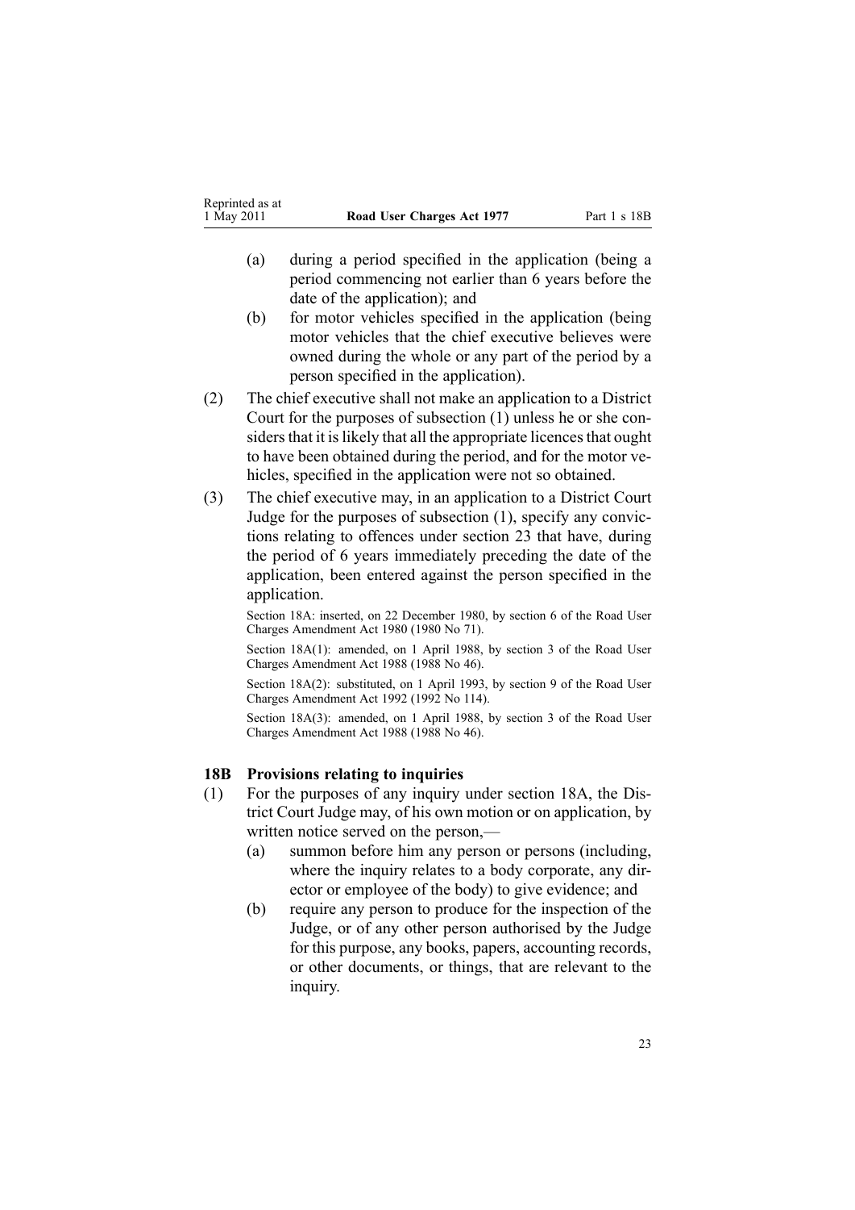(a) during a period specified in the application (being a period commencing not earlier than 6 years before the date of the application); and

(b) for motor vehicles specified in the application (being motor vehicles that the chief executive believes were owned during the whole or any part of the period by a person specified in the application).

(2) The chief executive shall not make an application to a District Court for the purposes of subsection (1) unless he or she considers that it is likely that all the appropriate licences that ought to have been obtained during the period, and for the motor vehicles, specified in the application were not so obtained.

(3) The chief executive may, in an application to a District Court Judge for the purposes of subsection (1), specify any convictions relating to offences under section 23 that have, during the period of 6 years immediately preceding the date of the application, been entered against the person specified in the application.

Section 18A: inserted, on 22 December 1980, by section 6 of the Road User Charges Amendment Act 1980 (1980 No 71).

Section 18A(1): amended, on 1 April 1988, by section 3 of the Road User Charges Amendment Act 1988 (1988 No 46).

Section 18A(2): substituted, on 1 April 1993, by section 9 of the Road User Charges Amendment Act 1992 (1992 No 114).

Section 18A(3): amended, on 1 April 1988, by section 3 of the Road User Charges Amendment Act 1988 (1988 No 46).

### 18B Provisions relating to inquiries

(1) For the purposes of any inquiry under section 18A, the District Court Judge may, of his own motion or on application, by written notice served on the person,—

(a) summon before him any person or persons (including, where the inquiry relates to a body corporate, any director or employee of the body) to give evidence; and

(b) require any person to produce for the inspection of the Judge, or of any other person authorised by the Judge for this purpose, any books, papers, accounting records, or other documents, or things, that are relevant to the inquiry.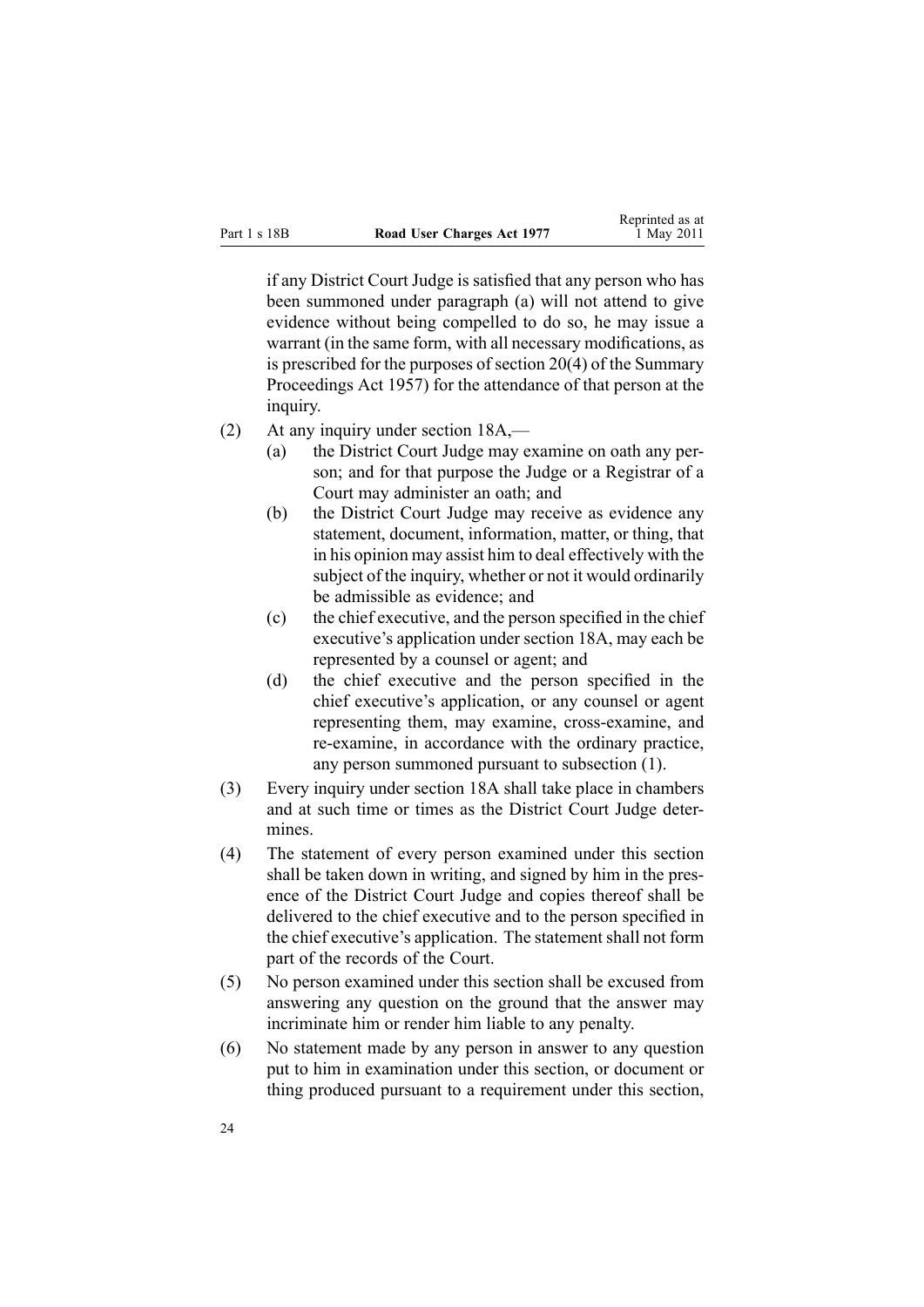if any District Court Judge is satisfied that any person who has been summoned under paragraph (a) will not attend to give evidence without being compelled to do so, he may issue a warrant (in the same form, with all necessary modifications, as is prescribed for the purposes of section 20(4) of the Summary Proceedings Act 1957) for the attendance of that person at the inquiry.

(2) At any inquiry under section 18A,—

- (a) the District Court Judge may examine on oath any person; and for that purpose the Judge or a Registrar of a Court may administer an oath; and
- (b) the District Court Judge may receive as evidence any statement, document, information, matter, or thing, that in his opinion may assist him to deal effectively with the subject of the inquiry, whether or not it would ordinarily be admissible as evidence; and
- (c) the chief executive, and the person specified in the chief executive's application under section 18A, may each be represented by a counsel or agent; and
- (d) the chief executive and the person specified in the chief executive's application, or any counsel or agent representing them, may examine, cross-examine, and re-examine, in accordance with the ordinary practice, any person summoned pursuant to subsection (1).

(3) Every inquiry under section 18A shall take place in chambers and at such time or times as the District Court Judge determines.

(4) The statement of every person examined under this section shall be taken down in writing, and signed by him in the presence of the District Court Judge and copies thereof shall be delivered to the chief executive and to the person specified in the chief executive's application. The statement shall not form part of the records of the Court.

(5) No person examined under this section shall be excused from answering any question on the ground that the answer may incriminate him or render him liable to any penalty.

(6) No statement made by any person in answer to any question put to him in examination under this section, or document or thing produced pursuant to a requirement under this section,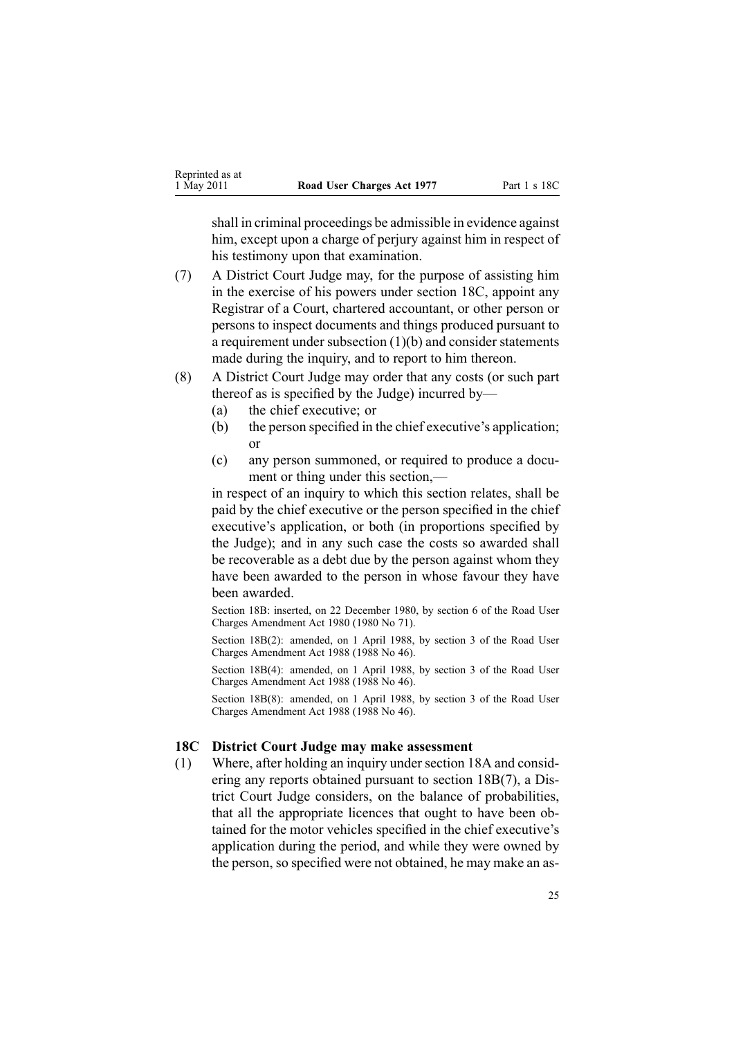shall in criminal proceedings be admissible in evidence against him, except upon a charge of perjury against him in respect of his testimony upon that examination.

(7) A District Court Judge may, for the purpose of assisting him in the exercise of his powers under section 18C, appoint any Registrar of a Court, chartered accountant, or other person or persons to inspect documents and things produced pursuant to a requirement under subsection (1)(b) and consider statements made during the inquiry, and to report to him thereon.

(8) A District Court Judge may order that any costs (or such part thereof as is specified by the Judge) incurred by—

(a) the chief executive; or

(b) the person specified in the chief executive's application; or

(c) any person summoned, or required to produce a document or thing under this section,—

in respect of an inquiry to which this section relates, shall be paid by the chief executive or the person specified in the chief executive's application, or both (in proportions specified by the Judge); and in any such case the costs so awarded shall be recoverable as a debt due by the person against whom they have been awarded to the person in whose favour they have been awarded.

Section 18B: inserted, on 22 December 1980, by section 6 of the Road User Charges Amendment Act 1980 (1980 No 71).

Section 18B(2): amended, on 1 April 1988, by section 3 of the Road User Charges Amendment Act 1988 (1988 No 46).

Section 18B(4): amended, on 1 April 1988, by section 3 of the Road User Charges Amendment Act 1988 (1988 No 46).

Section 18B(8): amended, on 1 April 1988, by section 3 of the Road User Charges Amendment Act 1988 (1988 No 46).

### 18C District Court Judge may make assessment

(1) Where, after holding an inquiry under section 18A and considering any reports obtained pursuant to section 18B(7), a District Court Judge considers, on the balance of probabilities, that all the appropriate licences that ought to have been obtained for the motor vehicles specified in the chief executive's application during the period, and while they were owned by the person, so specified were not obtained, he may make an as-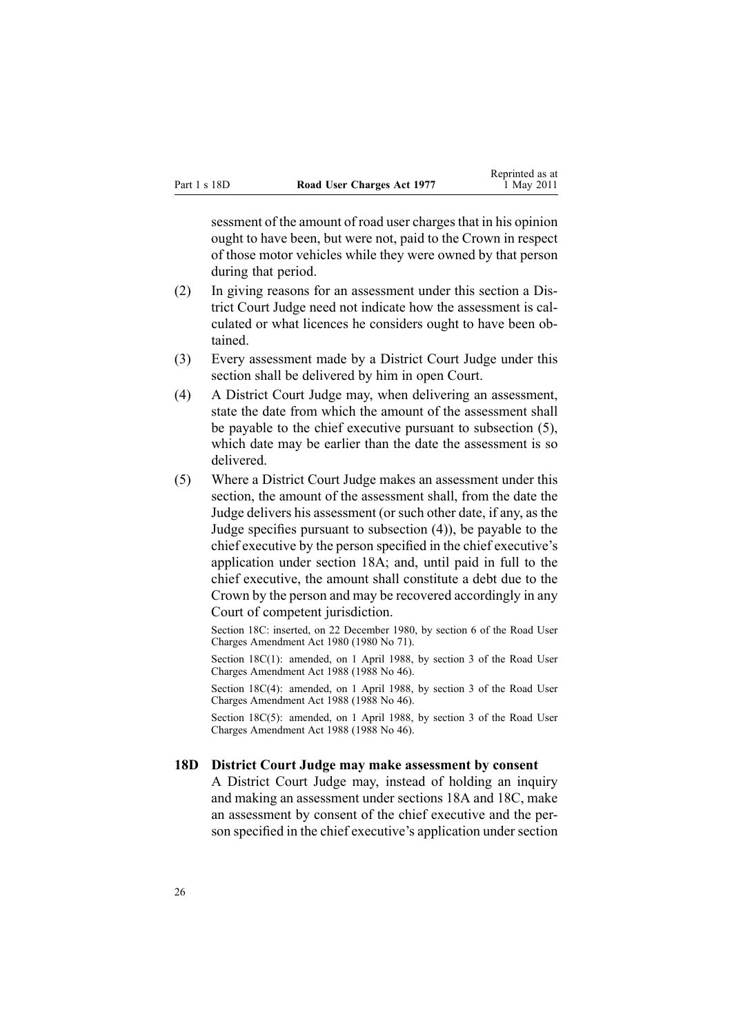sessment of the amount of road user charges that in his opinion ought to have been, but were not, paid to the Crown in respect of those motor vehicles while they were owned by that person during that period.

(2) In giving reasons for an assessment under this section a District Court Judge need not indicate how the assessment is calculated or what licences he considers ought to have been obtained.

(3) Every assessment made by a District Court Judge under this section shall be delivered by him in open Court.

(4) A District Court Judge may, when delivering an assessment, state the date from which the amount of the assessment shall be payable to the chief executive pursuant to subsection (5), which date may be earlier than the date the assessment is so delivered.

(5) Where a District Court Judge makes an assessment under this section, the amount of the assessment shall, from the date the Judge delivers his assessment (or such other date, if any, as the Judge specifies pursuant to subsection (4)), be payable to the chief executive by the person specified in the chief executive's application under section 18A; and, until paid in full to the chief executive, the amount shall constitute a debt due to the Crown by the person and may be recovered accordingly in any Court of competent jurisdiction.

Section 18C: inserted, on 22 December 1980, by section 6 of the Road User Charges Amendment Act 1980 (1980 No 71).

Section 18C(1): amended, on 1 April 1988, by section 3 of the Road User Charges Amendment Act 1988 (1988 No 46).

Section 18C(4): amended, on 1 April 1988, by section 3 of the Road User Charges Amendment Act 1988 (1988 No 46).

Section 18C(5): amended, on 1 April 1988, by section 3 of the Road User Charges Amendment Act 1988 (1988 No 46).

### 18D District Court Judge may make assessment by consent

A District Court Judge may, instead of holding an inquiry and making an assessment under sections 18A and 18C, make an assessment by consent of the chief executive and the person specified in the chief executive's application under section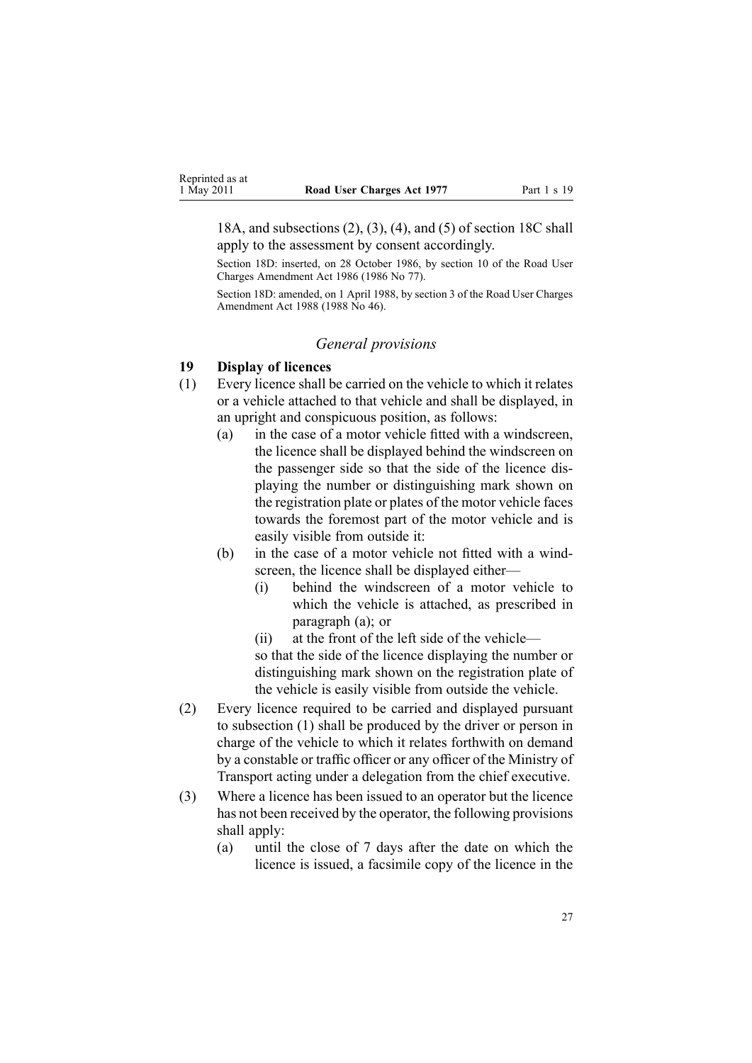18A, and subsections (2), (3), (4), and (5) of section 18C shall apply to the assessment by consent accordingly.

Section 18D: inserted, on 28 October 1986, by section 10 of the Road User Charges Amendment Act 1986 (1986 No 77).

Section 18D: amended, on 1 April 1988, by section 3 of the Road User Charges Amendment Act 1988 (1988 No 46).

### *General provisions*

**19 Display of licences**

(1) Every licence shall be carried on the vehicle to which it relates or a vehicle attached to that vehicle and shall be displayed, in an upright and conspicuous position, as follows:

(a) in the case of a motor vehicle fitted with a windscreen, the licence shall be displayed behind the windscreen on the passenger side so that the side of the licence displaying the number or distinguishing mark shown on the registration plate or plates of the motor vehicle faces towards the foremost part of the motor vehicle and is easily visible from outside it:

(b) in the case of a motor vehicle not fitted with a windscreen, the licence shall be displayed either—

(i) behind the windscreen of a motor vehicle to which the vehicle is attached, as prescribed in paragraph (a); or

(ii) at the front of the left side of the vehicle—

so that the side of the licence displaying the number or distinguishing mark shown on the registration plate of the vehicle is easily visible from outside the vehicle.

(2) Every licence required to be carried and displayed pursuant to subsection (1) shall be produced by the driver or person in charge of the vehicle to which it relates forthwith on demand by a constable or traffic officer or any officer of the Ministry of Transport acting under a delegation from the chief executive.

(3) Where a licence has been issued to an operator but the licence has not been received by the operator, the following provisions shall apply:

(a) until the close of 7 days after the date on which the licence is issued, a facsimile copy of the licence in the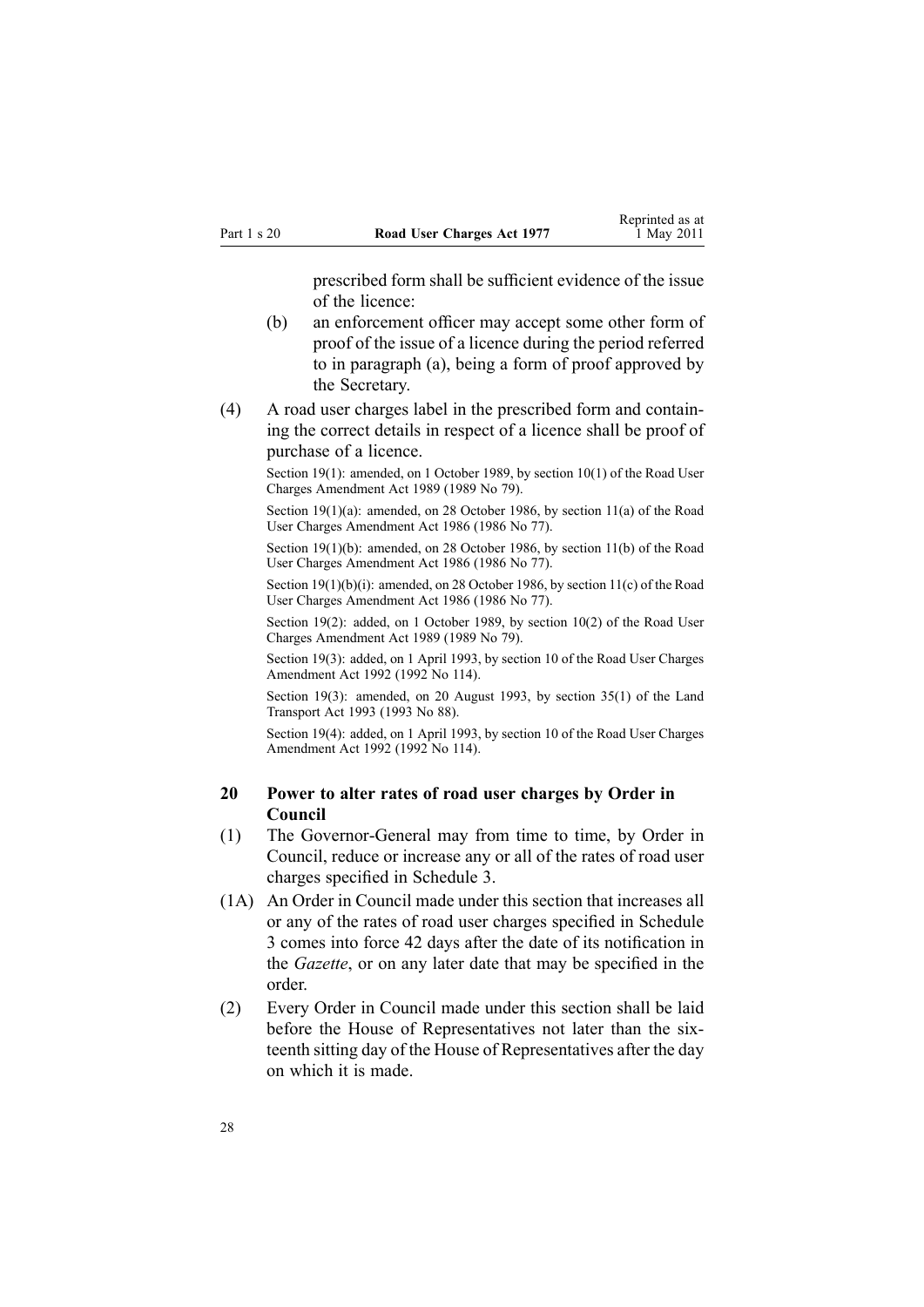prescribed form shall be sufficient evidence of the issue of the licence:

(b) an enforcement officer may accept some other form of proof of the issue of a licence during the period referred to in paragraph (a), being a form of proof approved by the Secretary.

(4) A road user charges label in the prescribed form and containing the correct details in respect of a licence shall be proof of purchase of a licence.

Section 19(1): amended, on 1 October 1989, by section 10(1) of the Road User Charges Amendment Act 1989 (1989 No 79).

Section 19(1)(a): amended, on 28 October 1986, by section 11(a) of the Road User Charges Amendment Act 1986 (1986 No 77).

Section 19(1)(b): amended, on 28 October 1986, by section 11(b) of the Road User Charges Amendment Act 1986 (1986 No 77).

Section 19(1)(b)(i): amended, on 28 October 1986, by section 11(c) of the Road User Charges Amendment Act 1986 (1986 No 77).

Section 19(2): added, on 1 October 1989, by section 10(2) of the Road User Charges Amendment Act 1989 (1989 No 79).

Section 19(3): added, on 1 April 1993, by section 10 of the Road User Charges Amendment Act 1992 (1992 No 114).

Section 19(3): amended, on 20 August 1993, by section 35(1) of the Land Transport Act 1993 (1993 No 88).

Section 19(4): added, on 1 April 1993, by section 10 of the Road User Charges Amendment Act 1992 (1992 No 114).

## 20 Power to alter rates of road user charges by Order in Council

(1) The Governor-General may from time to time, by Order in Council, reduce or increase any or all of the rates of road user charges specified in Schedule 3.

(1A) An Order in Council made under this section that increases all or any of the rates of road user charges specified in Schedule 3 comes into force 42 days after the date of its notification in the *Gazette*, or on any later date that may be specified in the order.

(2) Every Order in Council made under this section shall be laid before the House of Representatives not later than the sixteenth sitting day of the House of Representatives after the day on which it is made.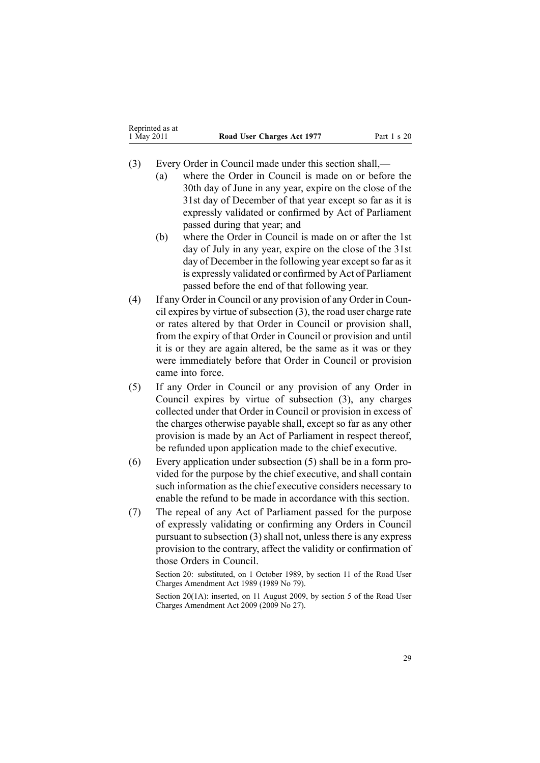(3) Every Order in Council made under this section shall,—

(a) where the Order in Council is made on or before the 30th day of June in any year, expire on the close of the 31st day of December of that year except so far as it is expressly validated or confirmed by Act of Parliament passed during that year; and

(b) where the Order in Council is made on or after the 1st day of July in any year, expire on the close of the 31st day of December in the following year except so far as it is expressly validated or confirmed by Act of Parliament passed before the end of that following year.

(4) If any Order in Council or any provision of any Order in Council expires by virtue of subsection (3), the road user charge rate or rates altered by that Order in Council or provision shall, from the expiry of that Order in Council or provision and until it is or they are again altered, be the same as it was or they were immediately before that Order in Council or provision came into force.

(5) If any Order in Council or any provision of any Order in Council expires by virtue of subsection (3), any charges collected under that Order in Council or provision in excess of the charges otherwise payable shall, except so far as any other provision is made by an Act of Parliament in respect thereof, be refunded upon application made to the chief executive.

(6) Every application under subsection (5) shall be in a form provided for the purpose by the chief executive, and shall contain such information as the chief executive considers necessary to enable the refund to be made in accordance with this section.

(7) The repeal of any Act of Parliament passed for the purpose of expressly validating or confirming any Orders in Council pursuant to subsection (3) shall not, unless there is any express provision to the contrary, affect the validity or confirmation of those Orders in Council.

Section 20: substituted, on 1 October 1989, by section 11 of the Road User Charges Amendment Act 1989 (1989 No 79).

Section 20(1A): inserted, on 11 August 2009, by section 5 of the Road User Charges Amendment Act 2009 (2009 No 27).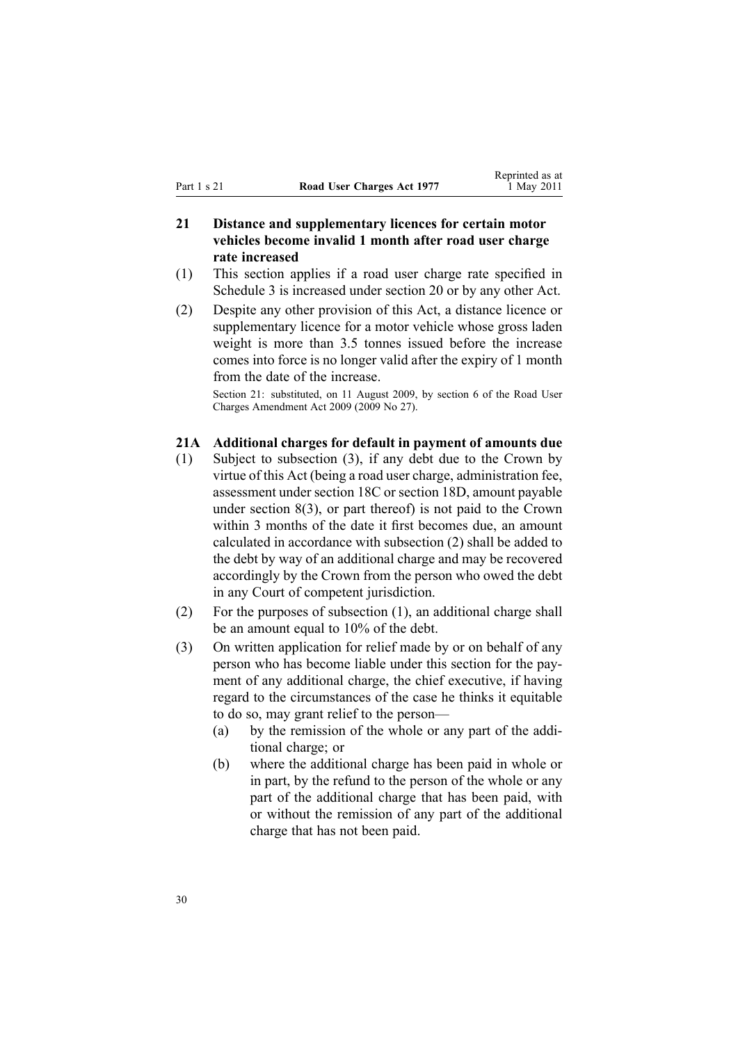## 21 Distance and supplementary licences for certain motor vehicles become invalid 1 month after road user charge rate increased

(1) This section applies if a road user charge rate specified in Schedule 3 is increased under section 20 or by any other Act.

(2) Despite any other provision of this Act, a distance licence or supplementary licence for a motor vehicle whose gross laden weight is more than 3.5 tonnes issued before the increase comes into force is no longer valid after the expiry of 1 month from the date of the increase.

Section 21: substituted, on 11 August 2009, by section 6 of the Road User Charges Amendment Act 2009 (2009 No 27).

## 21A Additional charges for default in payment of amounts due

(1) Subject to subsection (3), if any debt due to the Crown by virtue of this Act (being a road user charge, administration fee, assessment under section 18C or section 18D, amount payable under section 8(3), or part thereof) is not paid to the Crown within 3 months of the date it first becomes due, an amount calculated in accordance with subsection (2) shall be added to the debt by way of an additional charge and may be recovered accordingly by the Crown from the person who owed the debt in any Court of competent jurisdiction.

(2) For the purposes of subsection (1), an additional charge shall be an amount equal to 10% of the debt.

(3) On written application for relief made by or on behalf of any person who has become liable under this section for the payment of any additional charge, the chief executive, if having regard to the circumstances of the case he thinks it equitable to do so, may grant relief to the person—

(a) by the remission of the whole or any part of the additional charge; or

(b) where the additional charge has been paid in whole or in part, by the refund to the person of the whole or any part of the additional charge that has been paid, with or without the remission of any part of the additional charge that has not been paid.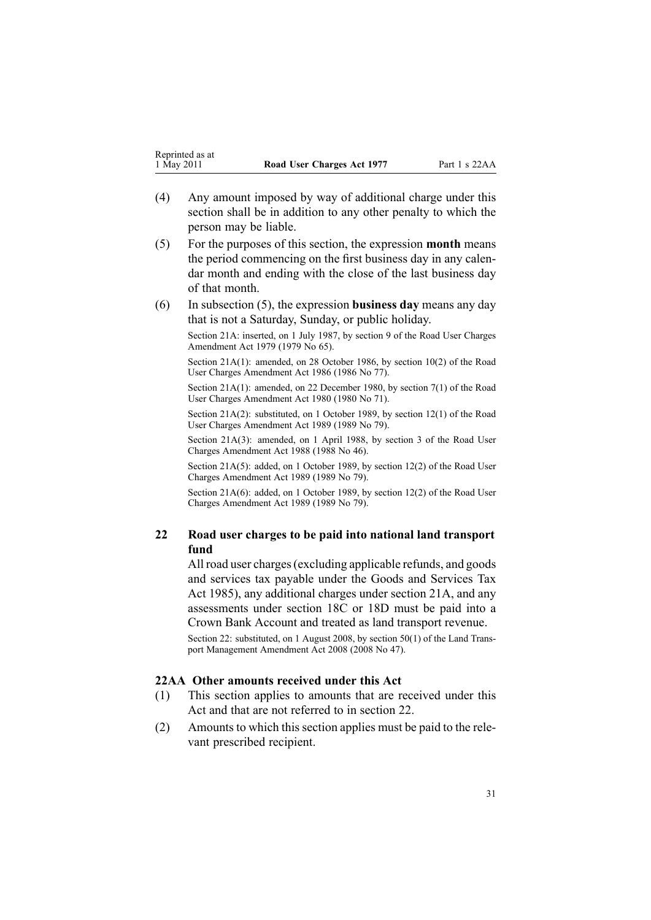(4) Any amount imposed by way of additional charge under this section shall be in addition to any other penalty to which the person may be liable.

(5) For the purposes of this section, the expression **month** means the period commencing on the first business day in any calendar month and ending with the close of the last business day of that month.

(6) In subsection (5), the expression **business day** means any day that is not a Saturday, Sunday, or public holiday.

Section 21A: inserted, on 1 July 1987, by section 9 of the Road User Charges Amendment Act 1979 (1979 No 65).

Section 21A(1): amended, on 28 October 1986, by section 10(2) of the Road User Charges Amendment Act 1986 (1986 No 77).

Section 21A(1): amended, on 22 December 1980, by section 7(1) of the Road User Charges Amendment Act 1980 (1980 No 71).

Section 21A(2): substituted, on 1 October 1989, by section 12(1) of the Road User Charges Amendment Act 1989 (1989 No 79).

Section 21A(3): amended, on 1 April 1988, by section 3 of the Road User Charges Amendment Act 1988 (1988 No 46).

Section 21A(5): added, on 1 October 1989, by section 12(2) of the Road User Charges Amendment Act 1989 (1989 No 79).

Section 21A(6): added, on 1 October 1989, by section 12(2) of the Road User Charges Amendment Act 1989 (1989 No 79).

### 22 Road user charges to be paid into national land transport fund

All road user charges (excluding applicable refunds, and goods and services tax payable under the Goods and Services Tax Act 1985), any additional charges under section 21A, and any assessments under section 18C or 18D must be paid into a Crown Bank Account and treated as land transport revenue.

Section 22: substituted, on 1 August 2008, by section 50(1) of the Land Transport Management Amendment Act 2008 (2008 No 47).

### 22AA Other amounts received under this Act

(1) This section applies to amounts that are received under this Act and that are not referred to in section 22.

(2) Amounts to which this section applies must be paid to the relevant prescribed recipient.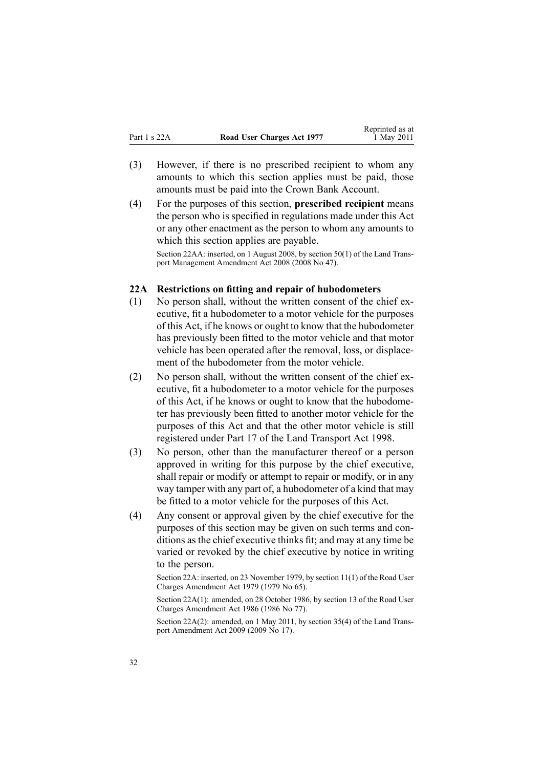(3) However, if there is no prescribed recipient to whom any amounts to which this section applies must be paid, those amounts must be paid into the Crown Bank Account.

(4) For the purposes of this section, **prescribed recipient** means the person who is specified in regulations made under this Act or any other enactment as the person to whom any amounts to which this section applies are payable.

Section 22AA: inserted, on 1 August 2008, by section 50(1) of the Land Transport Management Amendment Act 2008 (2008 No 47).

### 22A Restrictions on fitting and repair of hubodometers

(1) No person shall, without the written consent of the chief executive, fit a hubodometer to a motor vehicle for the purposes of this Act, if he knows or ought to know that the hubodometer has previously been fitted to the motor vehicle and that motor vehicle has been operated after the removal, loss, or displacement of the hubodometer from the motor vehicle.

(2) No person shall, without the written consent of the chief executive, fit a hubodometer to a motor vehicle for the purposes of this Act, if he knows or ought to know that the hubodometer has previously been fitted to another motor vehicle for the purposes of this Act and that the other motor vehicle is still registered under Part 17 of the Land Transport Act 1998.

(3) No person, other than the manufacturer thereof or a person approved in writing for this purpose by the chief executive, shall repair or modify or attempt to repair or modify, or in any way tamper with any part of, a hubodometer of a kind that may be fitted to a motor vehicle for the purposes of this Act.

(4) Any consent or approval given by the chief executive for the purposes of this section may be given on such terms and conditions as the chief executive thinks fit; and may at any time be varied or revoked by the chief executive by notice in writing to the person.

Section 22A: inserted, on 23 November 1979, by section 11(1) of the Road User Charges Amendment Act 1979 (1979 No 65).

Section 22A(1): amended, on 28 October 1986, by section 13 of the Road User Charges Amendment Act 1986 (1986 No 77).

Section 22A(2): amended, on 1 May 2011, by section 35(4) of the Land Transport Amendment Act 2009 (2009 No 17).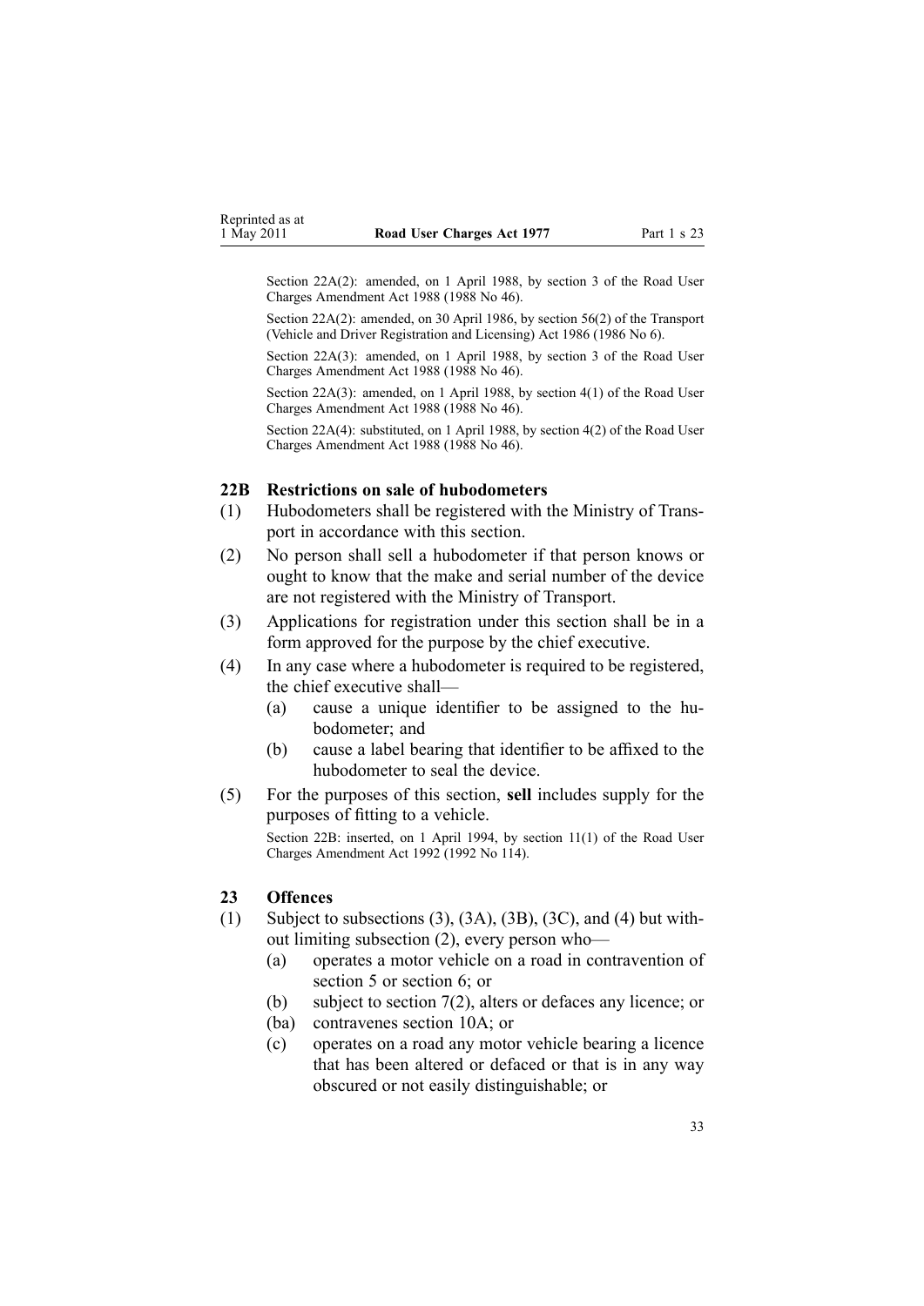Section 22A(2): amended, on 1 April 1988, by section 3 of the Road User Charges Amendment Act 1988 (1988 No 46).

Section 22A(2): amended, on 30 April 1986, by section 56(2) of the Transport (Vehicle and Driver Registration and Licensing) Act 1986 (1986 No 6).

Section 22A(3): amended, on 1 April 1988, by section 3 of the Road User Charges Amendment Act 1988 (1988 No 46).

Section 22A(3): amended, on 1 April 1988, by section 4(1) of the Road User Charges Amendment Act 1988 (1988 No 46).

Section 22A(4): substituted, on 1 April 1988, by section 4(2) of the Road User Charges Amendment Act 1988 (1988 No 46).

### 22B Restrictions on sale of hubodometers

(1) Hubodometers shall be registered with the Ministry of Transport in accordance with this section.

(2) No person shall sell a hubodometer if that person knows or ought to know that the make and serial number of the device are not registered with the Ministry of Transport.

(3) Applications for registration under this section shall be in a form approved for the purpose by the chief executive.

(4) In any case where a hubodometer is required to be registered, the chief executive shall—

- (a) cause a unique identifier to be assigned to the hubodometer; and
- (b) cause a label bearing that identifier to be affixed to the hubodometer to seal the device.

(5) For the purposes of this section, **sell** includes supply for the purposes of fitting to a vehicle.

Section 22B: inserted, on 1 April 1994, by section 11(1) of the Road User Charges Amendment Act 1992 (1992 No 114).

### 23 Offences

(1) Subject to subsections (3), (3A), (3B), (3C), and (4) but without limiting subsection (2), every person who—

- (a) operates a motor vehicle on a road in contravention of section 5 or section 6; or
- (b) subject to section 7(2), alters or defaces any licence; or
- (ba) contravenes section 10A; or
- (c) operates on a road any motor vehicle bearing a licence that has been altered or defaced or that is in any way obscured or not easily distinguishable; or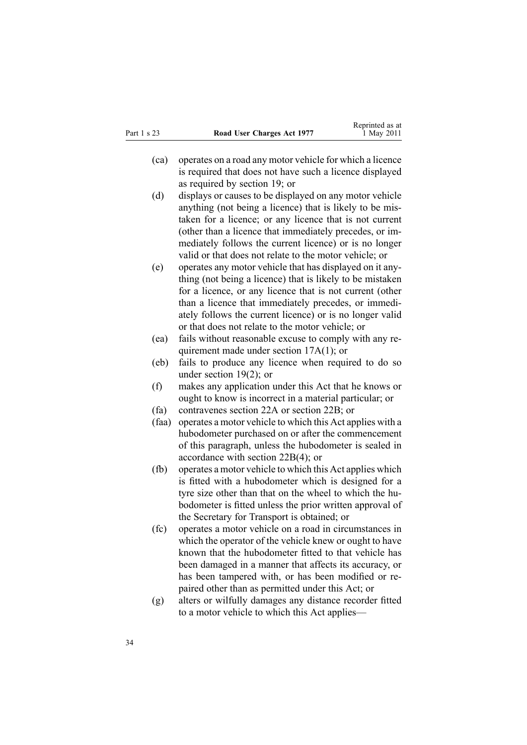(ca) operates on a road any motor vehicle for which a licence is required that does not have such a licence displayed as required by section 19; or

(d) displays or causes to be displayed on any motor vehicle anything (not being a licence) that is likely to be mistaken for a licence; or any licence that is not current (other than a licence that immediately precedes, or immediately follows the current licence) or is no longer valid or that does not relate to the motor vehicle; or

(e) operates any motor vehicle that has displayed on it anything (not being a licence) that is likely to be mistaken for a licence, or any licence that is not current (other than a licence that immediately precedes, or immediately follows the current licence) or is no longer valid or that does not relate to the motor vehicle; or

(ea) fails without reasonable excuse to comply with any requirement made under section 17A(1); or

(eb) fails to produce any licence when required to do so under section 19(2); or

(f) makes any application under this Act that he knows or ought to know is incorrect in a material particular; or

(fa) contravenes section 22A or section 22B; or

(faa) operates a motor vehicle to which this Act applies with a hubodometer purchased on or after the commencement of this paragraph, unless the hubodometer is sealed in accordance with section 22B(4); or

(fb) operates a motor vehicle to which this Act applies which is fitted with a hubodometer which is designed for a tyre size other than that on the wheel to which the hubodometer is fitted unless the prior written approval of the Secretary for Transport is obtained; or

(fc) operates a motor vehicle on a road in circumstances in which the operator of the vehicle knew or ought to have known that the hubodometer fitted to that vehicle has been damaged in a manner that affects its accuracy, or has been tampered with, or has been modified or repaired other than as permitted under this Act; or

(g) alters or wilfully damages any distance recorder fitted to a motor vehicle to which this Act applies—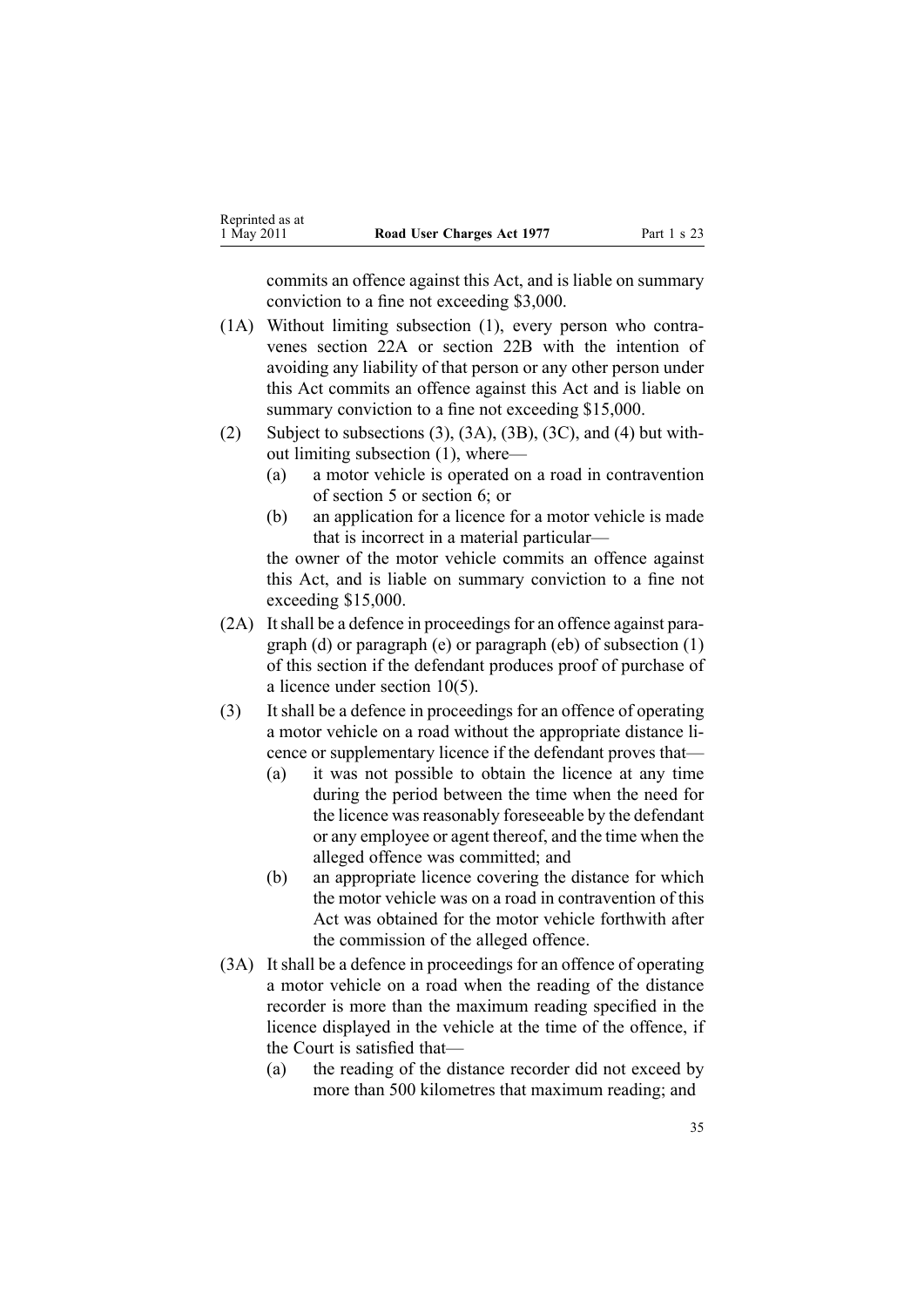commits an offence against this Act, and is liable on summary conviction to a fine not exceeding $3,000.

(1A) Without limiting subsection (1), every person who contravenes section 22A or section 22B with the intention of avoiding any liability of that person or any other person under this Act commits an offence against this Act and is liable on summary conviction to a fine not exceeding $15,000.

(2) Subject to subsections (3), (3A), (3B), (3C), and (4) but without limiting subsection (1), where—

- (a) a motor vehicle is operated on a road in contravention of section 5 or section 6; or
- (b) an application for a licence for a motor vehicle is made that is incorrect in a material particular—

the owner of the motor vehicle commits an offence against this Act, and is liable on summary conviction to a fine not exceeding $15,000.

(2A) It shall be a defence in proceedings for an offence against paragraph (d) or paragraph (e) or paragraph (eb) of subsection (1) of this section if the defendant produces proof of purchase of a licence under section 10(5).

(3) It shall be a defence in proceedings for an offence of operating a motor vehicle on a road without the appropriate distance licence or supplementary licence if the defendant proves that—

- (a) it was not possible to obtain the licence at any time during the period between the time when the need for the licence was reasonably foreseeable by the defendant or any employee or agent thereof, and the time when the alleged offence was committed; and
- (b) an appropriate licence covering the distance for which the motor vehicle was on a road in contravention of this Act was obtained for the motor vehicle forthwith after the commission of the alleged offence.

(3A) It shall be a defence in proceedings for an offence of operating a motor vehicle on a road when the reading of the distance recorder is more than the maximum reading specified in the licence displayed in the vehicle at the time of the offence, if the Court is satisfied that—

- (a) the reading of the distance recorder did not exceed by more than 500 kilometres that maximum reading; and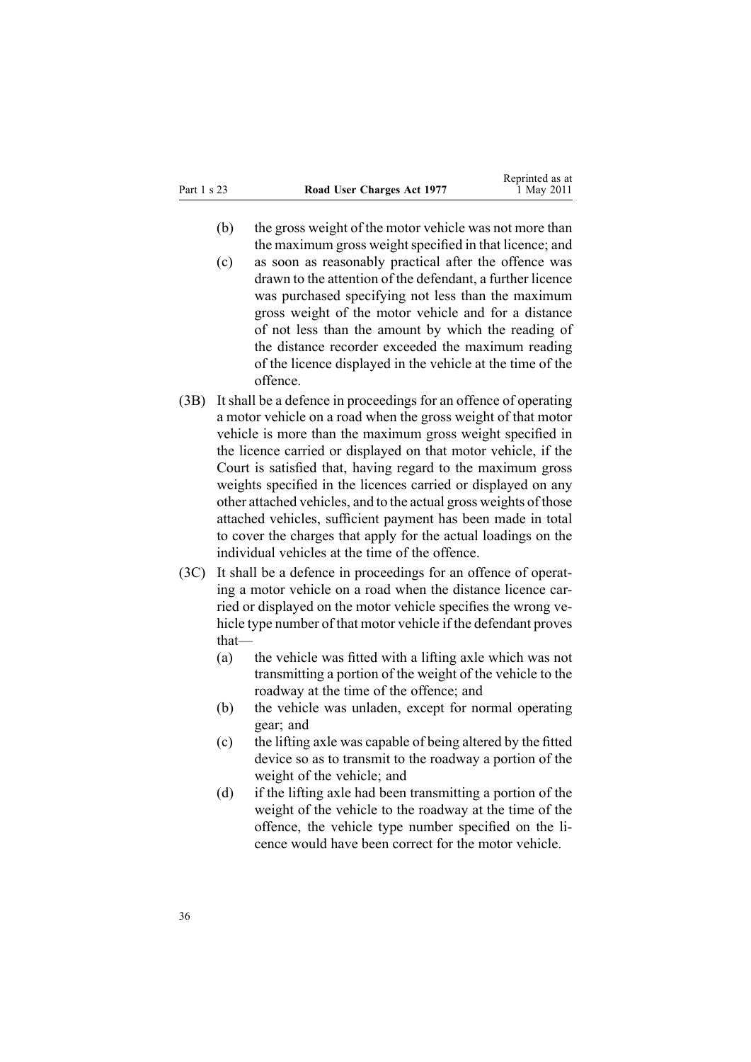(b) the gross weight of the motor vehicle was not more than the maximum gross weight specified in that licence; and

(c) as soon as reasonably practical after the offence was drawn to the attention of the defendant, a further licence was purchased specifying not less than the maximum gross weight of the motor vehicle and for a distance of not less than the amount by which the reading of the distance recorder exceeded the maximum reading of the licence displayed in the vehicle at the time of the offence.

(3B) It shall be a defence in proceedings for an offence of operating a motor vehicle on a road when the gross weight of that motor vehicle is more than the maximum gross weight specified in the licence carried or displayed on that motor vehicle, if the Court is satisfied that, having regard to the maximum gross weights specified in the licences carried or displayed on any other attached vehicles, and to the actual gross weights of those attached vehicles, sufficient payment has been made in total to cover the charges that apply for the actual loadings on the individual vehicles at the time of the offence.

(3C) It shall be a defence in proceedings for an offence of operating a motor vehicle on a road when the distance licence carried or displayed on the motor vehicle specifies the wrong vehicle type number of that motor vehicle if the defendant proves that—

(a) the vehicle was fitted with a lifting axle which was not transmitting a portion of the weight of the vehicle to the roadway at the time of the offence; and

(b) the vehicle was unladen, except for normal operating gear; and

(c) the lifting axle was capable of being altered by the fitted device so as to transmit to the roadway a portion of the weight of the vehicle; and

(d) if the lifting axle had been transmitting a portion of the weight of the vehicle to the roadway at the time of the offence, the vehicle type number specified on the licence would have been correct for the motor vehicle.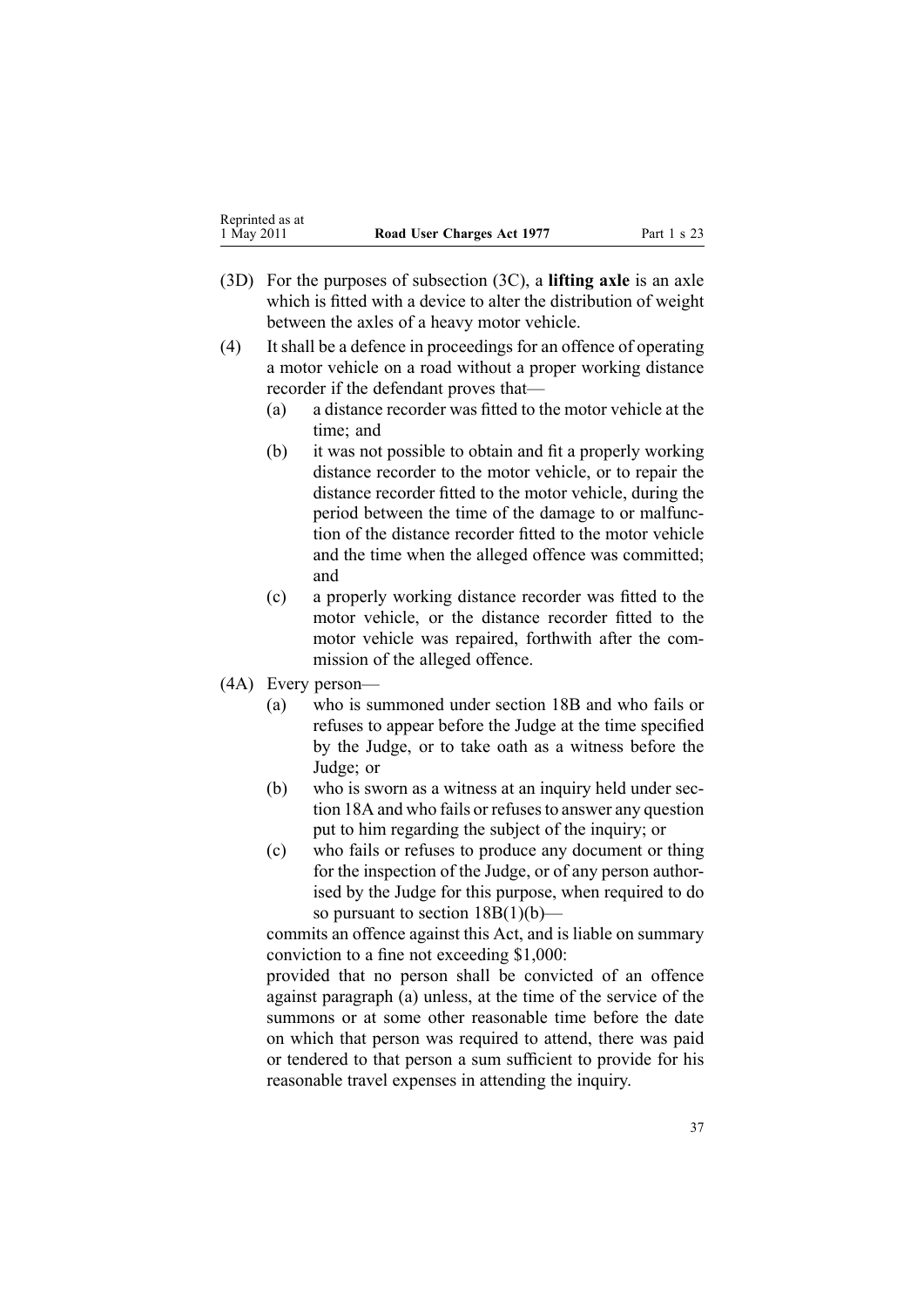(3D) For the purposes of subsection (3C), a **lifting axle** is an axle which is fitted with a device to alter the distribution of weight between the axles of a heavy motor vehicle.

(4) It shall be a defence in proceedings for an offence of operating a motor vehicle on a road without a proper working distance recorder if the defendant proves that—

- (a) a distance recorder was fitted to the motor vehicle at the time; and
- (b) it was not possible to obtain and fit a properly working distance recorder to the motor vehicle, or to repair the distance recorder fitted to the motor vehicle, during the period between the time of the damage to or malfunction of the distance recorder fitted to the motor vehicle and the time when the alleged offence was committed; and
- (c) a properly working distance recorder was fitted to the motor vehicle, or the distance recorder fitted to the motor vehicle was repaired, forthwith after the commission of the alleged offence.

(4A) Every person—

- (a) who is summoned under section 18B and who fails or refuses to appear before the Judge at the time specified by the Judge, or to take oath as a witness before the Judge; or
- (b) who is sworn as a witness at an inquiry held under section 18A and who fails or refuses to answer any question put to him regarding the subject of the inquiry; or
- (c) who fails or refuses to produce any document or thing for the inspection of the Judge, or of any person authorised by the Judge for this purpose, when required to do so pursuant to section 18B(1)(b)—

commits an offence against this Act, and is liable on summary conviction to a fine not exceeding $1,000:

provided that no person shall be convicted of an offence against paragraph (a) unless, at the time of the service of the summons or at some other reasonable time before the date on which that person was required to attend, there was paid or tendered to that person a sum sufficient to provide for his reasonable travel expenses in attending the inquiry.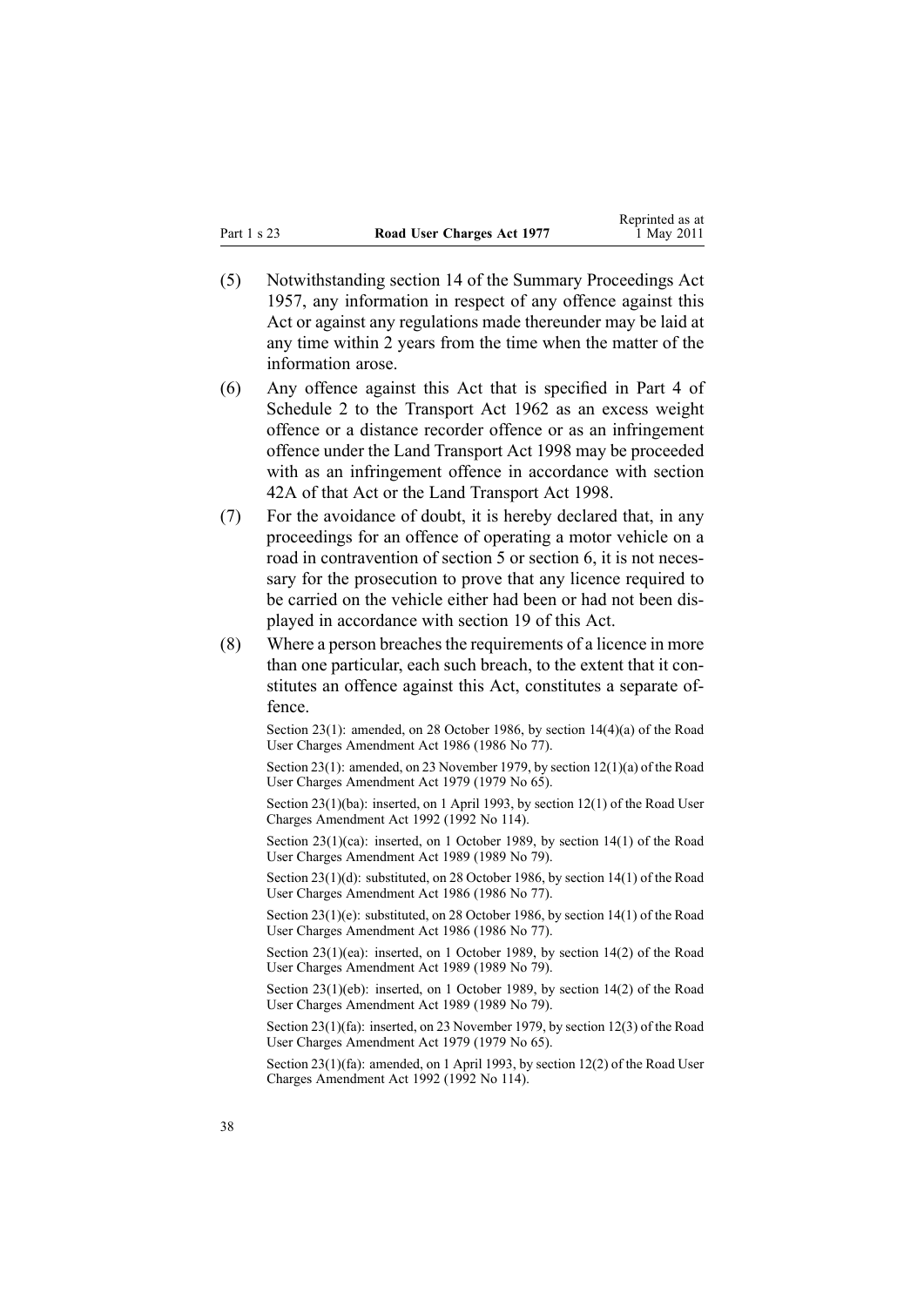(5) Notwithstanding section 14 of the Summary Proceedings Act 1957, any information in respect of any offence against this Act or against any regulations made thereunder may be laid at any time within 2 years from the time when the matter of the information arose.

(6) Any offence against this Act that is specified in Part 4 of Schedule 2 to the Transport Act 1962 as an excess weight offence or a distance recorder offence or as an infringement offence under the Land Transport Act 1998 may be proceeded with as an infringement offence in accordance with section 42A of that Act or the Land Transport Act 1998.

(7) For the avoidance of doubt, it is hereby declared that, in any proceedings for an offence of operating a motor vehicle on a road in contravention of section 5 or section 6, it is not necessary for the prosecution to prove that any licence required to be carried on the vehicle either had been or had not been displayed in accordance with section 19 of this Act.

(8) Where a person breaches the requirements of a licence in more than one particular, each such breach, to the extent that it constitutes an offence against this Act, constitutes a separate offence.

Section 23(1): amended, on 28 October 1986, by section 14(4)(a) of the Road User Charges Amendment Act 1986 (1986 No 77).

Section 23(1): amended, on 23 November 1979, by section 12(1)(a) of the Road User Charges Amendment Act 1979 (1979 No 65).

Section 23(1)(ba): inserted, on 1 April 1993, by section 12(1) of the Road User Charges Amendment Act 1992 (1992 No 114).

Section 23(1)(ca): inserted, on 1 October 1989, by section 14(1) of the Road User Charges Amendment Act 1989 (1989 No 79).

Section 23(1)(d): substituted, on 28 October 1986, by section 14(1) of the Road User Charges Amendment Act 1986 (1986 No 77).

Section 23(1)(e): substituted, on 28 October 1986, by section 14(1) of the Road User Charges Amendment Act 1986 (1986 No 77).

Section 23(1)(ea): inserted, on 1 October 1989, by section 14(2) of the Road User Charges Amendment Act 1989 (1989 No 79).

Section 23(1)(eb): inserted, on 1 October 1989, by section 14(2) of the Road User Charges Amendment Act 1989 (1989 No 79).

Section 23(1)(fa): inserted, on 23 November 1979, by section 12(3) of the Road User Charges Amendment Act 1979 (1979 No 65).

Section 23(1)(fa): amended, on 1 April 1993, by section 12(2) of the Road User Charges Amendment Act 1992 (1992 No 114).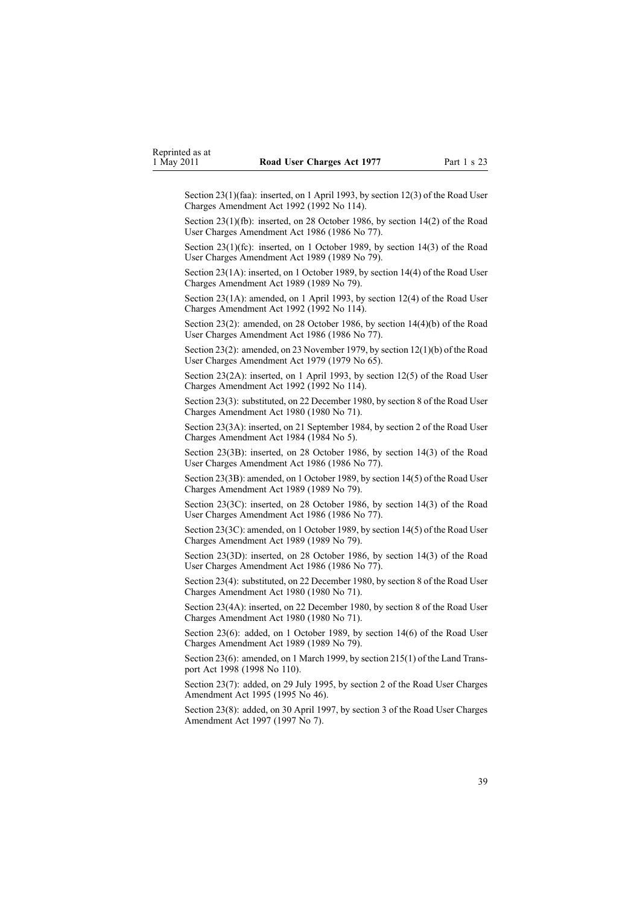Section 23(1)(faa): inserted, on 1 April 1993, by section 12(3) of the Road User Charges Amendment Act 1992 (1992 No 114).

Section 23(1)(fb): inserted, on 28 October 1986, by section 14(2) of the Road User Charges Amendment Act 1986 (1986 No 77).

Section 23(1)(fc): inserted, on 1 October 1989, by section 14(3) of the Road User Charges Amendment Act 1989 (1989 No 79).

Section 23(1A): inserted, on 1 October 1989, by section 14(4) of the Road User Charges Amendment Act 1989 (1989 No 79).

Section 23(1A): amended, on 1 April 1993, by section 12(4) of the Road User Charges Amendment Act 1992 (1992 No 114).

Section 23(2): amended, on 28 October 1986, by section 14(4)(b) of the Road User Charges Amendment Act 1986 (1986 No 77).

Section 23(2): amended, on 23 November 1979, by section 12(1)(b) of the Road User Charges Amendment Act 1979 (1979 No 65).

Section 23(2A): inserted, on 1 April 1993, by section 12(5) of the Road User Charges Amendment Act 1992 (1992 No 114).

Section 23(3): substituted, on 22 December 1980, by section 8 of the Road User Charges Amendment Act 1980 (1980 No 71).

Section 23(3A): inserted, on 21 September 1984, by section 2 of the Road User Charges Amendment Act 1984 (1984 No 5).

Section 23(3B): inserted, on 28 October 1986, by section 14(3) of the Road User Charges Amendment Act 1986 (1986 No 77).

Section 23(3B): amended, on 1 October 1989, by section 14(5) of the Road User Charges Amendment Act 1989 (1989 No 79).

Section 23(3C): inserted, on 28 October 1986, by section 14(3) of the Road User Charges Amendment Act 1986 (1986 No 77).

Section 23(3C): amended, on 1 October 1989, by section 14(5) of the Road User Charges Amendment Act 1989 (1989 No 79).

Section 23(3D): inserted, on 28 October 1986, by section 14(3) of the Road User Charges Amendment Act 1986 (1986 No 77).

Section 23(4): substituted, on 22 December 1980, by section 8 of the Road User Charges Amendment Act 1980 (1980 No 71).

Section 23(4A): inserted, on 22 December 1980, by section 8 of the Road User Charges Amendment Act 1980 (1980 No 71).

Section 23(6): added, on 1 October 1989, by section 14(6) of the Road User Charges Amendment Act 1989 (1989 No 79).

Section 23(6): amended, on 1 March 1999, by section 215(1) of the Land Transport Act 1998 (1998 No 110).

Section 23(7): added, on 29 July 1995, by section 2 of the Road User Charges Amendment Act 1995 (1995 No 46).

Section 23(8): added, on 30 April 1997, by section 3 of the Road User Charges Amendment Act 1997 (1997 No 7).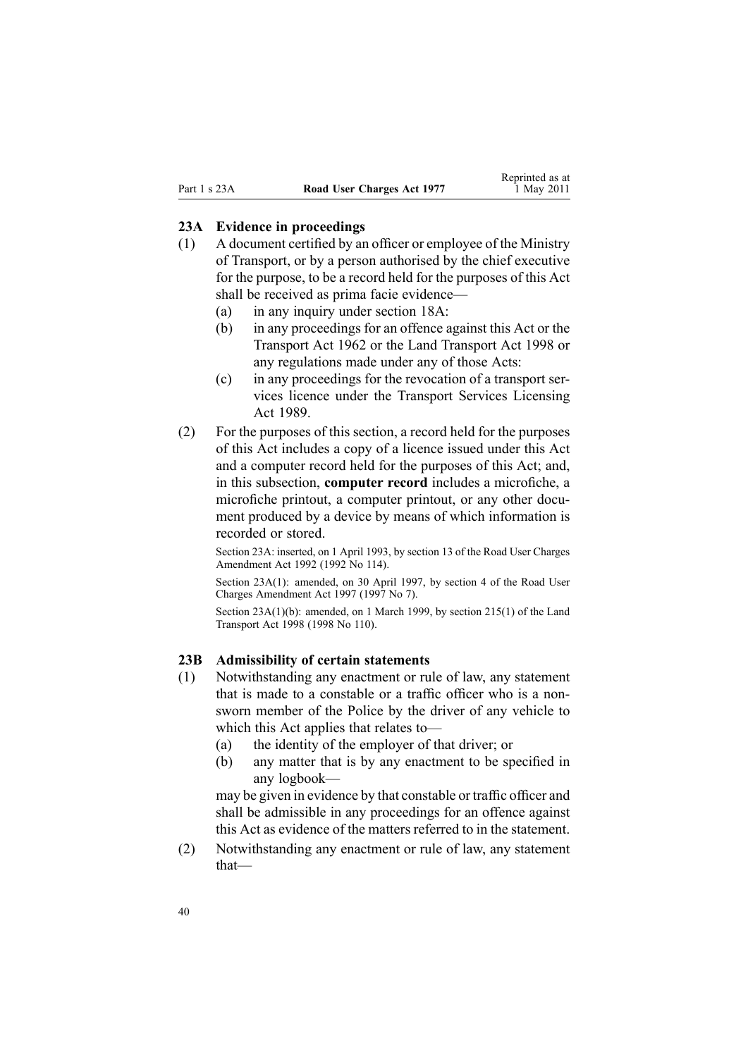### 23A Evidence in proceedings

(1) A document certified by an officer or employee of the Ministry of Transport, or by a person authorised by the chief executive for the purpose, to be a record held for the purposes of this Act shall be received as prima facie evidence—

(a) in any inquiry under section 18A:

(b) in any proceedings for an offence against this Act or the Transport Act 1962 or the Land Transport Act 1998 or any regulations made under any of those Acts:

(c) in any proceedings for the revocation of a transport services licence under the Transport Services Licensing Act 1989.

(2) For the purposes of this section, a record held for the purposes of this Act includes a copy of a licence issued under this Act and a computer record held for the purposes of this Act; and, in this subsection, **computer record** includes a microfiche, a microfiche printout, a computer printout, or any other document produced by a device by means of which information is recorded or stored.

Section 23A: inserted, on 1 April 1993, by section 13 of the Road User Charges Amendment Act 1992 (1992 No 114).

Section 23A(1): amended, on 30 April 1997, by section 4 of the Road User Charges Amendment Act 1997 (1997 No 7).

Section 23A(1)(b): amended, on 1 March 1999, by section 215(1) of the Land Transport Act 1998 (1998 No 110).

### 23B Admissibility of certain statements

(1) Notwithstanding any enactment or rule of law, any statement that is made to a constable or a traffic officer who is a non-sworn member of the Police by the driver of any vehicle to which this Act applies that relates to—

(a) the identity of the employer of that driver; or

(b) any matter that is by any enactment to be specified in any logbook—

may be given in evidence by that constable or traffic officer and shall be admissible in any proceedings for an offence against this Act as evidence of the matters referred to in the statement.

(2) Notwithstanding any enactment or rule of law, any statement that—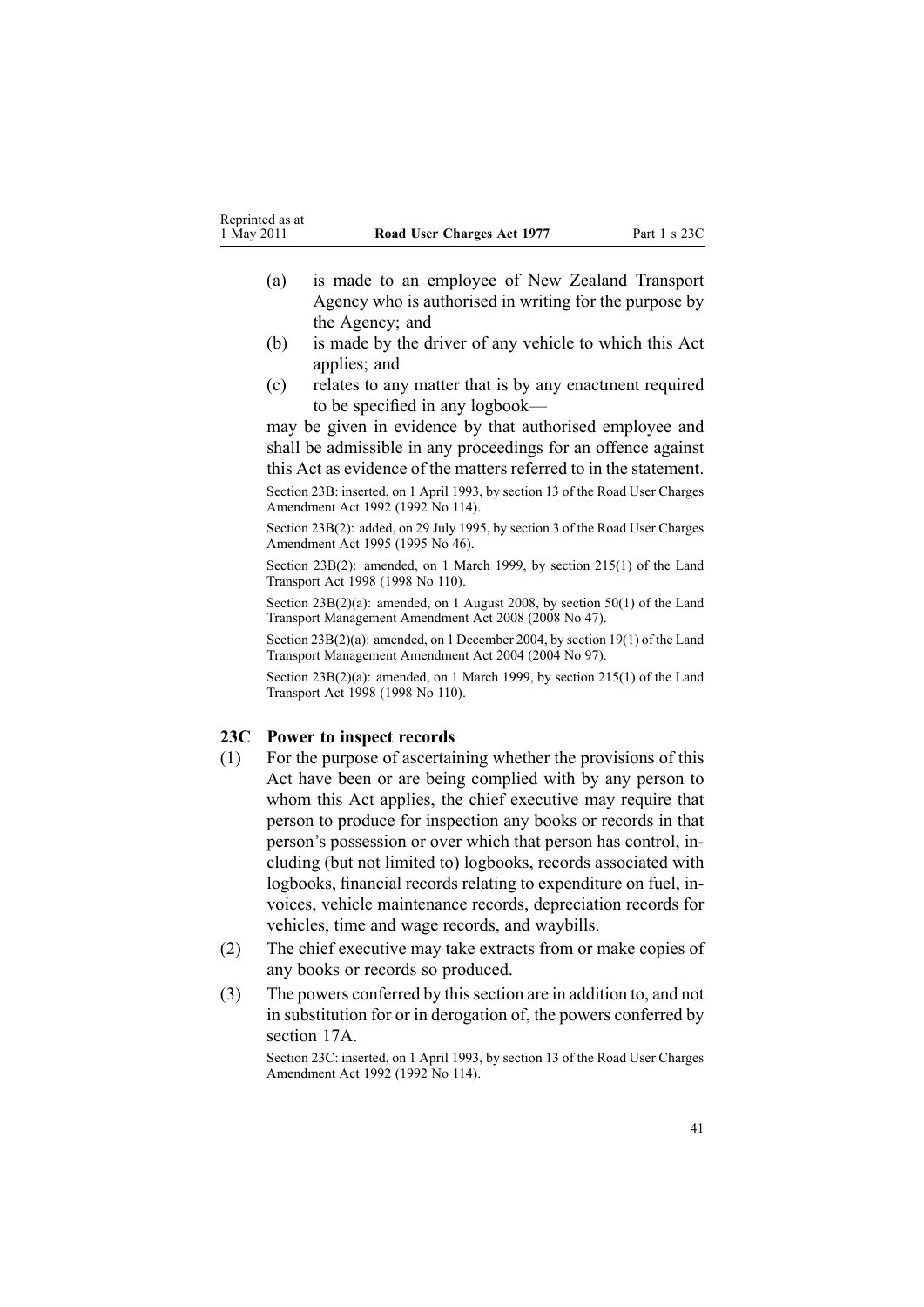(a) is made to an employee of New Zealand Transport Agency who is authorised in writing for the purpose by the Agency; and

(b) is made by the driver of any vehicle to which this Act applies; and

(c) relates to any matter that is by any enactment required to be specified in any logbook—

may be given in evidence by that authorised employee and shall be admissible in any proceedings for an offence against this Act as evidence of the matters referred to in the statement.

Section 23B: inserted, on 1 April 1993, by section 13 of the Road User Charges Amendment Act 1992 (1992 No 114).

Section 23B(2): added, on 29 July 1995, by section 3 of the Road User Charges Amendment Act 1995 (1995 No 46).

Section 23B(2): amended, on 1 March 1999, by section 215(1) of the Land Transport Act 1998 (1998 No 110).

Section 23B(2)(a): amended, on 1 August 2008, by section 50(1) of the Land Transport Management Amendment Act 2008 (2008 No 47).

Section 23B(2)(a): amended, on 1 December 2004, by section 19(1) of the Land Transport Management Amendment Act 2004 (2004 No 97).

Section 23B(2)(a): amended, on 1 March 1999, by section 215(1) of the Land Transport Act 1998 (1998 No 110).

### 23C Power to inspect records

(1) For the purpose of ascertaining whether the provisions of this Act have been or are being complied with by any person to whom this Act applies, the chief executive may require that person to produce for inspection any books or records in that person's possession or over which that person has control, including (but not limited to) logbooks, records associated with logbooks, financial records relating to expenditure on fuel, invoices, vehicle maintenance records, depreciation records for vehicles, time and wage records, and waybills.

(2) The chief executive may take extracts from or make copies of any books or records so produced.

(3) The powers conferred by this section are in addition to, and not in substitution for or in derogation of, the powers conferred by section 17A.

Section 23C: inserted, on 1 April 1993, by section 13 of the Road User Charges Amendment Act 1992 (1992 No 114).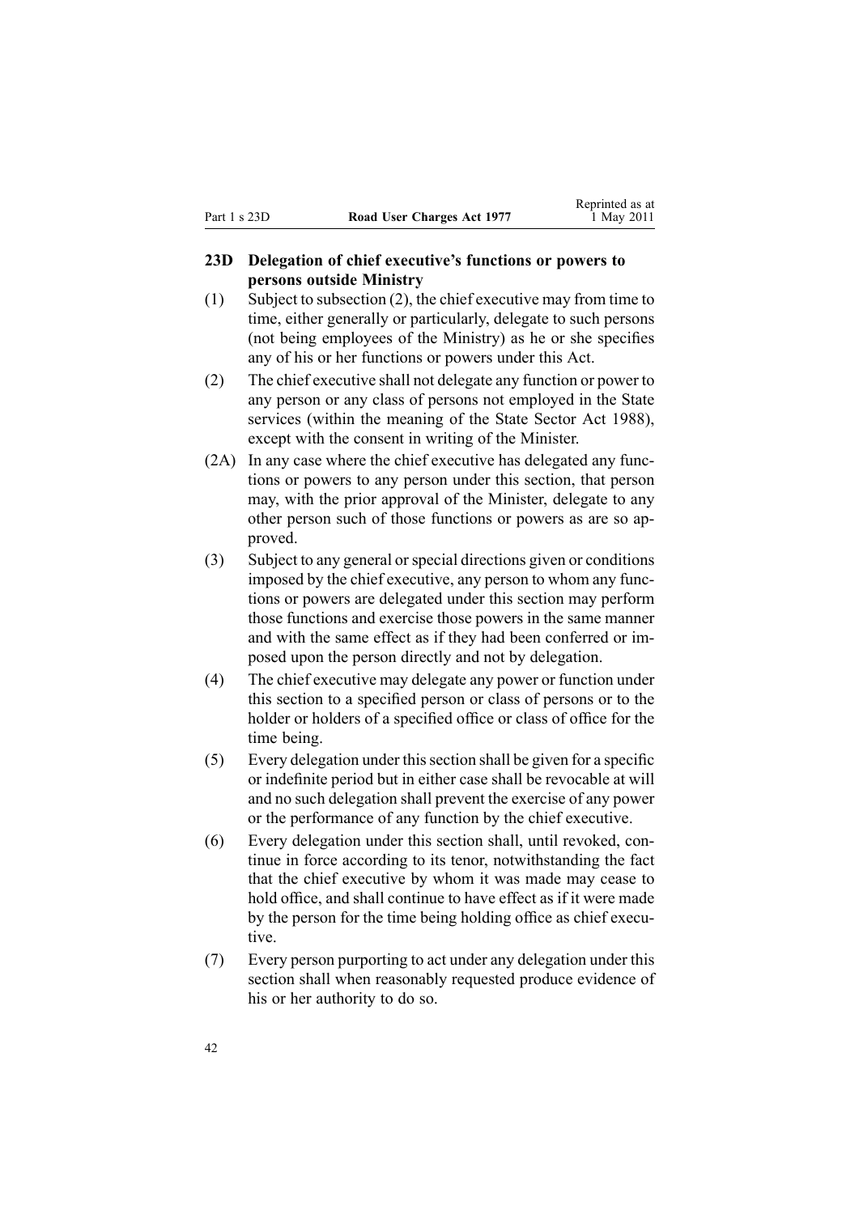### 23D Delegation of chief executive's functions or powers to persons outside Ministry

(1) Subject to subsection (2), the chief executive may from time to time, either generally or particularly, delegate to such persons (not being employees of the Ministry) as he or she specifies any of his or her functions or powers under this Act.

(2) The chief executive shall not delegate any function or power to any person or any class of persons not employed in the State services (within the meaning of the State Sector Act 1988), except with the consent in writing of the Minister.

(2A) In any case where the chief executive has delegated any functions or powers to any person under this section, that person may, with the prior approval of the Minister, delegate to any other person such of those functions or powers as are so approved.

(3) Subject to any general or special directions given or conditions imposed by the chief executive, any person to whom any functions or powers are delegated under this section may perform those functions and exercise those powers in the same manner and with the same effect as if they had been conferred or imposed upon the person directly and not by delegation.

(4) The chief executive may delegate any power or function under this section to a specified person or class of persons or to the holder or holders of a specified office or class of office for the time being.

(5) Every delegation under this section shall be given for a specific or indefinite period but in either case shall be revocable at will and no such delegation shall prevent the exercise of any power or the performance of any function by the chief executive.

(6) Every delegation under this section shall, until revoked, continue in force according to its tenor, notwithstanding the fact that the chief executive by whom it was made may cease to hold office, and shall continue to have effect as if it were made by the person for the time being holding office as chief executive.

(7) Every person purporting to act under any delegation under this section shall when reasonably requested produce evidence of his or her authority to do so.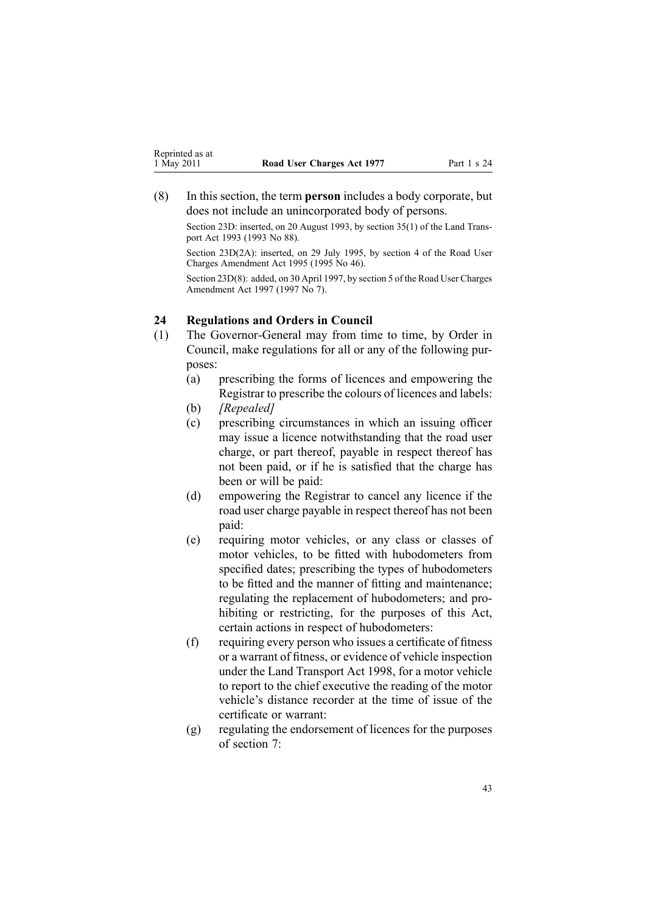(8) In this section, the term **person** includes a body corporate, but does not include an unincorporated body of persons.

Section 23D: inserted, on 20 August 1993, by section 35(1) of the Land Transport Act 1993 (1993 No 88).

Section 23D(2A): inserted, on 29 July 1995, by section 4 of the Road User Charges Amendment Act 1995 (1995 No 46).

Section 23D(8): added, on 30 April 1997, by section 5 of the Road User Charges Amendment Act 1997 (1997 No 7).

### 24 Regulations and Orders in Council

(1) The Governor-General may from time to time, by Order in Council, make regulations for all or any of the following purposes:

(a) prescribing the forms of licences and empowering the Registrar to prescribe the colours of licences and labels:

(b) *[Repealed]*

(c) prescribing circumstances in which an issuing officer may issue a licence notwithstanding that the road user charge, or part thereof, payable in respect thereof has not been paid, or if he is satisfied that the charge has been or will be paid:

(d) empowering the Registrar to cancel any licence if the road user charge payable in respect thereof has not been paid:

(e) requiring motor vehicles, or any class or classes of motor vehicles, to be fitted with hubodometers from specified dates; prescribing the types of hubodometers to be fitted and the manner of fitting and maintenance; regulating the replacement of hubodometers; and prohibiting or restricting, for the purposes of this Act, certain actions in respect of hubodometers:

(f) requiring every person who issues a certificate of fitness or a warrant of fitness, or evidence of vehicle inspection under the Land Transport Act 1998, for a motor vehicle to report to the chief executive the reading of the motor vehicle's distance recorder at the time of issue of the certificate or warrant:

(g) regulating the endorsement of licences for the purposes of section 7: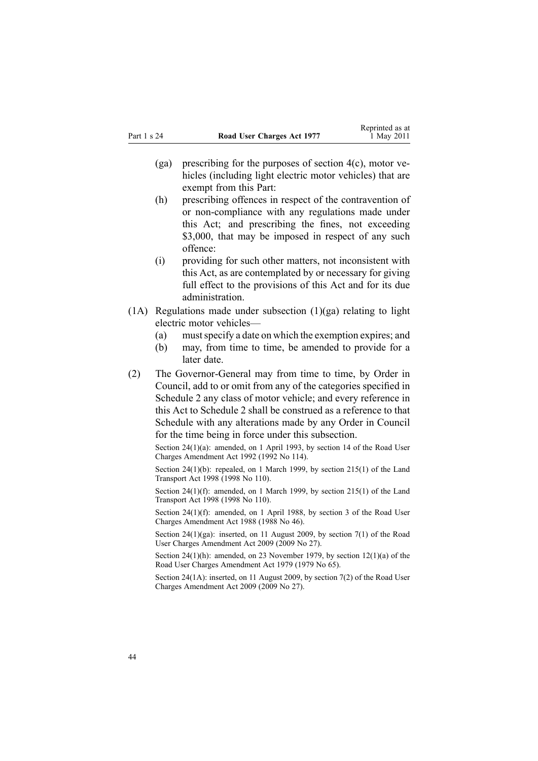(ga) prescribing for the purposes of section 4(c), motor vehicles (including light electric motor vehicles) that are exempt from this Part:

(h) prescribing offences in respect of the contravention of or non-compliance with any regulations made under this Act; and prescribing the fines, not exceeding $3,000, that may be imposed in respect of any such offence:

(i) providing for such other matters, not inconsistent with this Act, as are contemplated by or necessary for giving full effect to the provisions of this Act and for its due administration.

(1A) Regulations made under subsection (1)(ga) relating to light electric motor vehicles—

(a) must specify a date on which the exemption expires; and

(b) may, from time to time, be amended to provide for a later date.

(2) The Governor-General may from time to time, by Order in Council, add to or omit from any of the categories specified in Schedule 2 any class of motor vehicle; and every reference in this Act to Schedule 2 shall be construed as a reference to that Schedule with any alterations made by any Order in Council for the time being in force under this subsection.

Section 24(1)(a): amended, on 1 April 1993, by section 14 of the Road User Charges Amendment Act 1992 (1992 No 114).

Section 24(1)(b): repealed, on 1 March 1999, by section 215(1) of the Land Transport Act 1998 (1998 No 110).

Section 24(1)(f): amended, on 1 March 1999, by section 215(1) of the Land Transport Act 1998 (1998 No 110).

Section 24(1)(f): amended, on 1 April 1988, by section 3 of the Road User Charges Amendment Act 1988 (1988 No 46).

Section 24(1)(ga): inserted, on 11 August 2009, by section 7(1) of the Road User Charges Amendment Act 2009 (2009 No 27).

Section 24(1)(h): amended, on 23 November 1979, by section 12(1)(a) of the Road User Charges Amendment Act 1979 (1979 No 65).

Section 24(1A): inserted, on 11 August 2009, by section 7(2) of the Road User Charges Amendment Act 2009 (2009 No 27).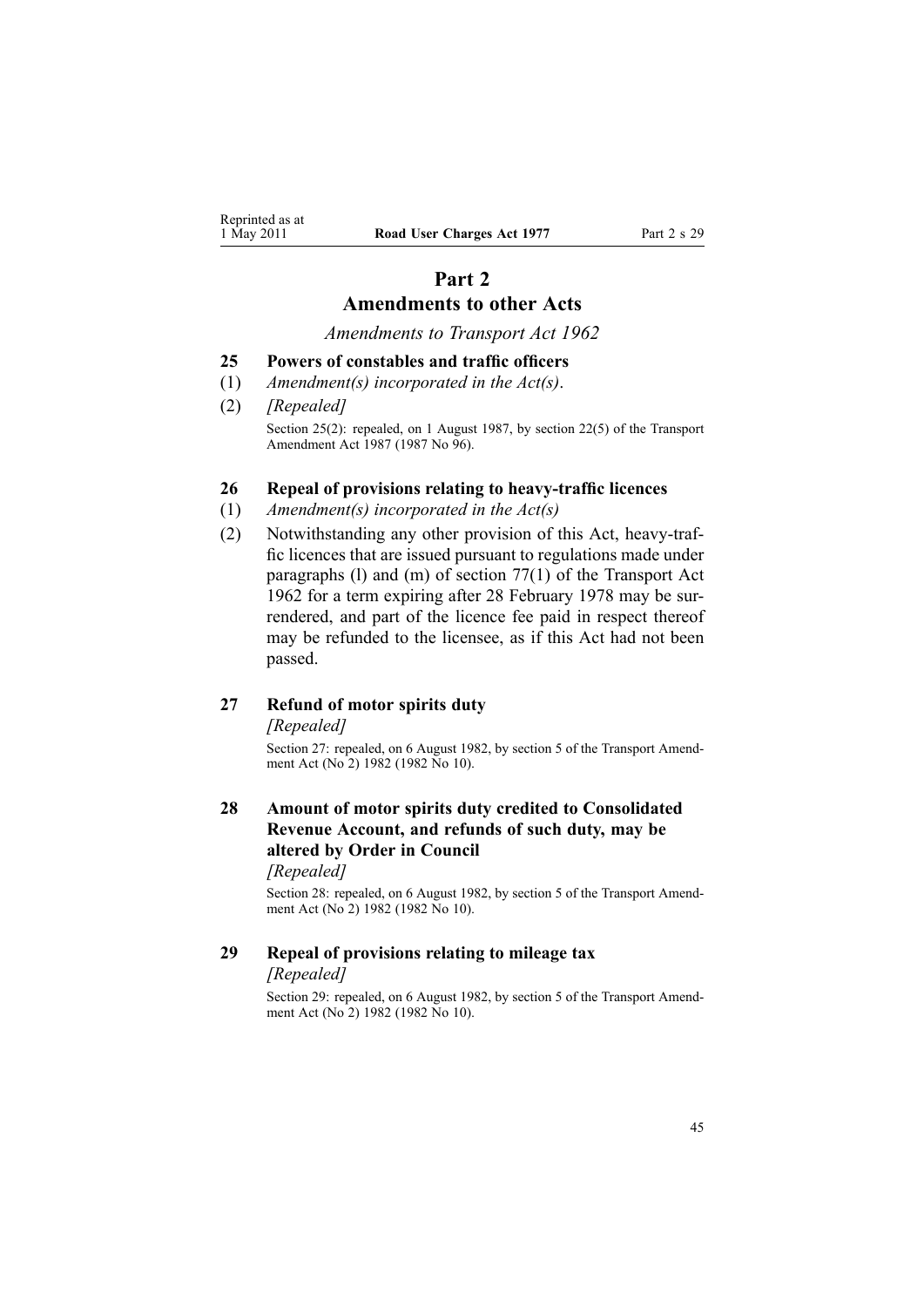# Part 2
# Amendments to other Acts

*Amendments to Transport Act 1962*

### 25 Powers of constables and traffic officers

(1) *Amendment(s) incorporated in the Act(s)*.

(2) *[Repealed]*

Section 25(2): repealed, on 1 August 1987, by section 22(5) of the Transport Amendment Act 1987 (1987 No 96).

### 26 Repeal of provisions relating to heavy-traffic licences

(1) *Amendment(s) incorporated in the Act(s)*

(2) Notwithstanding any other provision of this Act, heavy-traffic licences that are issued pursuant to regulations made under paragraphs (l) and (m) of section 77(1) of the Transport Act 1962 for a term expiring after 28 February 1978 may be surrendered, and part of the licence fee paid in respect thereof may be refunded to the licensee, as if this Act had not been passed.

### 27 Refund of motor spirits duty

*[Repealed]*

Section 27: repealed, on 6 August 1982, by section 5 of the Transport Amendment Act (No 2) 1982 (1982 No 10).

### 28 Amount of motor spirits duty credited to Consolidated Revenue Account, and refunds of such duty, may be altered by Order in Council

*[Repealed]*

Section 28: repealed, on 6 August 1982, by section 5 of the Transport Amendment Act (No 2) 1982 (1982 No 10).

### 29 Repeal of provisions relating to mileage tax

*[Repealed]*

Section 29: repealed, on 6 August 1982, by section 5 of the Transport Amendment Act (No 2) 1982 (1982 No 10).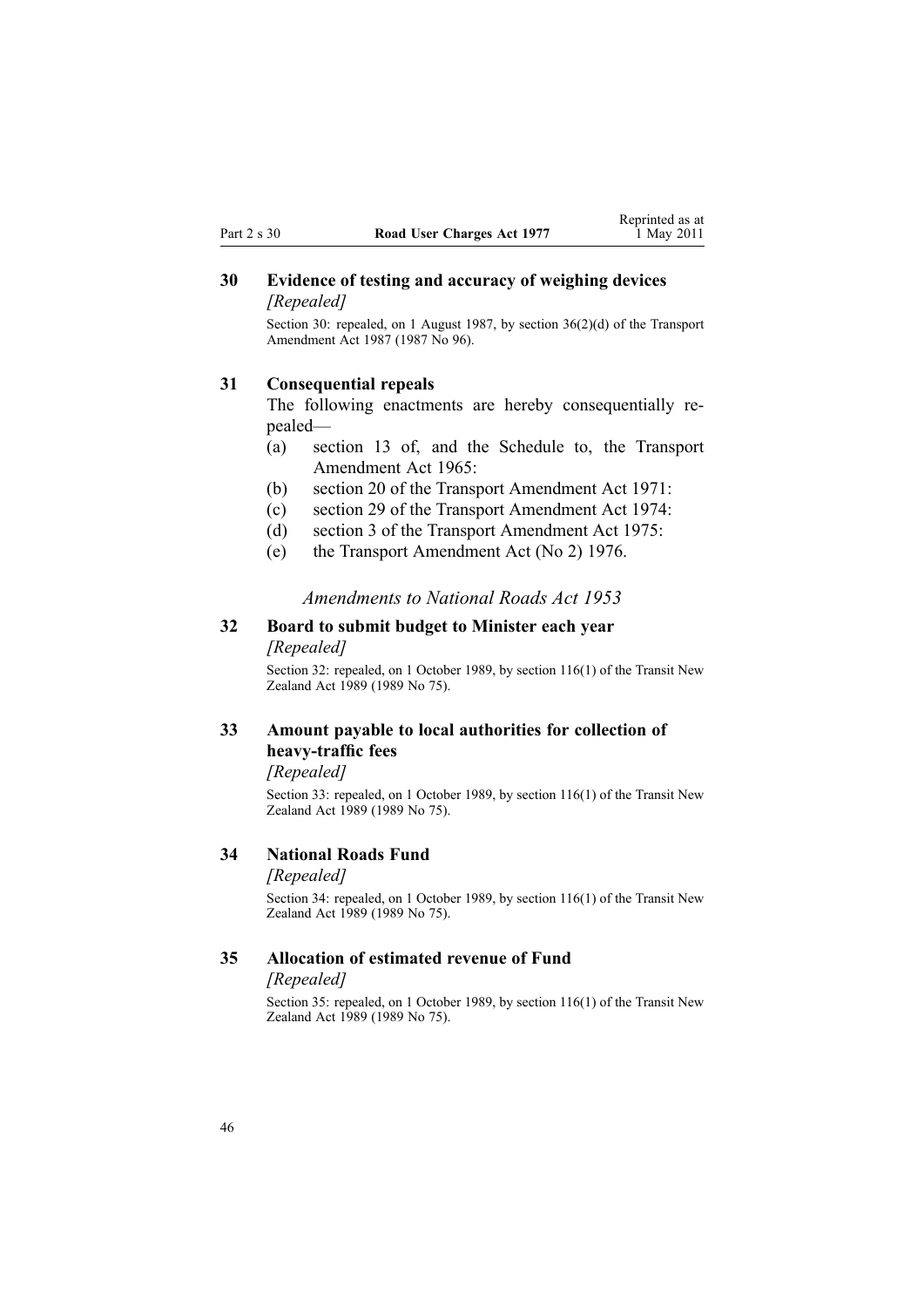### 30 Evidence of testing and accuracy of weighing devices

*[Repealed]*

Section 30: repealed, on 1 August 1987, by section 36(2)(d) of the Transport Amendment Act 1987 (1987 No 96).

### 31 Consequential repeals

The following enactments are hereby consequentially repealed—

(a) section 13 of, and the Schedule to, the Transport Amendment Act 1965:

(b) section 20 of the Transport Amendment Act 1971:

(c) section 29 of the Transport Amendment Act 1974:

(d) section 3 of the Transport Amendment Act 1975:

(e) the Transport Amendment Act (No 2) 1976.

*Amendments to National Roads Act 1953*

### 32 Board to submit budget to Minister each year

*[Repealed]*

Section 32: repealed, on 1 October 1989, by section 116(1) of the Transit New Zealand Act 1989 (1989 No 75).

### 33 Amount payable to local authorities for collection of heavy-traffic fees

*[Repealed]*

Section 33: repealed, on 1 October 1989, by section 116(1) of the Transit New Zealand Act 1989 (1989 No 75).

### 34 National Roads Fund

*[Repealed]*

Section 34: repealed, on 1 October 1989, by section 116(1) of the Transit New Zealand Act 1989 (1989 No 75).

### 35 Allocation of estimated revenue of Fund

*[Repealed]*

Section 35: repealed, on 1 October 1989, by section 116(1) of the Transit New Zealand Act 1989 (1989 No 75).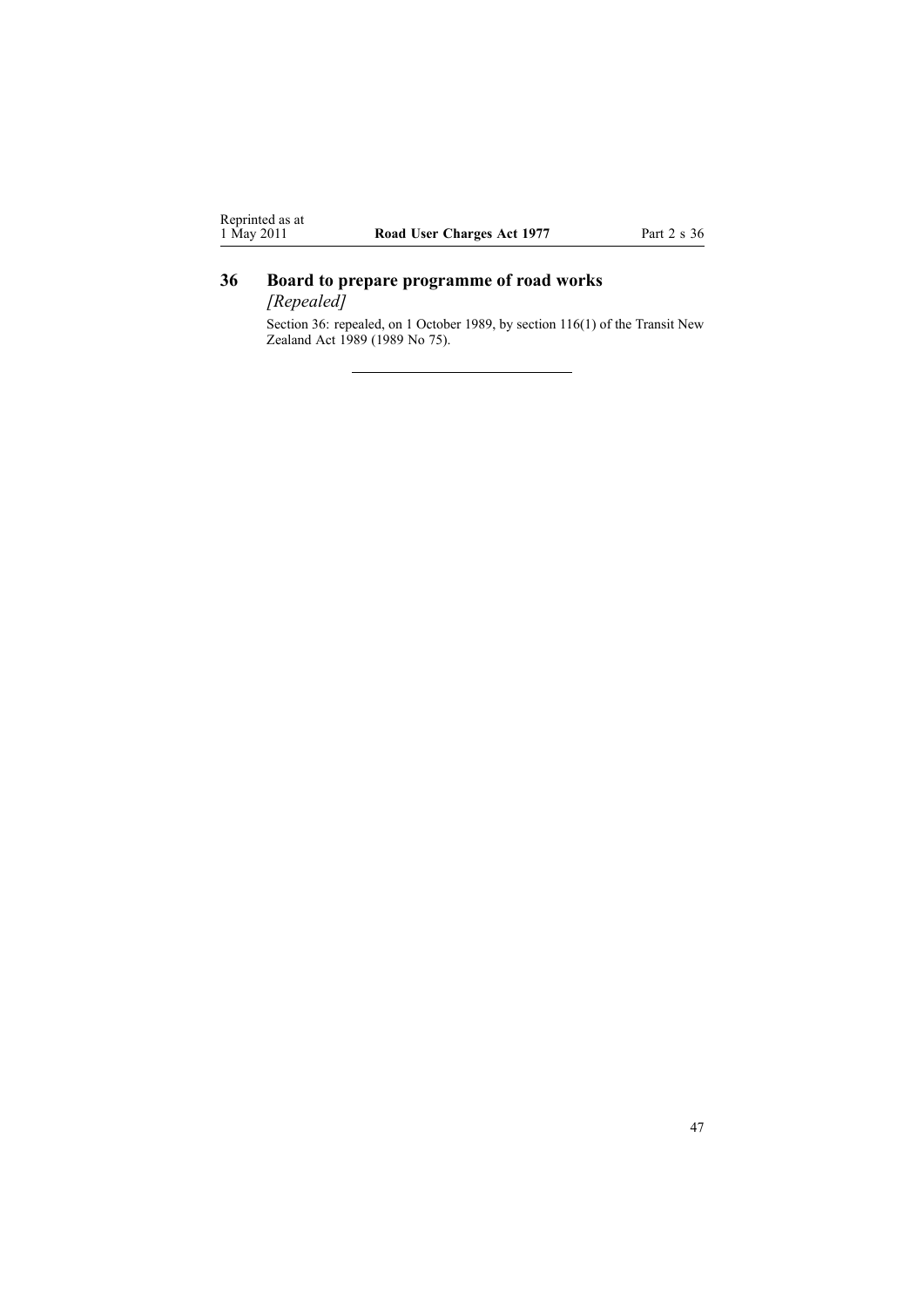## 36 Board to prepare programme of road works

*[Repealed]*

Section 36: repealed, on 1 October 1989, by section 116(1) of the Transit New Zealand Act 1989 (1989 No 75).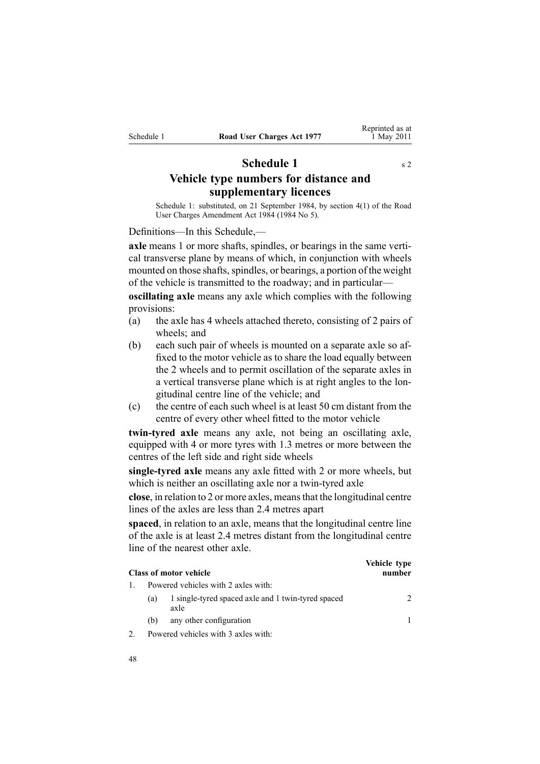# Schedule 1

s 2

## Vehicle type numbers for distance and supplementary licences

Schedule 1: substituted, on 21 September 1984, by section 4(1) of the Road User Charges Amendment Act 1984 (1984 No 5).

Definitions—In this Schedule,—

**axle** means 1 or more shafts, spindles, or bearings in the same vertical transverse plane by means of which, in conjunction with wheels mounted on those shafts, spindles, or bearings, a portion of the weight of the vehicle is transmitted to the roadway; and in particular—

**oscillating axle** means any axle which complies with the following provisions:

(a) the axle has 4 wheels attached thereto, consisting of 2 pairs of wheels; and

(b) each such pair of wheels is mounted on a separate axle so affixed to the motor vehicle as to share the load equally between the 2 wheels and to permit oscillation of the separate axles in a vertical transverse plane which is at right angles to the longitudinal centre line of the vehicle; and

(c) the centre of each such wheel is at least 50 cm distant from the centre of every other wheel fitted to the motor vehicle

**twin-tyred axle** means any axle, not being an oscillating axle, equipped with 4 or more tyres with 1.3 metres or more between the centres of the left side and right side wheels

**single-tyred axle** means any axle fitted with 2 or more wheels, but which is neither an oscillating axle nor a twin-tyred axle

**close**, in relation to 2 or more axles, means that the longitudinal centre lines of the axles are less than 2.4 metres apart

**spaced**, in relation to an axle, means that the longitudinal centre line of the axle is at least 2.4 metres distant from the longitudinal centre line of the nearest other axle.

| Class of motor vehicle | | Vehicle type number |
|---|---|---|
| 1. Powered vehicles with 2 axles with: | | |
| | (a) 1 single-tyred spaced axle and 1 twin-tyred spaced axle | 2 |
| | (b) any other configuration | 1 |
| 2. Powered vehicles with 3 axles with: | | |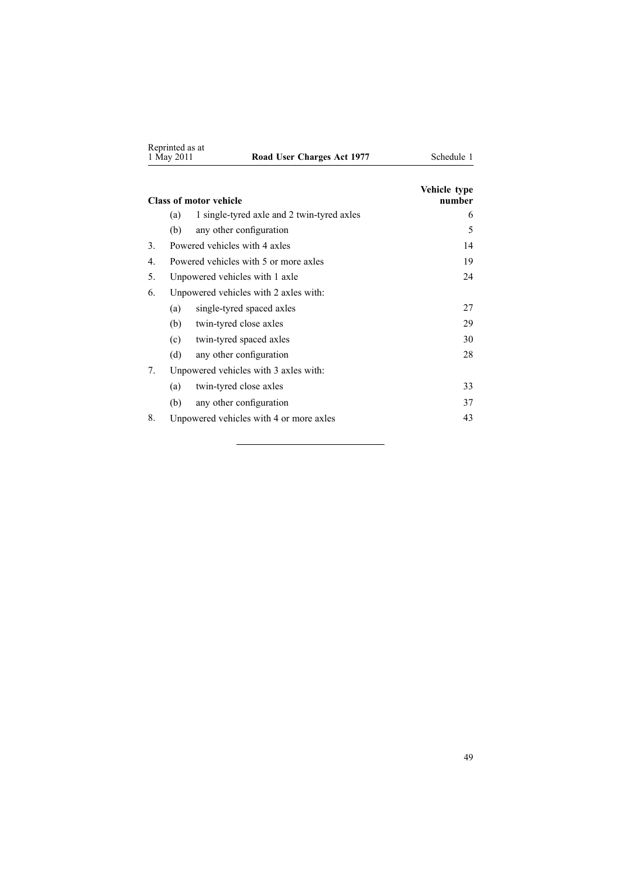| Class of motor vehicle | | | Vehicle type number |
|---|---|---|---|
| | (a) | 1 single-tyred axle and 2 twin-tyred axles | 6 |
| | (b) | any other configuration | 5 |
| 3. | Powered vehicles with 4 axles | | 14 |
| 4. | Powered vehicles with 5 or more axles | | 19 |
| 5. | Unpowered vehicles with 1 axle | | 24 |
| 6. | Unpowered vehicles with 2 axles with: | | |
| | (a) | single-tyred spaced axles | 27 |
| | (b) | twin-tyred close axles | 29 |
| | (c) | twin-tyred spaced axles | 30 |
| | (d) | any other configuration | 28 |
| 7. | Unpowered vehicles with 3 axles with: | | |
| | (a) | twin-tyred close axles | 33 |
| | (b) | any other configuration | 37 |
| 8. | Unpowered vehicles with 4 or more axles | | 43 |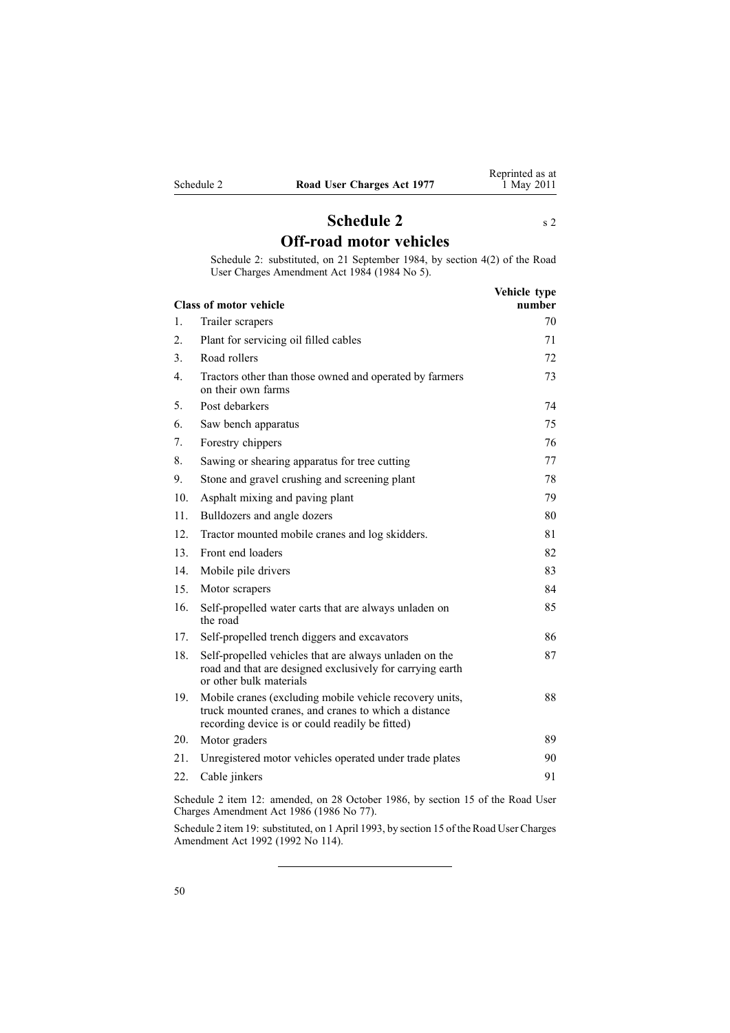# Schedule 2

s 2

## Off-road motor vehicles

Schedule 2: substituted, on 21 September 1984, by section 4(2) of the Road User Charges Amendment Act 1984 (1984 No 5).

| | Class of motor vehicle | Vehicle type number |
|---|---|---|
| 1. | Trailer scrapers | 70 |
| 2. | Plant for servicing oil filled cables | 71 |
| 3. | Road rollers | 72 |
| 4. | Tractors other than those owned and operated by farmers on their own farms | 73 |
| 5. | Post debarkers | 74 |
| 6. | Saw bench apparatus | 75 |
| 7. | Forestry chippers | 76 |
| 8. | Sawing or shearing apparatus for tree cutting | 77 |
| 9. | Stone and gravel crushing and screening plant | 78 |
| 10. | Asphalt mixing and paving plant | 79 |
| 11. | Bulldozers and angle dozers | 80 |
| 12. | Tractor mounted mobile cranes and log skidders. | 81 |
| 13. | Front end loaders | 82 |
| 14. | Mobile pile drivers | 83 |
| 15. | Motor scrapers | 84 |
| 16. | Self-propelled water carts that are always unladen on the road | 85 |
| 17. | Self-propelled trench diggers and excavators | 86 |
| 18. | Self-propelled vehicles that are always unladen on the road and that are designed exclusively for carrying earth or other bulk materials | 87 |
| 19. | Mobile cranes (excluding mobile vehicle recovery units, truck mounted cranes, and cranes to which a distance recording device is or could readily be fitted) | 88 |
| 20. | Motor graders | 89 |
| 21. | Unregistered motor vehicles operated under trade plates | 90 |
| 22. | Cable jinkers | 91 |

Schedule 2 item 12: amended, on 28 October 1986, by section 15 of the Road User Charges Amendment Act 1986 (1986 No 77).

Schedule 2 item 19: substituted, on 1 April 1993, by section 15 of the Road User Charges Amendment Act 1992 (1992 No 114).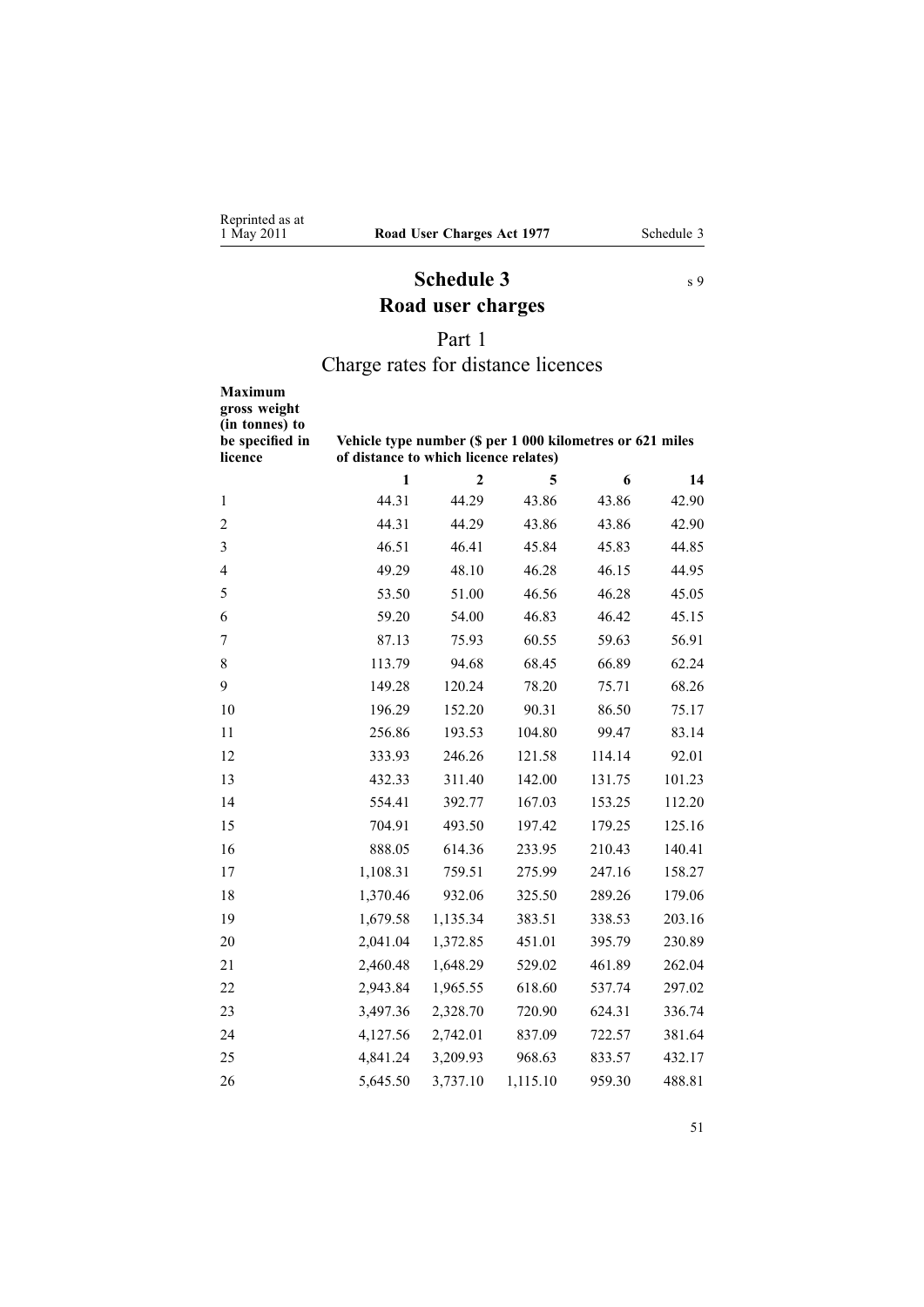# Schedule 3
s 9

# Road user charges

## Part 1
## Charge rates for distance licences

| Maximum gross weight (in tonnes) to be specified in licence | Vehicle type number ($ per 1 000 kilometres or 621 miles of distance to which licence relates) | | | | |
|---|---|---|---|---|---|
| | 1 | 2 | 5 | 6 | 14 |
| 1 | 44.31 | 44.29 | 43.86 | 43.86 | 42.90 |
| 2 | 44.31 | 44.29 | 43.86 | 43.86 | 42.90 |
| 3 | 46.51 | 46.41 | 45.84 | 45.83 | 44.85 |
| 4 | 49.29 | 48.10 | 46.28 | 46.15 | 44.95 |
| 5 | 53.50 | 51.00 | 46.56 | 46.28 | 45.05 |
| 6 | 59.20 | 54.00 | 46.83 | 46.42 | 45.15 |
| 7 | 87.13 | 75.93 | 60.55 | 59.63 | 56.91 |
| 8 | 113.79 | 94.68 | 68.45 | 66.89 | 62.24 |
| 9 | 149.28 | 120.24 | 78.20 | 75.71 | 68.26 |
| 10 | 196.29 | 152.20 | 90.31 | 86.50 | 75.17 |
| 11 | 256.86 | 193.53 | 104.80 | 99.47 | 83.14 |
| 12 | 333.93 | 246.26 | 121.58 | 114.14 | 92.01 |
| 13 | 432.33 | 311.40 | 142.00 | 131.75 | 101.23 |
| 14 | 554.41 | 392.77 | 167.03 | 153.25 | 112.20 |
| 15 | 704.91 | 493.50 | 197.42 | 179.25 | 125.16 |
| 16 | 888.05 | 614.36 | 233.95 | 210.43 | 140.41 |
| 17 | 1,108.31 | 759.51 | 275.99 | 247.16 | 158.27 |
| 18 | 1,370.46 | 932.06 | 325.50 | 289.26 | 179.06 |
| 19 | 1,679.58 | 1,135.34 | 383.51 | 338.53 | 203.16 |
| 20 | 2,041.04 | 1,372.85 | 451.01 | 395.79 | 230.89 |
| 21 | 2,460.48 | 1,648.29 | 529.02 | 461.89 | 262.04 |
| 22 | 2,943.84 | 1,965.55 | 618.60 | 537.74 | 297.02 |
| 23 | 3,497.36 | 2,328.70 | 720.90 | 624.31 | 336.74 |
| 24 | 4,127.56 | 2,742.01 | 837.09 | 722.57 | 381.64 |
| 25 | 4,841.24 | 3,209.93 | 968.63 | 833.57 | 432.17 |
| 26 | 5,645.50 | 3,737.10 | 1,115.10 | 959.30 | 488.81 |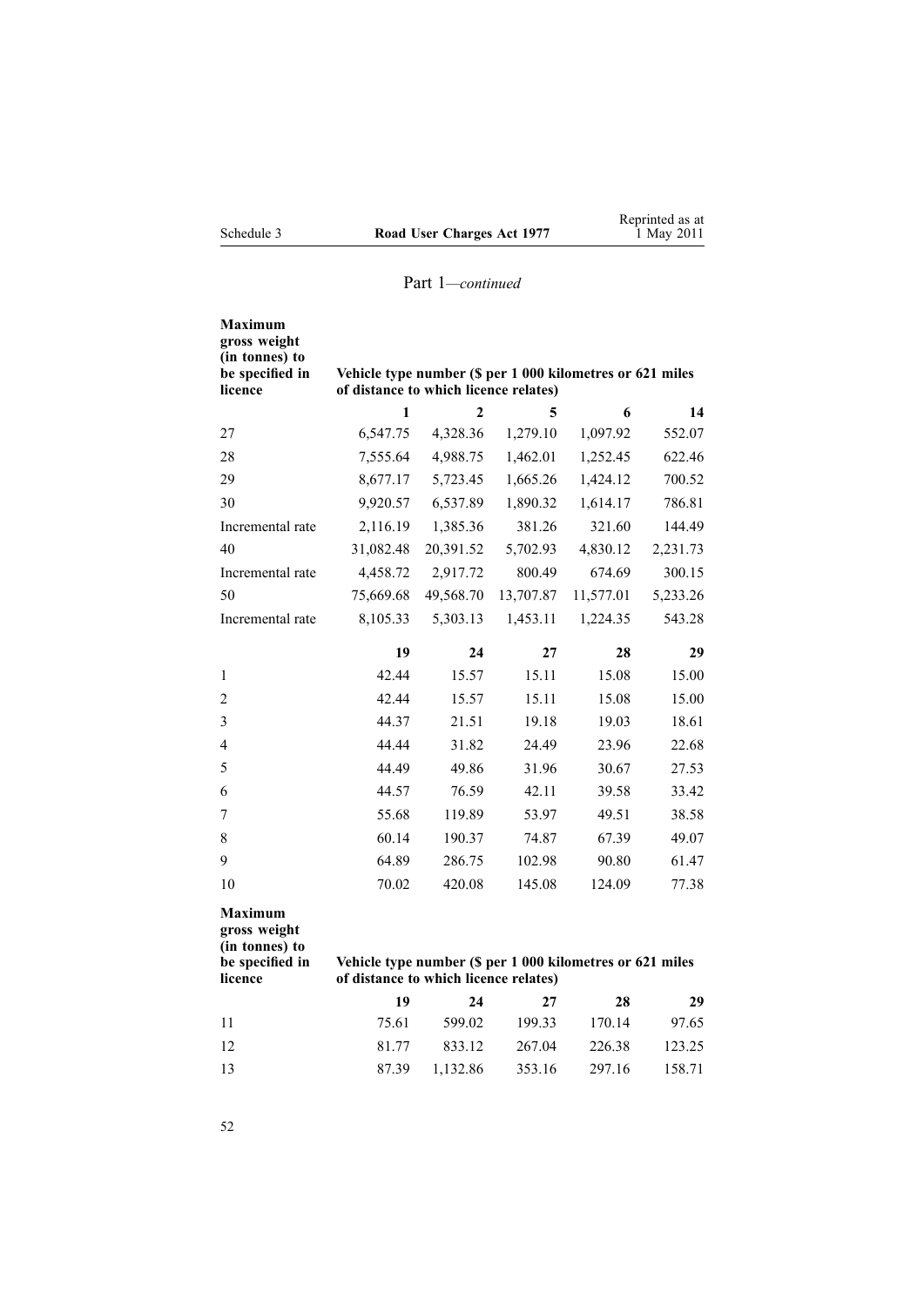Part 1—*continued*

| Maximum gross weight (in tonnes) to be specified in licence | Vehicle type number ($ per 1 000 kilometres or 621 miles of distance to which licence relates) | | | | |
|---|---|---|---|---|---|
| | **1** | **2** | **5** | **6** | **14** |
| 27 | 6,547.75 | 4,328.36 | 1,279.10 | 1,097.92 | 552.07 |
| 28 | 7,555.64 | 4,988.75 | 1,462.01 | 1,252.45 | 622.46 |
| 29 | 8,677.17 | 5,723.45 | 1,665.26 | 1,424.12 | 700.52 |
| 30 | 9,920.57 | 6,537.89 | 1,890.32 | 1,614.17 | 786.81 |
| Incremental rate | 2,116.19 | 1,385.36 | 381.26 | 321.60 | 144.49 |
| 40 | 31,082.48 | 20,391.52 | 5,702.93 | 4,830.12 | 2,231.73 |
| Incremental rate | 4,458.72 | 2,917.72 | 800.49 | 674.69 | 300.15 |
| 50 | 75,669.68 | 49,568.70 | 13,707.87 | 11,577.01 | 5,233.26 |
| Incremental rate | 8,105.33 | 5,303.13 | 1,453.11 | 1,224.35 | 543.28 |
| | **19** | **24** | **27** | **28** | **29** |
| 1 | 42.44 | 15.57 | 15.11 | 15.08 | 15.00 |
| 2 | 42.44 | 15.57 | 15.11 | 15.08 | 15.00 |
| 3 | 44.37 | 21.51 | 19.18 | 19.03 | 18.61 |
| 4 | 44.44 | 31.82 | 24.49 | 23.96 | 22.68 |
| 5 | 44.49 | 49.86 | 31.96 | 30.67 | 27.53 |
| 6 | 44.57 | 76.59 | 42.11 | 39.58 | 33.42 |
| 7 | 55.68 | 119.89 | 53.97 | 49.51 | 38.58 |
| 8 | 60.14 | 190.37 | 74.87 | 67.39 | 49.07 |
| 9 | 64.89 | 286.75 | 102.98 | 90.80 | 61.47 |
| 10 | 70.02 | 420.08 | 145.08 | 124.09 | 77.38 |

| Maximum gross weight (in tonnes) to be specified in licence | Vehicle type number ($ per 1 000 kilometres or 621 miles of distance to which licence relates) | | | | |
|---|---|---|---|---|---|
| | **19** | **24** | **27** | **28** | **29** |
| 11 | 75.61 | 599.02 | 199.33 | 170.14 | 97.65 |
| 12 | 81.77 | 833.12 | 267.04 | 226.38 | 123.25 |
| 13 | 87.39 | 1,132.86 | 353.16 | 297.16 | 158.71 |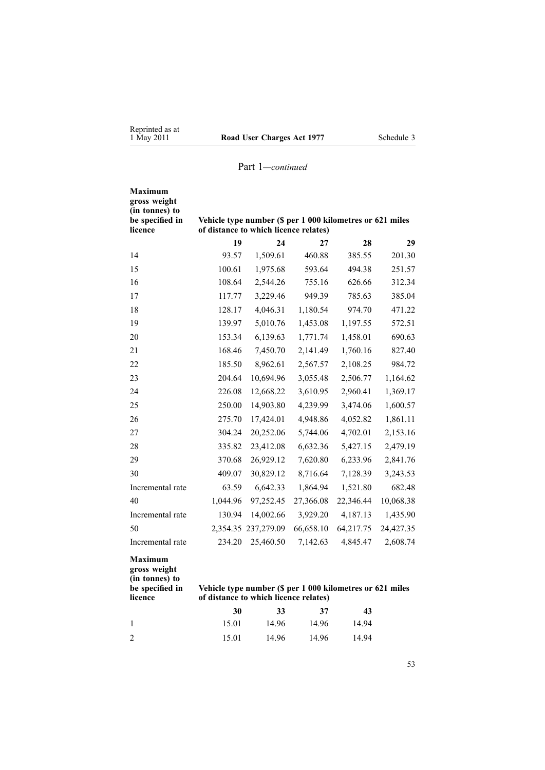Part 1—*continued*

| Maximum gross weight (in tonnes) to be specified in licence | Vehicle type number ($ per 1 000 kilometres or 621 miles of distance to which licence relates) | | | | |
|---|---|---|---|---|---|
| | **19** | **24** | **27** | **28** | **29** |
| 14 | 93.57 | 1,509.61 | 460.88 | 385.55 | 201.30 |
| 15 | 100.61 | 1,975.68 | 593.64 | 494.38 | 251.57 |
| 16 | 108.64 | 2,544.26 | 755.16 | 626.66 | 312.34 |
| 17 | 117.77 | 3,229.46 | 949.39 | 785.63 | 385.04 |
| 18 | 128.17 | 4,046.31 | 1,180.54 | 974.70 | 471.22 |
| 19 | 139.97 | 5,010.76 | 1,453.08 | 1,197.55 | 572.51 |
| 20 | 153.34 | 6,139.63 | 1,771.74 | 1,458.01 | 690.63 |
| 21 | 168.46 | 7,450.70 | 2,141.49 | 1,760.16 | 827.40 |
| 22 | 185.50 | 8,962.61 | 2,567.57 | 2,108.25 | 984.72 |
| 23 | 204.64 | 10,694.96 | 3,055.48 | 2,506.77 | 1,164.62 |
| 24 | 226.08 | 12,668.22 | 3,610.95 | 2,960.41 | 1,369.17 |
| 25 | 250.00 | 14,903.80 | 4,239.99 | 3,474.06 | 1,600.57 |
| 26 | 275.70 | 17,424.01 | 4,948.86 | 4,052.82 | 1,861.11 |
| 27 | 304.24 | 20,252.06 | 5,744.06 | 4,702.01 | 2,153.16 |
| 28 | 335.82 | 23,412.08 | 6,632.36 | 5,427.15 | 2,479.19 |
| 29 | 370.68 | 26,929.12 | 7,620.80 | 6,233.96 | 2,841.76 |
| 30 | 409.07 | 30,829.12 | 8,716.64 | 7,128.39 | 3,243.53 |
| Incremental rate | 63.59 | 6,642.33 | 1,864.94 | 1,521.80 | 682.48 |
| 40 | 1,044.96 | 97,252.45 | 27,366.08 | 22,346.44 | 10,068.38 |
| Incremental rate | 130.94 | 14,002.66 | 3,929.20 | 4,187.13 | 1,435.90 |
| 50 | 2,354.35 | 237,279.09 | 66,658.10 | 64,217.75 | 24,427.35 |
| Incremental rate | 234.20 | 25,460.50 | 7,142.63 | 4,845.47 | 2,608.74 |

| Maximum gross weight (in tonnes) to be specified in licence | Vehicle type number ($ per 1 000 kilometres or 621 miles of distance to which licence relates) | | | |
|---|---|---|---|---|
| | **30** | **33** | **37** | **43** |
| 1 | 15.01 | 14.96 | 14.96 | 14.94 |
| 2 | 15.01 | 14.96 | 14.96 | 14.94 |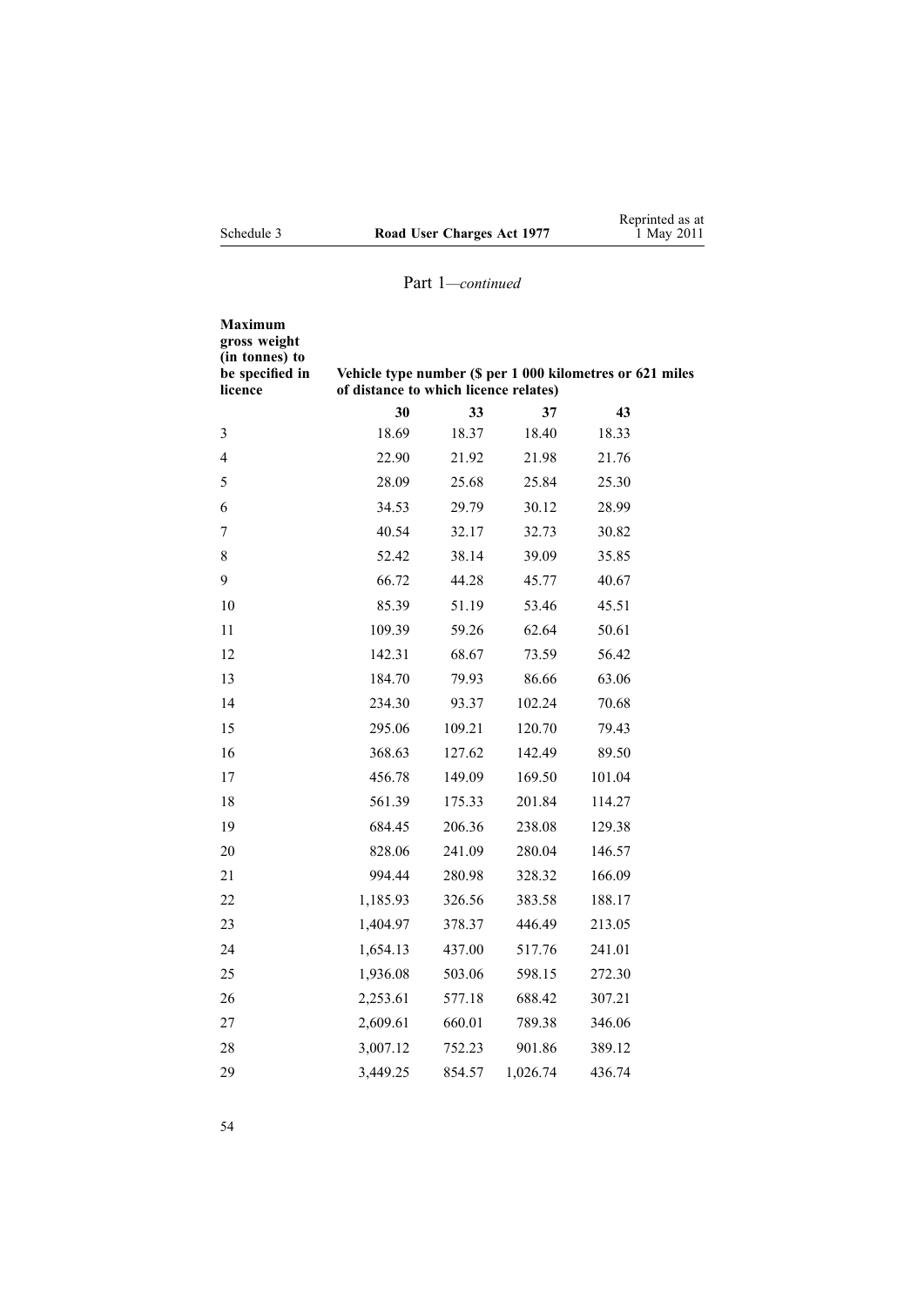## Part 1—*continued*

| Maximum gross weight (in tonnes) to be specified in licence | Vehicle type number ($ per 1 000 kilometres or 621 miles of distance to which licence relates) | | | |
|---|---|---|---|---|
| | **30** | **33** | **37** | **43** |
| 3 | 18.69 | 18.37 | 18.40 | 18.33 |
| 4 | 22.90 | 21.92 | 21.98 | 21.76 |
| 5 | 28.09 | 25.68 | 25.84 | 25.30 |
| 6 | 34.53 | 29.79 | 30.12 | 28.99 |
| 7 | 40.54 | 32.17 | 32.73 | 30.82 |
| 8 | 52.42 | 38.14 | 39.09 | 35.85 |
| 9 | 66.72 | 44.28 | 45.77 | 40.67 |
| 10 | 85.39 | 51.19 | 53.46 | 45.51 |
| 11 | 109.39 | 59.26 | 62.64 | 50.61 |
| 12 | 142.31 | 68.67 | 73.59 | 56.42 |
| 13 | 184.70 | 79.93 | 86.66 | 63.06 |
| 14 | 234.30 | 93.37 | 102.24 | 70.68 |
| 15 | 295.06 | 109.21 | 120.70 | 79.43 |
| 16 | 368.63 | 127.62 | 142.49 | 89.50 |
| 17 | 456.78 | 149.09 | 169.50 | 101.04 |
| 18 | 561.39 | 175.33 | 201.84 | 114.27 |
| 19 | 684.45 | 206.36 | 238.08 | 129.38 |
| 20 | 828.06 | 241.09 | 280.04 | 146.57 |
| 21 | 994.44 | 280.98 | 328.32 | 166.09 |
| 22 | 1,185.93 | 326.56 | 383.58 | 188.17 |
| 23 | 1,404.97 | 378.37 | 446.49 | 213.05 |
| 24 | 1,654.13 | 437.00 | 517.76 | 241.01 |
| 25 | 1,936.08 | 503.06 | 598.15 | 272.30 |
| 26 | 2,253.61 | 577.18 | 688.42 | 307.21 |
| 27 | 2,609.61 | 660.01 | 789.38 | 346.06 |
| 28 | 3,007.12 | 752.23 | 901.86 | 389.12 |
| 29 | 3,449.25 | 854.57 | 1,026.74 | 436.74 |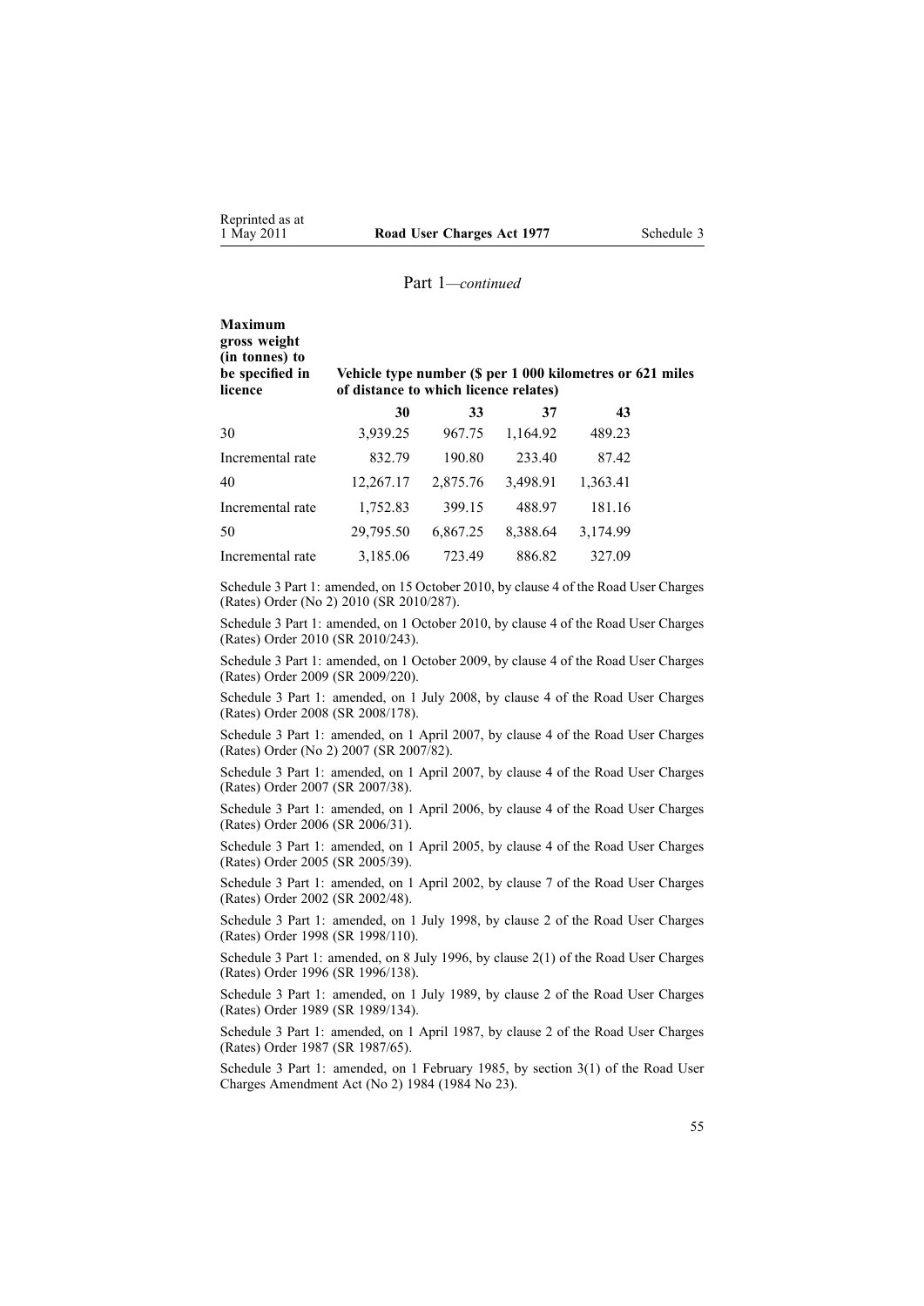Part 1—*continued*

| Maximum gross weight (in tonnes) to be specified in licence | Vehicle type number ($ per 1 000 kilometres or 621 miles of distance to which licence relates) | | | |
|---|---|---|---|---|
| | **30** | **33** | **37** | **43** |
| 30 | 3,939.25 | 967.75 | 1,164.92 | 489.23 |
| Incremental rate | 832.79 | 190.80 | 233.40 | 87.42 |
| 40 | 12,267.17 | 2,875.76 | 3,498.91 | 1,363.41 |
| Incremental rate | 1,752.83 | 399.15 | 488.97 | 181.16 |
| 50 | 29,795.50 | 6,867.25 | 8,388.64 | 3,174.99 |
| Incremental rate | 3,185.06 | 723.49 | 886.82 | 327.09 |

Schedule 3 Part 1: amended, on 15 October 2010, by clause 4 of the Road User Charges (Rates) Order (No 2) 2010 (SR 2010/287).

Schedule 3 Part 1: amended, on 1 October 2010, by clause 4 of the Road User Charges (Rates) Order 2010 (SR 2010/243).

Schedule 3 Part 1: amended, on 1 October 2009, by clause 4 of the Road User Charges (Rates) Order 2009 (SR 2009/220).

Schedule 3 Part 1: amended, on 1 July 2008, by clause 4 of the Road User Charges (Rates) Order 2008 (SR 2008/178).

Schedule 3 Part 1: amended, on 1 April 2007, by clause 4 of the Road User Charges (Rates) Order (No 2) 2007 (SR 2007/82).

Schedule 3 Part 1: amended, on 1 April 2007, by clause 4 of the Road User Charges (Rates) Order 2007 (SR 2007/38).

Schedule 3 Part 1: amended, on 1 April 2006, by clause 4 of the Road User Charges (Rates) Order 2006 (SR 2006/31).

Schedule 3 Part 1: amended, on 1 April 2005, by clause 4 of the Road User Charges (Rates) Order 2005 (SR 2005/39).

Schedule 3 Part 1: amended, on 1 April 2002, by clause 7 of the Road User Charges (Rates) Order 2002 (SR 2002/48).

Schedule 3 Part 1: amended, on 1 July 1998, by clause 2 of the Road User Charges (Rates) Order 1998 (SR 1998/110).

Schedule 3 Part 1: amended, on 8 July 1996, by clause 2(1) of the Road User Charges (Rates) Order 1996 (SR 1996/138).

Schedule 3 Part 1: amended, on 1 July 1989, by clause 2 of the Road User Charges (Rates) Order 1989 (SR 1989/134).

Schedule 3 Part 1: amended, on 1 April 1987, by clause 2 of the Road User Charges (Rates) Order 1987 (SR 1987/65).

Schedule 3 Part 1: amended, on 1 February 1985, by section 3(1) of the Road User Charges Amendment Act (No 2) 1984 (1984 No 23).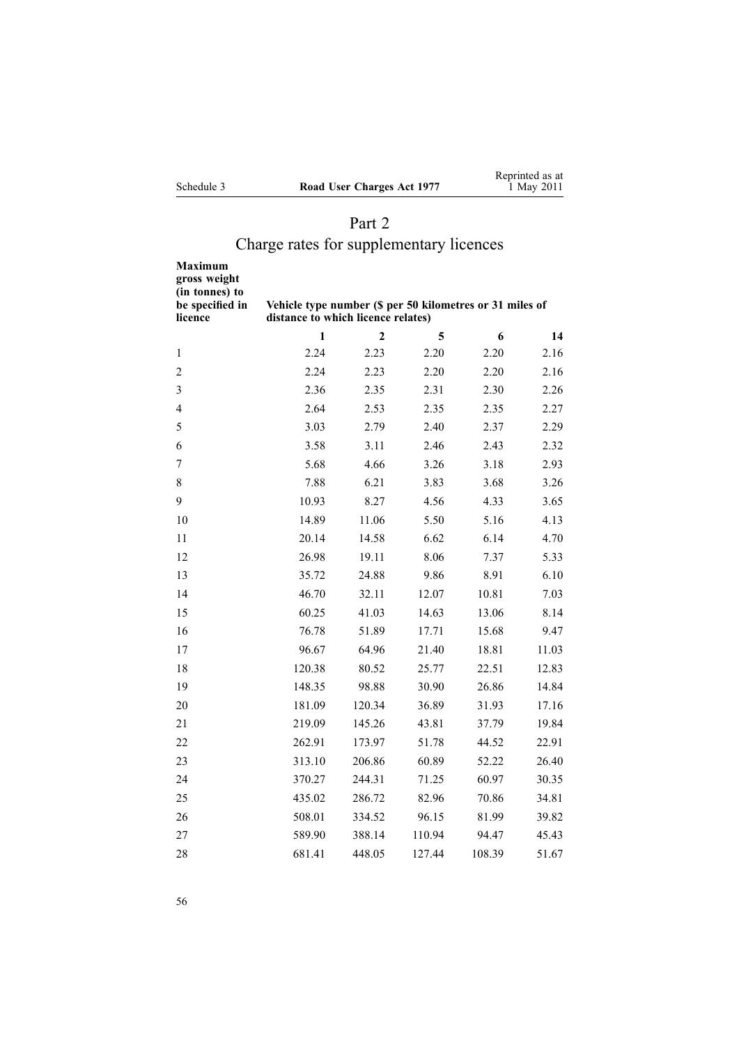## Part 2

## Charge rates for supplementary licences

| **Maximum gross weight (in tonnes) to be specified in licence** | **Vehicle type number ($ per 50 kilometres or 31 miles of distance to which licence relates)** | | | | |
|---|---|---|---|---|---|
| | **1** | **2** | **5** | **6** | **14** |
| 1 | 2.24 | 2.23 | 2.20 | 2.20 | 2.16 |
| 2 | 2.24 | 2.23 | 2.20 | 2.20 | 2.16 |
| 3 | 2.36 | 2.35 | 2.31 | 2.30 | 2.26 |
| 4 | 2.64 | 2.53 | 2.35 | 2.35 | 2.27 |
| 5 | 3.03 | 2.79 | 2.40 | 2.37 | 2.29 |
| 6 | 3.58 | 3.11 | 2.46 | 2.43 | 2.32 |
| 7 | 5.68 | 4.66 | 3.26 | 3.18 | 2.93 |
| 8 | 7.88 | 6.21 | 3.83 | 3.68 | 3.26 |
| 9 | 10.93 | 8.27 | 4.56 | 4.33 | 3.65 |
| 10 | 14.89 | 11.06 | 5.50 | 5.16 | 4.13 |
| 11 | 20.14 | 14.58 | 6.62 | 6.14 | 4.70 |
| 12 | 26.98 | 19.11 | 8.06 | 7.37 | 5.33 |
| 13 | 35.72 | 24.88 | 9.86 | 8.91 | 6.10 |
| 14 | 46.70 | 32.11 | 12.07 | 10.81 | 7.03 |
| 15 | 60.25 | 41.03 | 14.63 | 13.06 | 8.14 |
| 16 | 76.78 | 51.89 | 17.71 | 15.68 | 9.47 |
| 17 | 96.67 | 64.96 | 21.40 | 18.81 | 11.03 |
| 18 | 120.38 | 80.52 | 25.77 | 22.51 | 12.83 |
| 19 | 148.35 | 98.88 | 30.90 | 26.86 | 14.84 |
| 20 | 181.09 | 120.34 | 36.89 | 31.93 | 17.16 |
| 21 | 219.09 | 145.26 | 43.81 | 37.79 | 19.84 |
| 22 | 262.91 | 173.97 | 51.78 | 44.52 | 22.91 |
| 23 | 313.10 | 206.86 | 60.89 | 52.22 | 26.40 |
| 24 | 370.27 | 244.31 | 71.25 | 60.97 | 30.35 |
| 25 | 435.02 | 286.72 | 82.96 | 70.86 | 34.81 |
| 26 | 508.01 | 334.52 | 96.15 | 81.99 | 39.82 |
| 27 | 589.90 | 388.14 | 110.94 | 94.47 | 45.43 |
| 28 | 681.41 | 448.05 | 127.44 | 108.39 | 51.67 |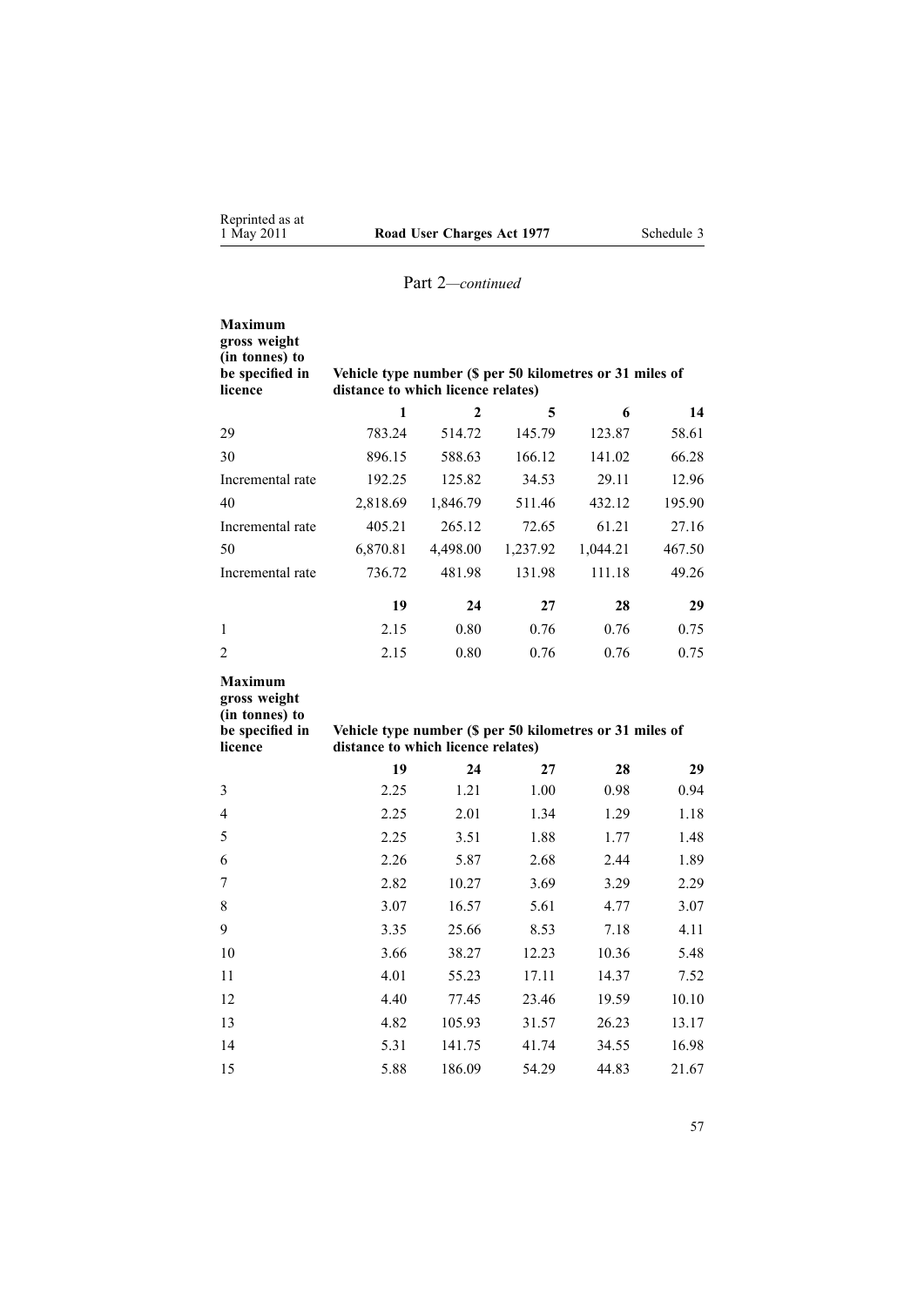## Part 2—*continued*

| Maximum gross weight (in tonnes) to be specified in licence | Vehicle type number ($ per 50 kilometres or 31 miles of distance to which licence relates) | | | | |
|---|---|---|---|---|---|
| | **1** | **2** | **5** | **6** | **14** |
| 29 | 783.24 | 514.72 | 145.79 | 123.87 | 58.61 |
| 30 | 896.15 | 588.63 | 166.12 | 141.02 | 66.28 |
| Incremental rate | 192.25 | 125.82 | 34.53 | 29.11 | 12.96 |
| 40 | 2,818.69 | 1,846.79 | 511.46 | 432.12 | 195.90 |
| Incremental rate | 405.21 | 265.12 | 72.65 | 61.21 | 27.16 |
| 50 | 6,870.81 | 4,498.00 | 1,237.92 | 1,044.21 | 467.50 |
| Incremental rate | 736.72 | 481.98 | 131.98 | 111.18 | 49.26 |
| | **19** | **24** | **27** | **28** | **29** |
| 1 | 2.15 | 0.80 | 0.76 | 0.76 | 0.75 |
| 2 | 2.15 | 0.80 | 0.76 | 0.76 | 0.75 |

| Maximum gross weight (in tonnes) to be specified in licence | Vehicle type number ($ per 50 kilometres or 31 miles of distance to which licence relates) | | | | |
|---|---|---|---|---|---|
| | **19** | **24** | **27** | **28** | **29** |
| 3 | 2.25 | 1.21 | 1.00 | 0.98 | 0.94 |
| 4 | 2.25 | 2.01 | 1.34 | 1.29 | 1.18 |
| 5 | 2.25 | 3.51 | 1.88 | 1.77 | 1.48 |
| 6 | 2.26 | 5.87 | 2.68 | 2.44 | 1.89 |
| 7 | 2.82 | 10.27 | 3.69 | 3.29 | 2.29 |
| 8 | 3.07 | 16.57 | 5.61 | 4.77 | 3.07 |
| 9 | 3.35 | 25.66 | 8.53 | 7.18 | 4.11 |
| 10 | 3.66 | 38.27 | 12.23 | 10.36 | 5.48 |
| 11 | 4.01 | 55.23 | 17.11 | 14.37 | 7.52 |
| 12 | 4.40 | 77.45 | 23.46 | 19.59 | 10.10 |
| 13 | 4.82 | 105.93 | 31.57 | 26.23 | 13.17 |
| 14 | 5.31 | 141.75 | 41.74 | 34.55 | 16.98 |
| 15 | 5.88 | 186.09 | 54.29 | 44.83 | 21.67 |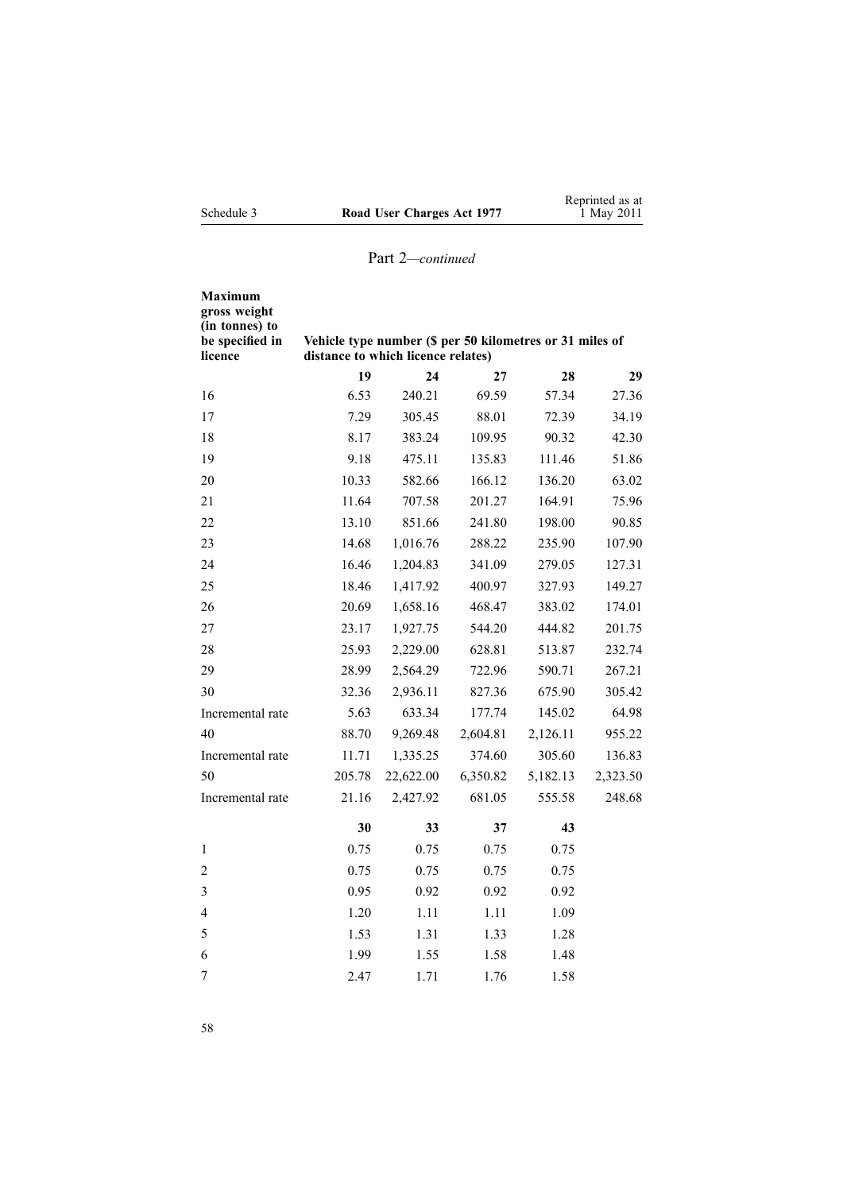Part 2—*continued*

| Maximum gross weight (in tonnes) to be specified in licence | Vehicle type number ($ per 50 kilometres or 31 miles of distance to which licence relates) | | | | |
|---|---|---|---|---|---|
| | **19** | **24** | **27** | **28** | **29** |
| 16 | 6.53 | 240.21 | 69.59 | 57.34 | 27.36 |
| 17 | 7.29 | 305.45 | 88.01 | 72.39 | 34.19 |
| 18 | 8.17 | 383.24 | 109.95 | 90.32 | 42.30 |
| 19 | 9.18 | 475.11 | 135.83 | 111.46 | 51.86 |
| 20 | 10.33 | 582.66 | 166.12 | 136.20 | 63.02 |
| 21 | 11.64 | 707.58 | 201.27 | 164.91 | 75.96 |
| 22 | 13.10 | 851.66 | 241.80 | 198.00 | 90.85 |
| 23 | 14.68 | 1,016.76 | 288.22 | 235.90 | 107.90 |
| 24 | 16.46 | 1,204.83 | 341.09 | 279.05 | 127.31 |
| 25 | 18.46 | 1,417.92 | 400.97 | 327.93 | 149.27 |
| 26 | 20.69 | 1,658.16 | 468.47 | 383.02 | 174.01 |
| 27 | 23.17 | 1,927.75 | 544.20 | 444.82 | 201.75 |
| 28 | 25.93 | 2,229.00 | 628.81 | 513.87 | 232.74 |
| 29 | 28.99 | 2,564.29 | 722.96 | 590.71 | 267.21 |
| 30 | 32.36 | 2,936.11 | 827.36 | 675.90 | 305.42 |
| Incremental rate | 5.63 | 633.34 | 177.74 | 145.02 | 64.98 |
| 40 | 88.70 | 9,269.48 | 2,604.81 | 2,126.11 | 955.22 |
| Incremental rate | 11.71 | 1,335.25 | 374.60 | 305.60 | 136.83 |
| 50 | 205.78 | 22,622.00 | 6,350.82 | 5,182.13 | 2,323.50 |
| Incremental rate | 21.16 | 2,427.92 | 681.05 | 555.58 | 248.68 |
| | **30** | **33** | **37** | **43** | |
| 1 | 0.75 | 0.75 | 0.75 | 0.75 | |
| 2 | 0.75 | 0.75 | 0.75 | 0.75 | |
| 3 | 0.95 | 0.92 | 0.92 | 0.92 | |
| 4 | 1.20 | 1.11 | 1.11 | 1.09 | |
| 5 | 1.53 | 1.31 | 1.33 | 1.28 | |
| 6 | 1.99 | 1.55 | 1.58 | 1.48 | |
| 7 | 2.47 | 1.71 | 1.76 | 1.58 | |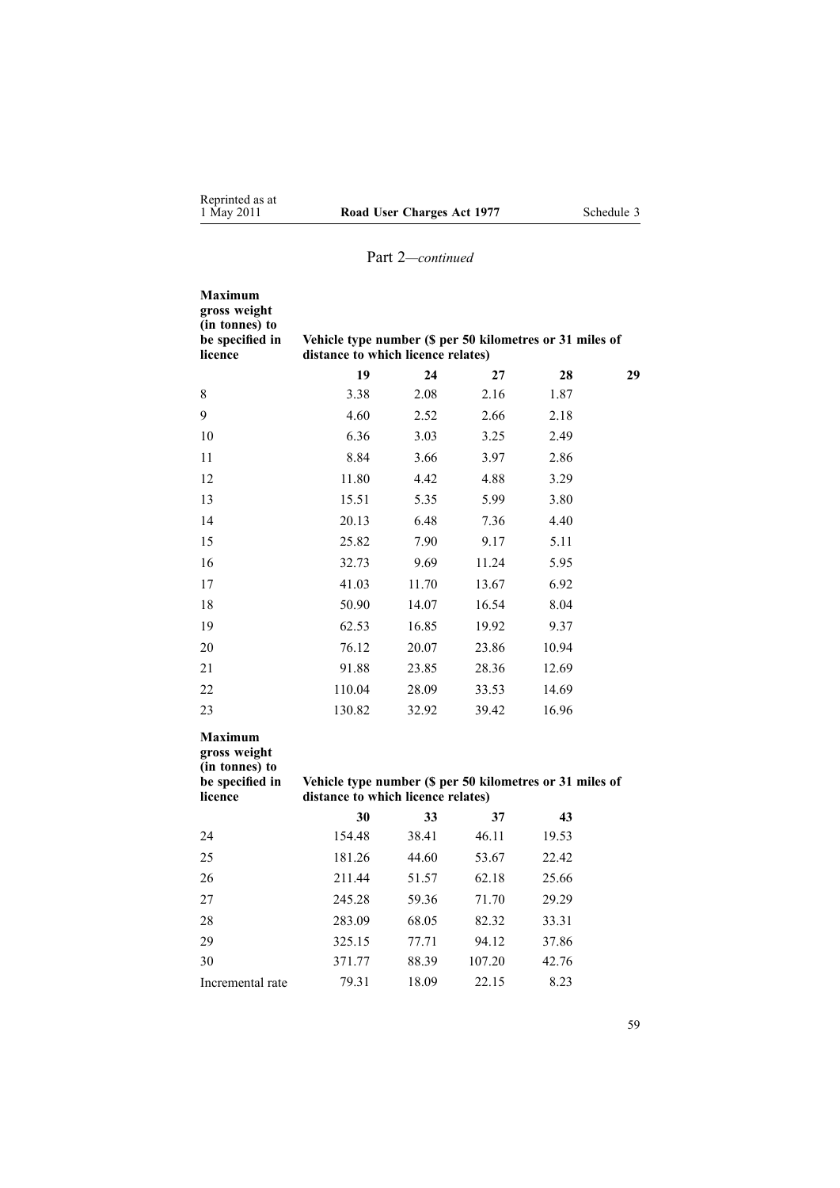Part 2—*continued*

| Maximum gross weight (in tonnes) to be specified in licence | Vehicle type number ($ per 50 kilometres or 31 miles of distance to which licence relates) | | | | |
|---|---|---|---|---|---|
| | **19** | **24** | **27** | **28** | **29** |
| 8 | 3.38 | 2.08 | 2.16 | 1.87 | |
| 9 | 4.60 | 2.52 | 2.66 | 2.18 | |
| 10 | 6.36 | 3.03 | 3.25 | 2.49 | |
| 11 | 8.84 | 3.66 | 3.97 | 2.86 | |
| 12 | 11.80 | 4.42 | 4.88 | 3.29 | |
| 13 | 15.51 | 5.35 | 5.99 | 3.80 | |
| 14 | 20.13 | 6.48 | 7.36 | 4.40 | |
| 15 | 25.82 | 7.90 | 9.17 | 5.11 | |
| 16 | 32.73 | 9.69 | 11.24 | 5.95 | |
| 17 | 41.03 | 11.70 | 13.67 | 6.92 | |
| 18 | 50.90 | 14.07 | 16.54 | 8.04 | |
| 19 | 62.53 | 16.85 | 19.92 | 9.37 | |
| 20 | 76.12 | 20.07 | 23.86 | 10.94 | |
| 21 | 91.88 | 23.85 | 28.36 | 12.69 | |
| 22 | 110.04 | 28.09 | 33.53 | 14.69 | |
| 23 | 130.82 | 32.92 | 39.42 | 16.96 | |

| Maximum gross weight (in tonnes) to be specified in licence | Vehicle type number ($ per 50 kilometres or 31 miles of distance to which licence relates) | | | |
|---|---|---|---|---|
| | **30** | **33** | **37** | **43** |
| 24 | 154.48 | 38.41 | 46.11 | 19.53 |
| 25 | 181.26 | 44.60 | 53.67 | 22.42 |
| 26 | 211.44 | 51.57 | 62.18 | 25.66 |
| 27 | 245.28 | 59.36 | 71.70 | 29.29 |
| 28 | 283.09 | 68.05 | 82.32 | 33.31 |
| 29 | 325.15 | 77.71 | 94.12 | 37.86 |
| 30 | 371.77 | 88.39 | 107.20 | 42.76 |
| Incremental rate | 79.31 | 18.09 | 22.15 | 8.23 |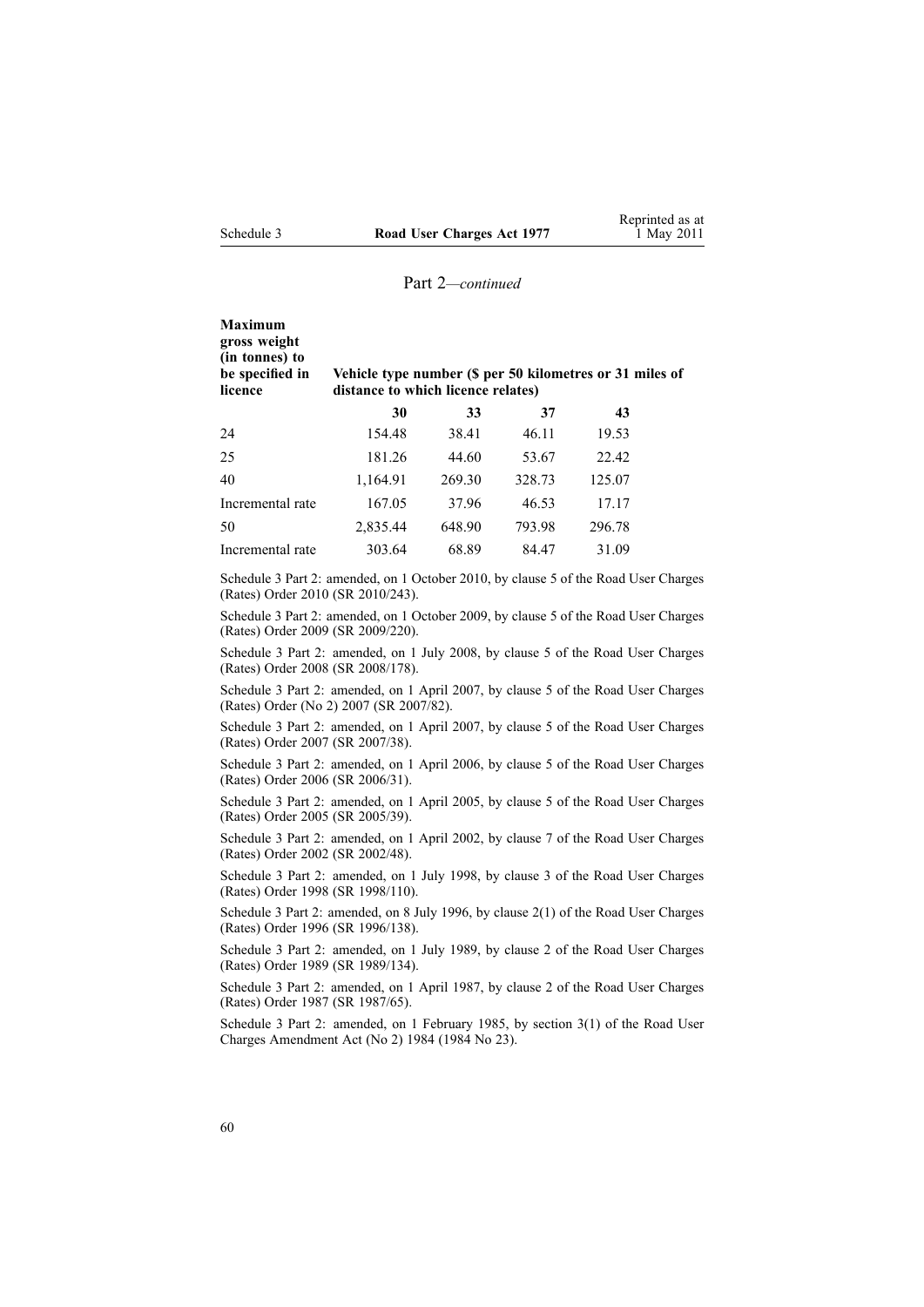Part 2—*continued*

| Maximum gross weight (in tonnes) to be specified in licence | Vehicle type number ($ per 50 kilometres or 31 miles of distance to which licence relates) | | | |
|---|---|---|---|---|
| | **30** | **33** | **37** | **43** |
| 24 | 154.48 | 38.41 | 46.11 | 19.53 |
| 25 | 181.26 | 44.60 | 53.67 | 22.42 |
| 40 | 1,164.91 | 269.30 | 328.73 | 125.07 |
| Incremental rate | 167.05 | 37.96 | 46.53 | 17.17 |
| 50 | 2,835.44 | 648.90 | 793.98 | 296.78 |
| Incremental rate | 303.64 | 68.89 | 84.47 | 31.09 |

Schedule 3 Part 2: amended, on 1 October 2010, by clause 5 of the Road User Charges (Rates) Order 2010 (SR 2010/243).

Schedule 3 Part 2: amended, on 1 October 2009, by clause 5 of the Road User Charges (Rates) Order 2009 (SR 2009/220).

Schedule 3 Part 2: amended, on 1 July 2008, by clause 5 of the Road User Charges (Rates) Order 2008 (SR 2008/178).

Schedule 3 Part 2: amended, on 1 April 2007, by clause 5 of the Road User Charges (Rates) Order (No 2) 2007 (SR 2007/82).

Schedule 3 Part 2: amended, on 1 April 2007, by clause 5 of the Road User Charges (Rates) Order 2007 (SR 2007/38).

Schedule 3 Part 2: amended, on 1 April 2006, by clause 5 of the Road User Charges (Rates) Order 2006 (SR 2006/31).

Schedule 3 Part 2: amended, on 1 April 2005, by clause 5 of the Road User Charges (Rates) Order 2005 (SR 2005/39).

Schedule 3 Part 2: amended, on 1 April 2002, by clause 7 of the Road User Charges (Rates) Order 2002 (SR 2002/48).

Schedule 3 Part 2: amended, on 1 July 1998, by clause 3 of the Road User Charges (Rates) Order 1998 (SR 1998/110).

Schedule 3 Part 2: amended, on 8 July 1996, by clause 2(1) of the Road User Charges (Rates) Order 1996 (SR 1996/138).

Schedule 3 Part 2: amended, on 1 July 1989, by clause 2 of the Road User Charges (Rates) Order 1989 (SR 1989/134).

Schedule 3 Part 2: amended, on 1 April 1987, by clause 2 of the Road User Charges (Rates) Order 1987 (SR 1987/65).

Schedule 3 Part 2: amended, on 1 February 1985, by section 3(1) of the Road User Charges Amendment Act (No 2) 1984 (1984 No 23).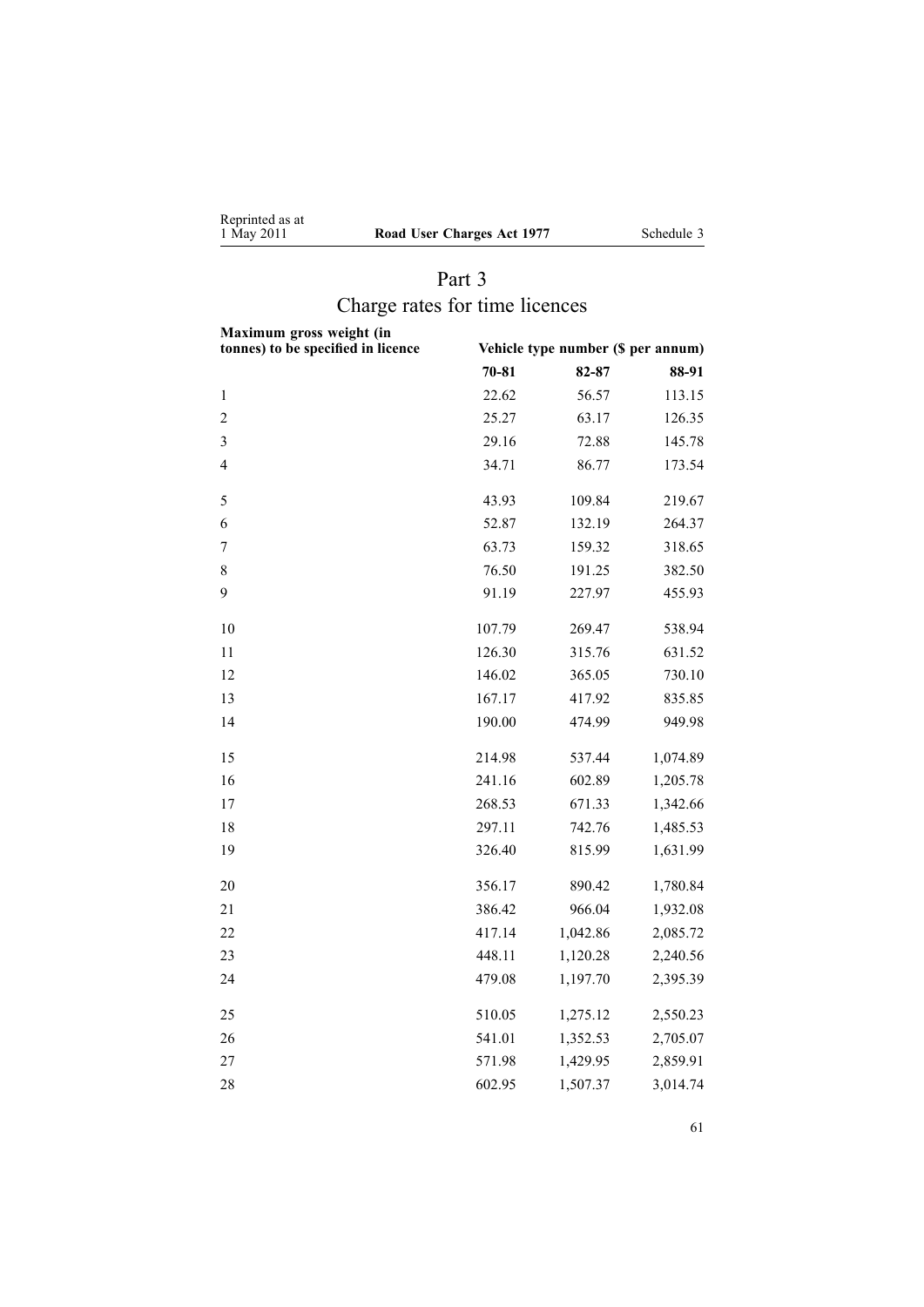## Part 3
## Charge rates for time licences

| Maximum gross weight (in tonnes) to be specified in licence | Vehicle type number ($ per annum) | | |
|---|---|---|---|
| | **70-81** | **82-87** | **88-91** |
| 1 | 22.62 | 56.57 | 113.15 |
| 2 | 25.27 | 63.17 | 126.35 |
| 3 | 29.16 | 72.88 | 145.78 |
| 4 | 34.71 | 86.77 | 173.54 |
| 5 | 43.93 | 109.84 | 219.67 |
| 6 | 52.87 | 132.19 | 264.37 |
| 7 | 63.73 | 159.32 | 318.65 |
| 8 | 76.50 | 191.25 | 382.50 |
| 9 | 91.19 | 227.97 | 455.93 |
| 10 | 107.79 | 269.47 | 538.94 |
| 11 | 126.30 | 315.76 | 631.52 |
| 12 | 146.02 | 365.05 | 730.10 |
| 13 | 167.17 | 417.92 | 835.85 |
| 14 | 190.00 | 474.99 | 949.98 |
| 15 | 214.98 | 537.44 | 1,074.89 |
| 16 | 241.16 | 602.89 | 1,205.78 |
| 17 | 268.53 | 671.33 | 1,342.66 |
| 18 | 297.11 | 742.76 | 1,485.53 |
| 19 | 326.40 | 815.99 | 1,631.99 |
| 20 | 356.17 | 890.42 | 1,780.84 |
| 21 | 386.42 | 966.04 | 1,932.08 |
| 22 | 417.14 | 1,042.86 | 2,085.72 |
| 23 | 448.11 | 1,120.28 | 2,240.56 |
| 24 | 479.08 | 1,197.70 | 2,395.39 |
| 25 | 510.05 | 1,275.12 | 2,550.23 |
| 26 | 541.01 | 1,352.53 | 2,705.07 |
| 27 | 571.98 | 1,429.95 | 2,859.91 |
| 28 | 602.95 | 1,507.37 | 3,014.74 |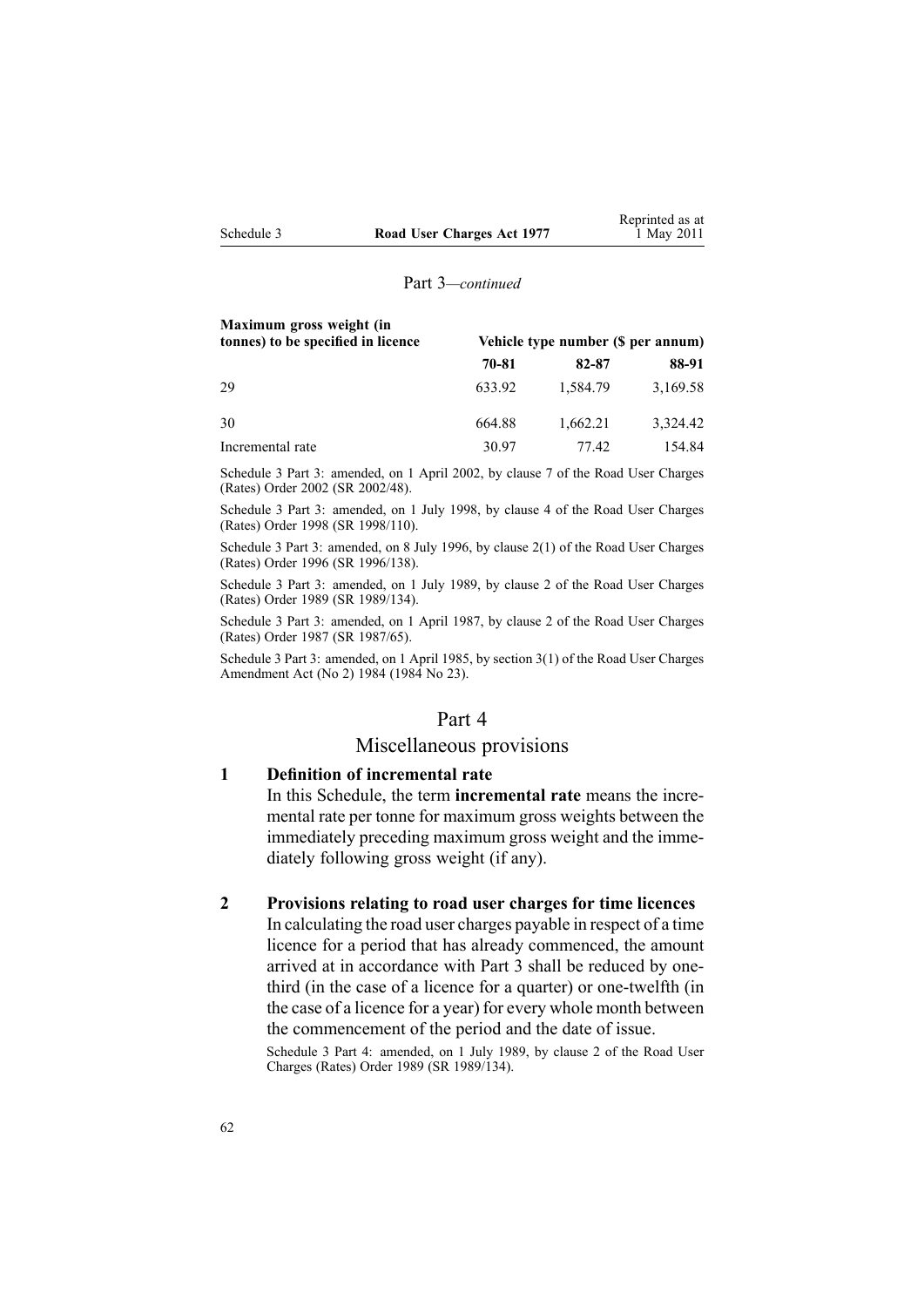Part 3—*continued*

| Maximum gross weight (in tonnes) to be specified in licence | Vehicle type number ($ per annum) | | |
|---|---|---|---|
| | 70-81 | 82-87 | 88-91 |
| 29 | 633.92 | 1,584.79 | 3,169.58 |
| 30 | 664.88 | 1,662.21 | 3,324.42 |
| Incremental rate | 30.97 | 77.42 | 154.84 |

Schedule 3 Part 3: amended, on 1 April 2002, by clause 7 of the Road User Charges (Rates) Order 2002 (SR 2002/48).

Schedule 3 Part 3: amended, on 1 July 1998, by clause 4 of the Road User Charges (Rates) Order 1998 (SR 1998/110).

Schedule 3 Part 3: amended, on 8 July 1996, by clause 2(1) of the Road User Charges (Rates) Order 1996 (SR 1996/138).

Schedule 3 Part 3: amended, on 1 July 1989, by clause 2 of the Road User Charges (Rates) Order 1989 (SR 1989/134).

Schedule 3 Part 3: amended, on 1 April 1987, by clause 2 of the Road User Charges (Rates) Order 1987 (SR 1987/65).

Schedule 3 Part 3: amended, on 1 April 1985, by section 3(1) of the Road User Charges Amendment Act (No 2) 1984 (1984 No 23).

## Part 4
## Miscellaneous provisions

**1 Definition of incremental rate**

In this Schedule, the term **incremental rate** means the incremental rate per tonne for maximum gross weights between the immediately preceding maximum gross weight and the immediately following gross weight (if any).

**2 Provisions relating to road user charges for time licences**

In calculating the road user charges payable in respect of a time licence for a period that has already commenced, the amount arrived at in accordance with Part 3 shall be reduced by one-third (in the case of a licence for a quarter) or one-twelfth (in the case of a licence for a year) for every whole month between the commencement of the period and the date of issue.

Schedule 3 Part 4: amended, on 1 July 1989, by clause 2 of the Road User Charges (Rates) Order 1989 (SR 1989/134).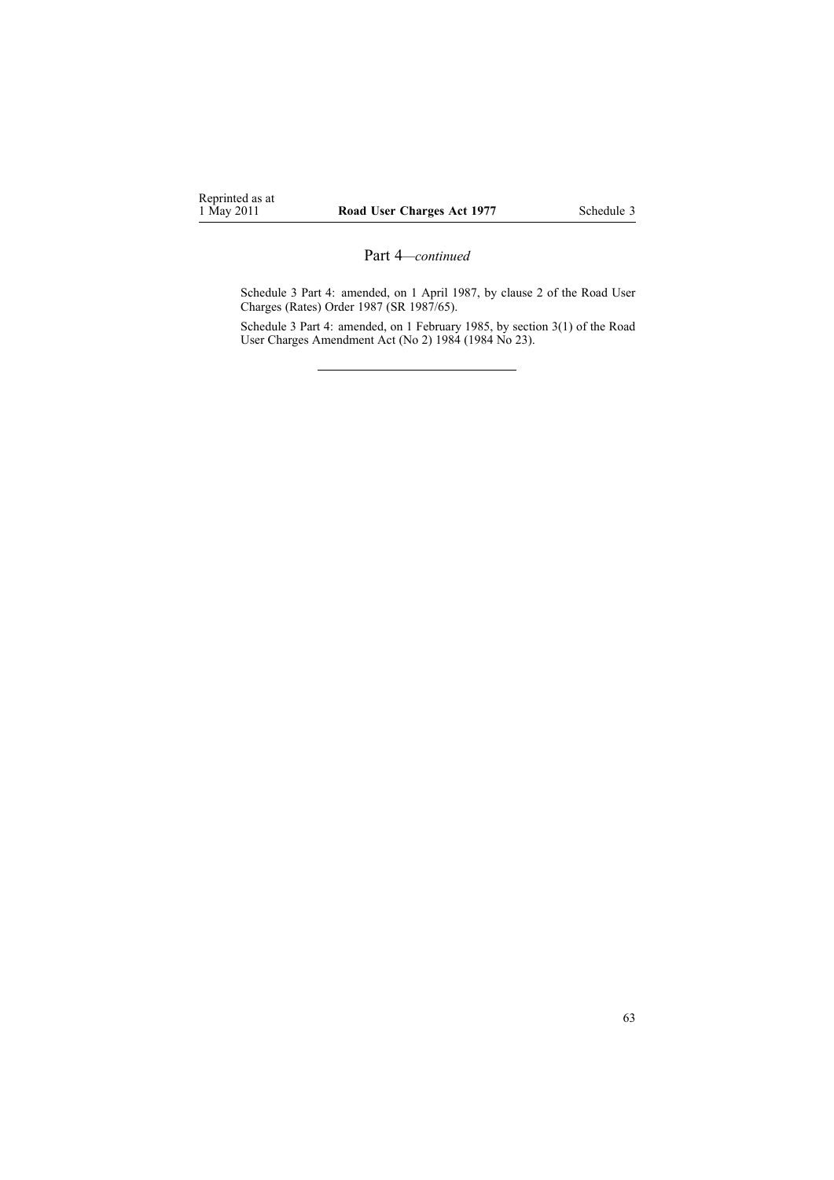## Part 4—*continued*

Schedule 3 Part 4: amended, on 1 April 1987, by clause 2 of the Road User Charges (Rates) Order 1987 (SR 1987/65).

Schedule 3 Part 4: amended, on 1 February 1985, by section 3(1) of the Road User Charges Amendment Act (No 2) 1984 (1984 No 23).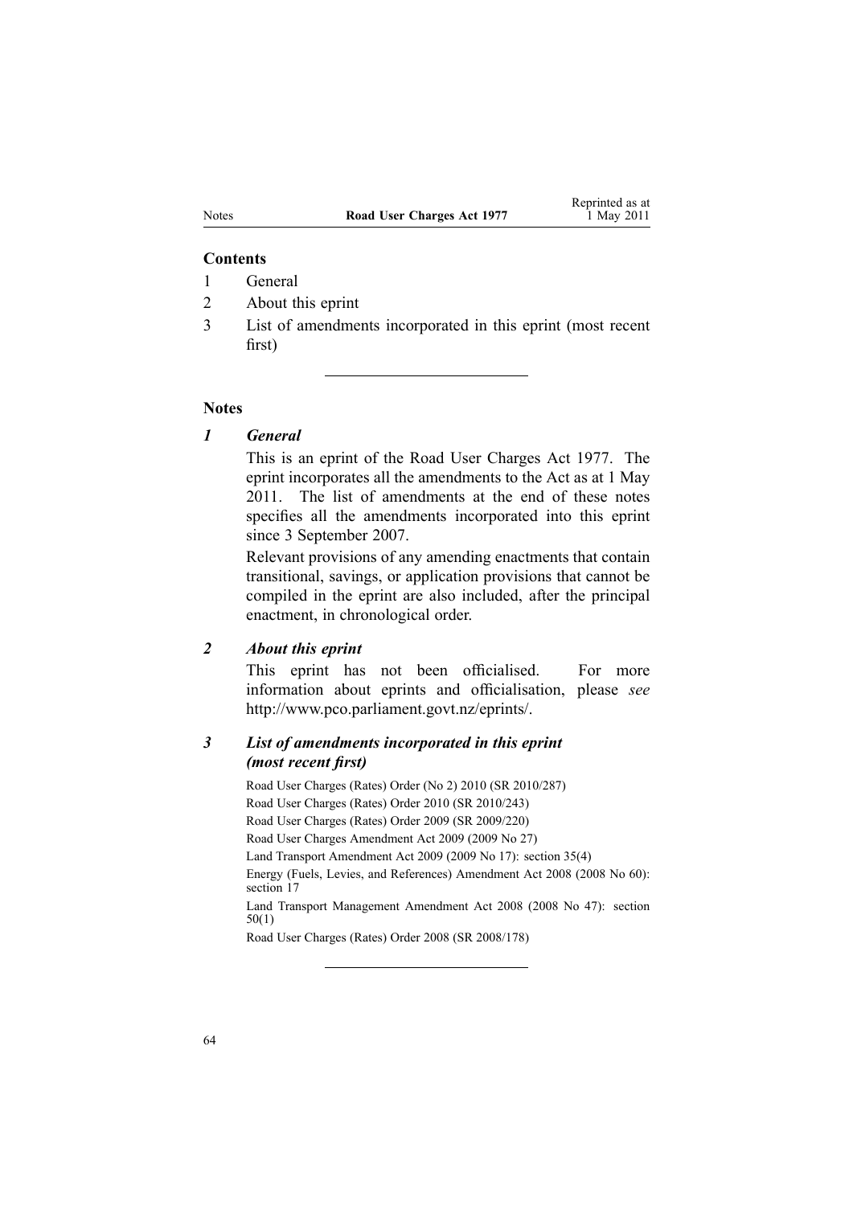**Contents**

1 General

2 About this eprint

3 List of amendments incorporated in this eprint (most recent first)

## Notes

### *1 General*

This is an eprint of the Road User Charges Act 1977. The eprint incorporates all the amendments to the Act as at 1 May 2011. The list of amendments at the end of these notes specifies all the amendments incorporated into this eprint since 3 September 2007.

Relevant provisions of any amending enactments that contain transitional, savings, or application provisions that cannot be compiled in the eprint are also included, after the principal enactment, in chronological order.

### *2 About this eprint*

This eprint has not been officialised. For more information about eprints and officialisation, please *see* http://www.pco.parliament.govt.nz/eprints/.

### *3 List of amendments incorporated in this eprint (most recent first)*

Road User Charges (Rates) Order (No 2) 2010 (SR 2010/287)

Road User Charges (Rates) Order 2010 (SR 2010/243)

Road User Charges (Rates) Order 2009 (SR 2009/220)

Road User Charges Amendment Act 2009 (2009 No 27)

Land Transport Amendment Act 2009 (2009 No 17): section 35(4)

Energy (Fuels, Levies, and References) Amendment Act 2008 (2008 No 60): section 17

Land Transport Management Amendment Act 2008 (2008 No 47): section 50(1)

Road User Charges (Rates) Order 2008 (SR 2008/178)